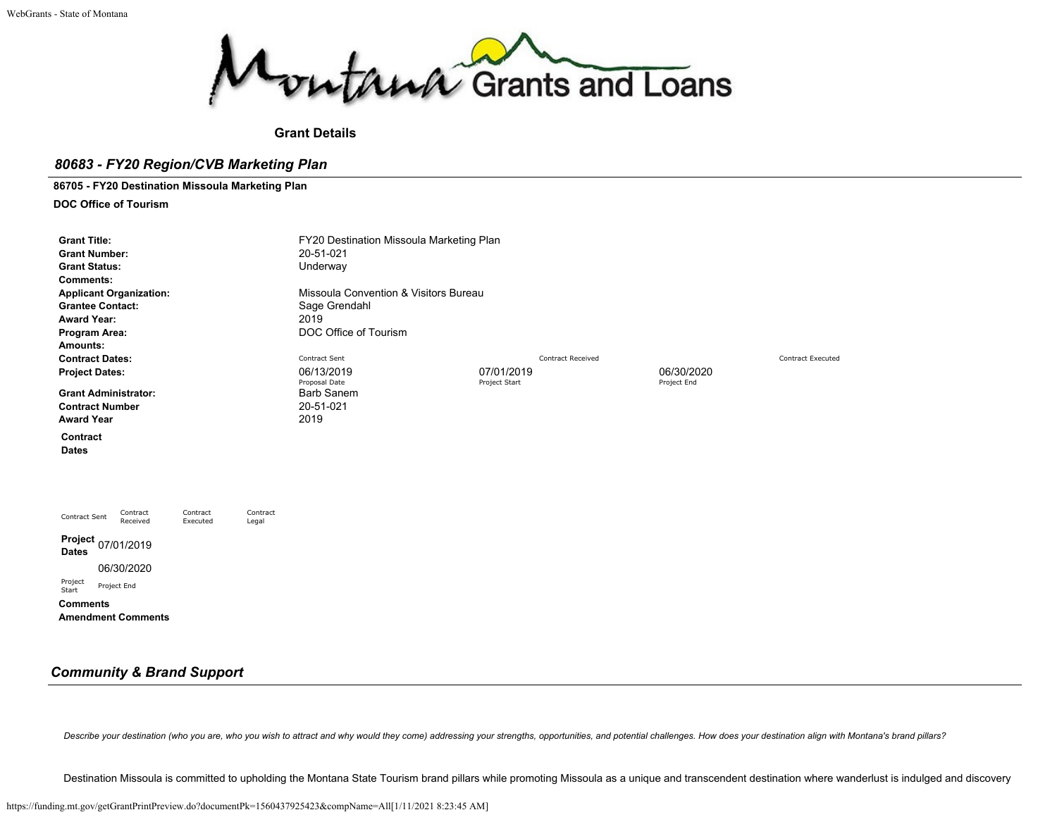# Montana Grants and Loans

**Grant Details**

## *80683 - FY20 Region/CVB Marketing Plan*

**86705 - FY20 Destination Missoula Marketing Plan**

**DOC Office of Tourism**

| | | | | |
|---|---|---|---|---|
| **Grant Title:** | FY20 Destination Missoula Marketing Plan | | | |
| **Grant Number:** | 20-51-021 | | | |
| **Grant Status:** | Underway | | | |
| **Comments:** | | | | |
| **Applicant Organization:** | Missoula Convention & Visitors Bureau | | | |
| **Grantee Contact:** | Sage Grendahl | | | |
| **Award Year:** | 2019 | | | |
| **Program Area:** | DOC Office of Tourism | | | |
| **Amounts:** | | | | |
| **Contract Dates:** | Contract Sent | Contract Received | | Contract Executed |
| **Project Dates:** | 06/13/2019<br>Proposal Date | 07/01/2019<br>Project Start | 06/30/2020<br>Project End | |
| **Grant Administrator:** | Barb Sanem | | | |
| **Contract Number** | 20-51-021 | | | |
| **Award Year** | 2019 | | | |

**Contract Dates**

| Contract Sent | Contract Received | Contract Executed | Contract Legal |
|---|---|---|---|
| | | | |

**Project Dates** 07/01/2019 06/30/2020

Project Start Project End

**Comments**

**Amendment Comments**

## *Community & Brand Support*

*Describe your destination (who you are, who you wish to attract and why would they come) addressing your strengths, opportunities, and potential challenges. How does your destination align with Montana's brand pillars?*

Destination Missoula is committed to upholding the Montana State Tourism brand pillars while promoting Missoula as a unique and transcendent destination where wanderlust is indulged and discovery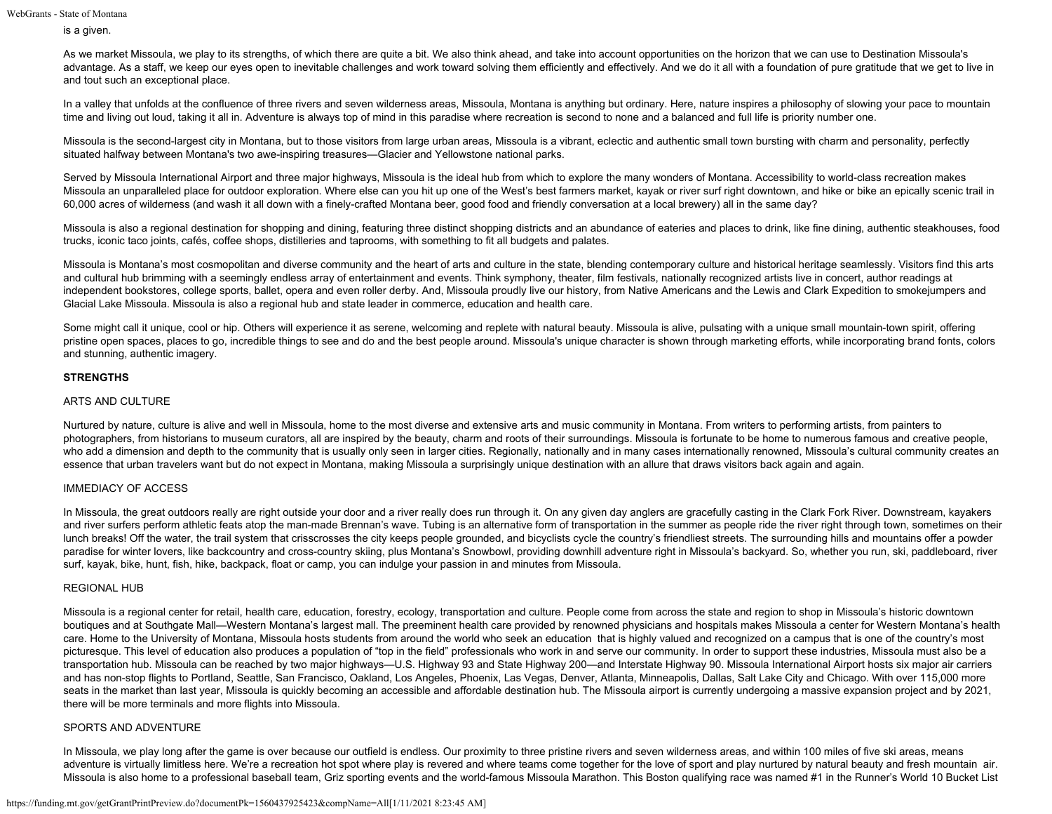is a given.

As we market Missoula, we play to its strengths, of which there are quite a bit. We also think ahead, and take into account opportunities on the horizon that we can use to Destination Missoula's advantage. As a staff, we keep our eyes open to inevitable challenges and work toward solving them efficiently and effectively. And we do it all with a foundation of pure gratitude that we get to live in and tout such an exceptional place.

In a valley that unfolds at the confluence of three rivers and seven wilderness areas, Missoula, Montana is anything but ordinary. Here, nature inspires a philosophy of slowing your pace to mountain time and living out loud, taking it all in. Adventure is always top of mind in this paradise where recreation is second to none and a balanced and full life is priority number one.

Missoula is the second-largest city in Montana, but to those visitors from large urban areas, Missoula is a vibrant, eclectic and authentic small town bursting with charm and personality, perfectly situated halfway between Montana's two awe-inspiring treasures—Glacier and Yellowstone national parks.

Served by Missoula International Airport and three major highways, Missoula is the ideal hub from which to explore the many wonders of Montana. Accessibility to world-class recreation makes Missoula an unparalleled place for outdoor exploration. Where else can you hit up one of the West's best farmers market, kayak or river surf right downtown, and hike or bike an epically scenic trail in 60,000 acres of wilderness (and wash it all down with a finely-crafted Montana beer, good food and friendly conversation at a local brewery) all in the same day?

Missoula is also a regional destination for shopping and dining, featuring three distinct shopping districts and an abundance of eateries and places to drink, like fine dining, authentic steakhouses, food trucks, iconic taco joints, cafés, coffee shops, distilleries and taprooms, with something to fit all budgets and palates.

Missoula is Montana's most cosmopolitan and diverse community and the heart of arts and culture in the state, blending contemporary culture and historical heritage seamlessly. Visitors find this arts and cultural hub brimming with a seemingly endless array of entertainment and events. Think symphony, theater, film festivals, nationally recognized artists live in concert, author readings at independent bookstores, college sports, ballet, opera and even roller derby. And, Missoula proudly live our history, from Native Americans and the Lewis and Clark Expedition to smokejumpers and Glacial Lake Missoula. Missoula is also a regional hub and state leader in commerce, education and health care.

Some might call it unique, cool or hip. Others will experience it as serene, welcoming and replete with natural beauty. Missoula is alive, pulsating with a unique small mountain-town spirit, offering pristine open spaces, places to go, incredible things to see and do and the best people around. Missoula's unique character is shown through marketing efforts, while incorporating brand fonts, colors and stunning, authentic imagery.

**STRENGTHS**

ARTS AND CULTURE

Nurtured by nature, culture is alive and well in Missoula, home to the most diverse and extensive arts and music community in Montana. From writers to performing artists, from painters to photographers, from historians to museum curators, all are inspired by the beauty, charm and roots of their surroundings. Missoula is fortunate to be home to numerous famous and creative people, who add a dimension and depth to the community that is usually only seen in larger cities. Regionally, nationally and in many cases internationally renowned, Missoula's cultural community creates an essence that urban travelers want but do not expect in Montana, making Missoula a surprisingly unique destination with an allure that draws visitors back again and again.

IMMEDIACY OF ACCESS

In Missoula, the great outdoors really are right outside your door and a river really does run through it. On any given day anglers are gracefully casting in the Clark Fork River. Downstream, kayakers and river surfers perform athletic feats atop the man-made Brennan's wave. Tubing is an alternative form of transportation in the summer as people ride the river right through town, sometimes on their lunch breaks! Off the water, the trail system that crisscrosses the city keeps people grounded, and bicyclists cycle the country's friendliest streets. The surrounding hills and mountains offer a powder paradise for winter lovers, like backcountry and cross-country skiing, plus Montana's Snowbowl, providing downhill adventure right in Missoula's backyard. So, whether you run, ski, paddleboard, river surf, kayak, bike, hunt, fish, hike, backpack, float or camp, you can indulge your passion in and minutes from Missoula.

REGIONAL HUB

Missoula is a regional center for retail, health care, education, forestry, ecology, transportation and culture. People come from across the state and region to shop in Missoula's historic downtown boutiques and at Southgate Mall—Western Montana's largest mall. The preeminent health care provided by renowned physicians and hospitals makes Missoula a center for Western Montana's health care. Home to the University of Montana, Missoula hosts students from around the world who seek an education that is highly valued and recognized on a campus that is one of the country's most picturesque. This level of education also produces a population of "top in the field" professionals who work in and serve our community. In order to support these industries, Missoula must also be a transportation hub. Missoula can be reached by two major highways—U.S. Highway 93 and State Highway 200—and Interstate Highway 90. Missoula International Airport hosts six major air carriers and has non-stop flights to Portland, Seattle, San Francisco, Oakland, Los Angeles, Phoenix, Las Vegas, Denver, Atlanta, Minneapolis, Dallas, Salt Lake City and Chicago. With over 115,000 more seats in the market than last year, Missoula is quickly becoming an accessible and affordable destination hub. The Missoula airport is currently undergoing a massive expansion project and by 2021, there will be more terminals and more flights into Missoula.

SPORTS AND ADVENTURE

In Missoula, we play long after the game is over because our outfield is endless. Our proximity to three pristine rivers and seven wilderness areas, and within 100 miles of five ski areas, means adventure is virtually limitless here. We're a recreation hot spot where play is revered and where teams come together for the love of sport and play nurtured by natural beauty and fresh mountain air. Missoula is also home to a professional baseball team, Griz sporting events and the world-famous Missoula Marathon. This Boston qualifying race was named #1 in the Runner's World 10 Bucket List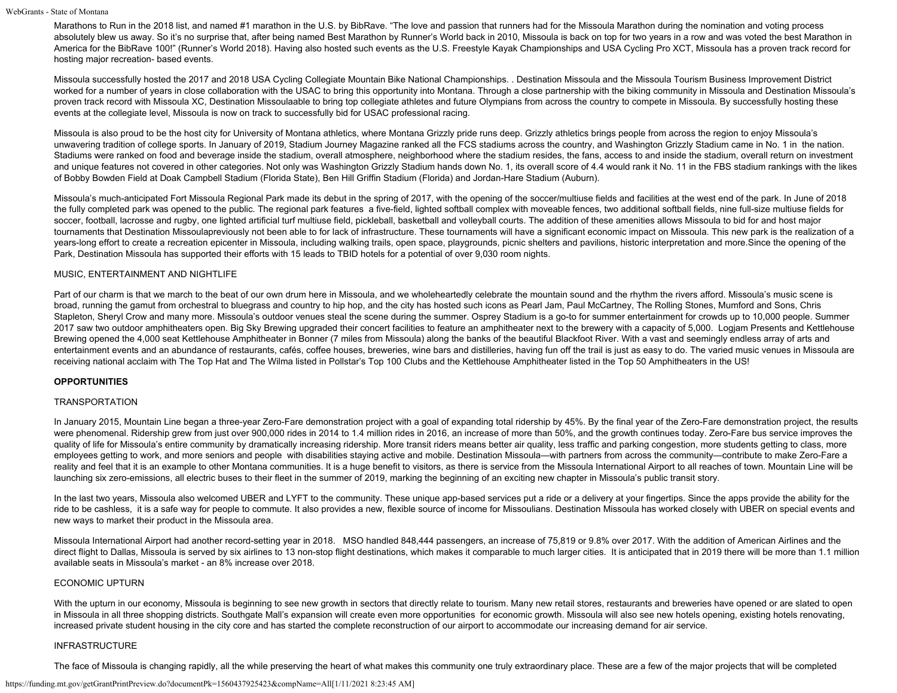Marathons to Run in the 2018 list, and named #1 marathon in the U.S. by BibRave. "The love and passion that runners had for the Missoula Marathon during the nomination and voting process absolutely blew us away. So it's no surprise that, after being named Best Marathon by Runner's World back in 2010, Missoula is back on top for two years in a row and was voted the best Marathon in America for the BibRave 100!" (Runner's World 2018). Having also hosted such events as the U.S. Freestyle Kayak Championships and USA Cycling Pro XCT, Missoula has a proven track record for hosting major recreation- based events.

Missoula successfully hosted the 2017 and 2018 USA Cycling Collegiate Mountain Bike National Championships. . Destination Missoula and the Missoula Tourism Business Improvement District worked for a number of years in close collaboration with the USAC to bring this opportunity into Montana. Through a close partnership with the biking community in Missoula and Destination Missoula's proven track record with Missoula XC, Destination Missoulaable to bring top collegiate athletes and future Olympians from across the country to compete in Missoula. By successfully hosting these events at the collegiate level, Missoula is now on track to successfully bid for USAC professional racing.

Missoula is also proud to be the host city for University of Montana athletics, where Montana Grizzly pride runs deep. Grizzly athletics brings people from across the region to enjoy Missoula's unwavering tradition of college sports. In January of 2019, Stadium Journey Magazine ranked all the FCS stadiums across the country, and Washington Grizzly Stadium came in No. 1 in the nation. Stadiums were ranked on food and beverage inside the stadium, overall atmosphere, neighborhood where the stadium resides, the fans, access to and inside the stadium, overall return on investment and unique features not covered in other categories. Not only was Washington Grizzly Stadium hands down No. 1, its overall score of 4.4 would rank it No. 11 in the FBS stadium rankings with the likes of Bobby Bowden Field at Doak Campbell Stadium (Florida State), Ben Hill Griffin Stadium (Florida) and Jordan-Hare Stadium (Auburn).

Missoula's much-anticipated Fort Missoula Regional Park made its debut in the spring of 2017, with the opening of the soccer/multiuse fields and facilities at the west end of the park. In June of 2018 the fully completed park was opened to the public. The regional park features a five-field, lighted softball complex with moveable fences, two additional softball fields, nine full-size multiuse fields for soccer, football, lacrosse and rugby, one lighted artificial turf multiuse field, pickleball, basketball and volleyball courts. The addition of these amenities allows Missoula to bid for and host major tournaments that Destination Missoulapreviously not been able to for lack of infrastructure. These tournaments will have a significant economic impact on Missoula. This new park is the realization of a years-long effort to create a recreation epicenter in Missoula, including walking trails, open space, playgrounds, picnic shelters and pavilions, historic interpretation and more.Since the opening of the Park, Destination Missoula has supported their efforts with 15 leads to TBID hotels for a potential of over 9,030 room nights.

MUSIC, ENTERTAINMENT AND NIGHTLIFE

Part of our charm is that we march to the beat of our own drum here in Missoula, and we wholeheartedly celebrate the mountain sound and the rhythm the rivers afford. Missoula's music scene is broad, running the gamut from orchestral to bluegrass and country to hip hop, and the city has hosted such icons as Pearl Jam, Paul McCartney, The Rolling Stones, Mumford and Sons, Chris Stapleton, Sheryl Crow and many more. Missoula's outdoor venues steal the scene during the summer. Osprey Stadium is a go-to for summer entertainment for crowds up to 10,000 people. Summer 2017 saw two outdoor amphitheaters open. Big Sky Brewing upgraded their concert facilities to feature an amphitheater next to the brewery with a capacity of 5,000. Logjam Presents and Kettlehouse Brewing opened the 4,000 seat Kettlehouse Amphitheater in Bonner (7 miles from Missoula) along the banks of the beautiful Blackfoot River. With a vast and seemingly endless array of arts and entertainment events and an abundance of restaurants, cafés, coffee houses, breweries, wine bars and distilleries, having fun off the trail is just as easy to do. The varied music venues in Missoula are receiving national acclaim with The Top Hat and The Wilma listed in Pollstar's Top 100 Clubs and the Kettlehouse Amphitheater listed in the Top 50 Amphitheaters in the US!

**OPPORTUNITIES**

TRANSPORTATION

In January 2015, Mountain Line began a three-year Zero-Fare demonstration project with a goal of expanding total ridership by 45%. By the final year of the Zero-Fare demonstration project, the results were phenomenal. Ridership grew from just over 900,000 rides in 2014 to 1.4 million rides in 2016, an increase of more than 50%, and the growth continues today. Zero-Fare bus service improves the quality of life for Missoula's entire community by dramatically increasing ridership. More transit riders means better air quality, less traffic and parking congestion, more students getting to class, more employees getting to work, and more seniors and people with disabilities staying active and mobile. Destination Missoula—with partners from across the community—contribute to make Zero-Fare a reality and feel that it is an example to other Montana communities. It is a huge benefit to visitors, as there is service from the Missoula International Airport to all reaches of town. Mountain Line will be launching six zero-emissions, all electric buses to their fleet in the summer of 2019, marking the beginning of an exciting new chapter in Missoula's public transit story.

In the last two years, Missoula also welcomed UBER and LYFT to the community. These unique app-based services put a ride or a delivery at your fingertips. Since the apps provide the ability for the ride to be cashless, it is a safe way for people to commute. It also provides a new, flexible source of income for Missoulians. Destination Missoula has worked closely with UBER on special events and new ways to market their product in the Missoula area.

Missoula International Airport had another record-setting year in 2018. MSO handled 848,444 passengers, an increase of 75,819 or 9.8% over 2017. With the addition of American Airlines and the direct flight to Dallas, Missoula is served by six airlines to 13 non-stop flight destinations, which makes it comparable to much larger cities. It is anticipated that in 2019 there will be more than 1.1 million available seats in Missoula's market - an 8% increase over 2018.

ECONOMIC UPTURN

With the upturn in our economy, Missoula is beginning to see new growth in sectors that directly relate to tourism. Many new retail stores, restaurants and breweries have opened or are slated to open in Missoula in all three shopping districts. Southgate Mall's expansion will create even more opportunities for economic growth. Missoula will also see new hotels opening, existing hotels renovating, increased private student housing in the city core and has started the complete reconstruction of our airport to accommodate our increasing demand for air service.

INFRASTRUCTURE

The face of Missoula is changing rapidly, all the while preserving the heart of what makes this community one truly extraordinary place. These are a few of the major projects that will be completed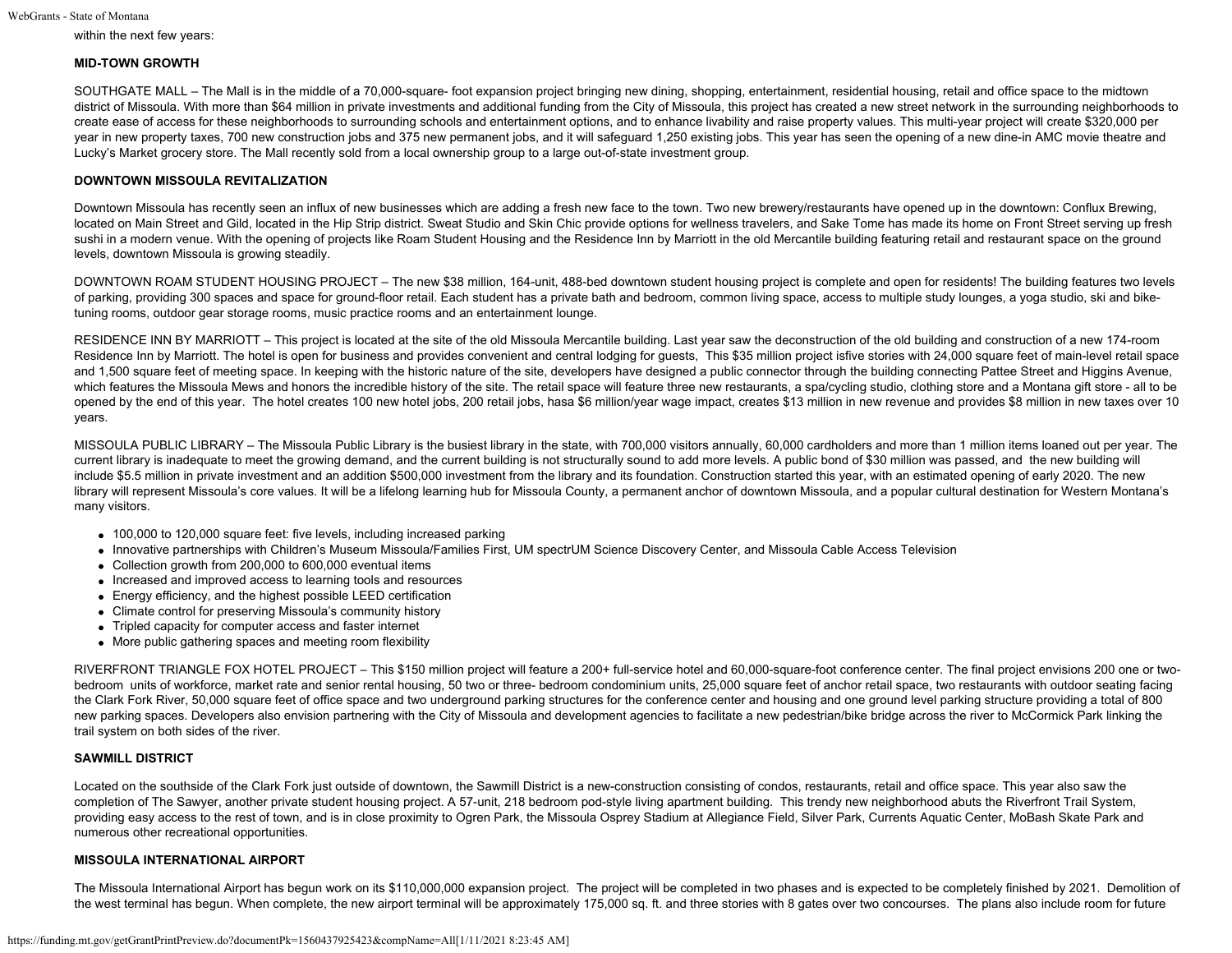within the next few years:

**MID-TOWN GROWTH**

SOUTHGATE MALL – The Mall is in the middle of a 70,000-square- foot expansion project bringing new dining, shopping, entertainment, residential housing, retail and office space to the midtown district of Missoula. With more than $64 million in private investments and additional funding from the City of Missoula, this project has created a new street network in the surrounding neighborhoods to create ease of access for these neighborhoods to surrounding schools and entertainment options, and to enhance livability and raise property values. This multi-year project will create $320,000 per year in new property taxes, 700 new construction jobs and 375 new permanent jobs, and it will safeguard 1,250 existing jobs. This year has seen the opening of a new dine-in AMC movie theatre and Lucky's Market grocery store. The Mall recently sold from a local ownership group to a large out-of-state investment group.

**DOWNTOWN MISSOULA REVITALIZATION**

Downtown Missoula has recently seen an influx of new businesses which are adding a fresh new face to the town. Two new brewery/restaurants have opened up in the downtown: Conflux Brewing, located on Main Street and Gild, located in the Hip Strip district. Sweat Studio and Skin Chic provide options for wellness travelers, and Sake Tome has made its home on Front Street serving up fresh sushi in a modern venue. With the opening of projects like Roam Student Housing and the Residence Inn by Marriott in the old Mercantile building featuring retail and restaurant space on the ground levels, downtown Missoula is growing steadily.

DOWNTOWN ROAM STUDENT HOUSING PROJECT – The new $38 million, 164-unit, 488-bed downtown student housing project is complete and open for residents! The building features two levels of parking, providing 300 spaces and space for ground-floor retail. Each student has a private bath and bedroom, common living space, access to multiple study lounges, a yoga studio, ski and bike-tuning rooms, outdoor gear storage rooms, music practice rooms and an entertainment lounge.

RESIDENCE INN BY MARRIOTT – This project is located at the site of the old Missoula Mercantile building. Last year saw the deconstruction of the old building and construction of a new 174-room Residence Inn by Marriott. The hotel is open for business and provides convenient and central lodging for guests, This $35 million project isfive stories with 24,000 square feet of main-level retail space and 1,500 square feet of meeting space. In keeping with the historic nature of the site, developers have designed a public connector through the building connecting Pattee Street and Higgins Avenue, which features the Missoula Mews and honors the incredible history of the site. The retail space will feature three new restaurants, a spa/cycling studio, clothing store and a Montana gift store - all to be opened by the end of this year. The hotel creates 100 new hotel jobs, 200 retail jobs, hasa $6 million/year wage impact, creates $13 million in new revenue and provides $8 million in new taxes over 10 years.

MISSOULA PUBLIC LIBRARY – The Missoula Public Library is the busiest library in the state, with 700,000 visitors annually, 60,000 cardholders and more than 1 million items loaned out per year. The current library is inadequate to meet the growing demand, and the current building is not structurally sound to add more levels. A public bond of $30 million was passed, and the new building will include $5.5 million in private investment and an addition $500,000 investment from the library and its foundation. Construction started this year, with an estimated opening of early 2020. The new library will represent Missoula's core values. It will be a lifelong learning hub for Missoula County, a permanent anchor of downtown Missoula, and a popular cultural destination for Western Montana's many visitors.

- 100,000 to 120,000 square feet: five levels, including increased parking
- Innovative partnerships with Children's Museum Missoula/Families First, UM spectrUM Science Discovery Center, and Missoula Cable Access Television
- Collection growth from 200,000 to 600,000 eventual items
- Increased and improved access to learning tools and resources
- Energy efficiency, and the highest possible LEED certification
- Climate control for preserving Missoula's community history
- Tripled capacity for computer access and faster internet
- More public gathering spaces and meeting room flexibility

RIVERFRONT TRIANGLE FOX HOTEL PROJECT – This $150 million project will feature a 200+ full-service hotel and 60,000-square-foot conference center. The final project envisions 200 one or two-bedroom units of workforce, market rate and senior rental housing, 50 two or three- bedroom condominium units, 25,000 square feet of anchor retail space, two restaurants with outdoor seating facing the Clark Fork River, 50,000 square feet of office space and two underground parking structures for the conference center and housing and one ground level parking structure providing a total of 800 new parking spaces. Developers also envision partnering with the City of Missoula and development agencies to facilitate a new pedestrian/bike bridge across the river to McCormick Park linking the trail system on both sides of the river.

**SAWMILL DISTRICT**

Located on the southside of the Clark Fork just outside of downtown, the Sawmill District is a new-construction consisting of condos, restaurants, retail and office space. This year also saw the completion of The Sawyer, another private student housing project. A 57-unit, 218 bedroom pod-style living apartment building. This trendy new neighborhood abuts the Riverfront Trail System, providing easy access to the rest of town, and is in close proximity to Ogren Park, the Missoula Osprey Stadium at Allegiance Field, Silver Park, Currents Aquatic Center, MoBash Skate Park and numerous other recreational opportunities.

**MISSOULA INTERNATIONAL AIRPORT**

The Missoula International Airport has begun work on its $110,000,000 expansion project. The project will be completed in two phases and is expected to be completely finished by 2021. Demolition of the west terminal has begun. When complete, the new airport terminal will be approximately 175,000 sq. ft. and three stories with 8 gates over two concourses. The plans also include room for future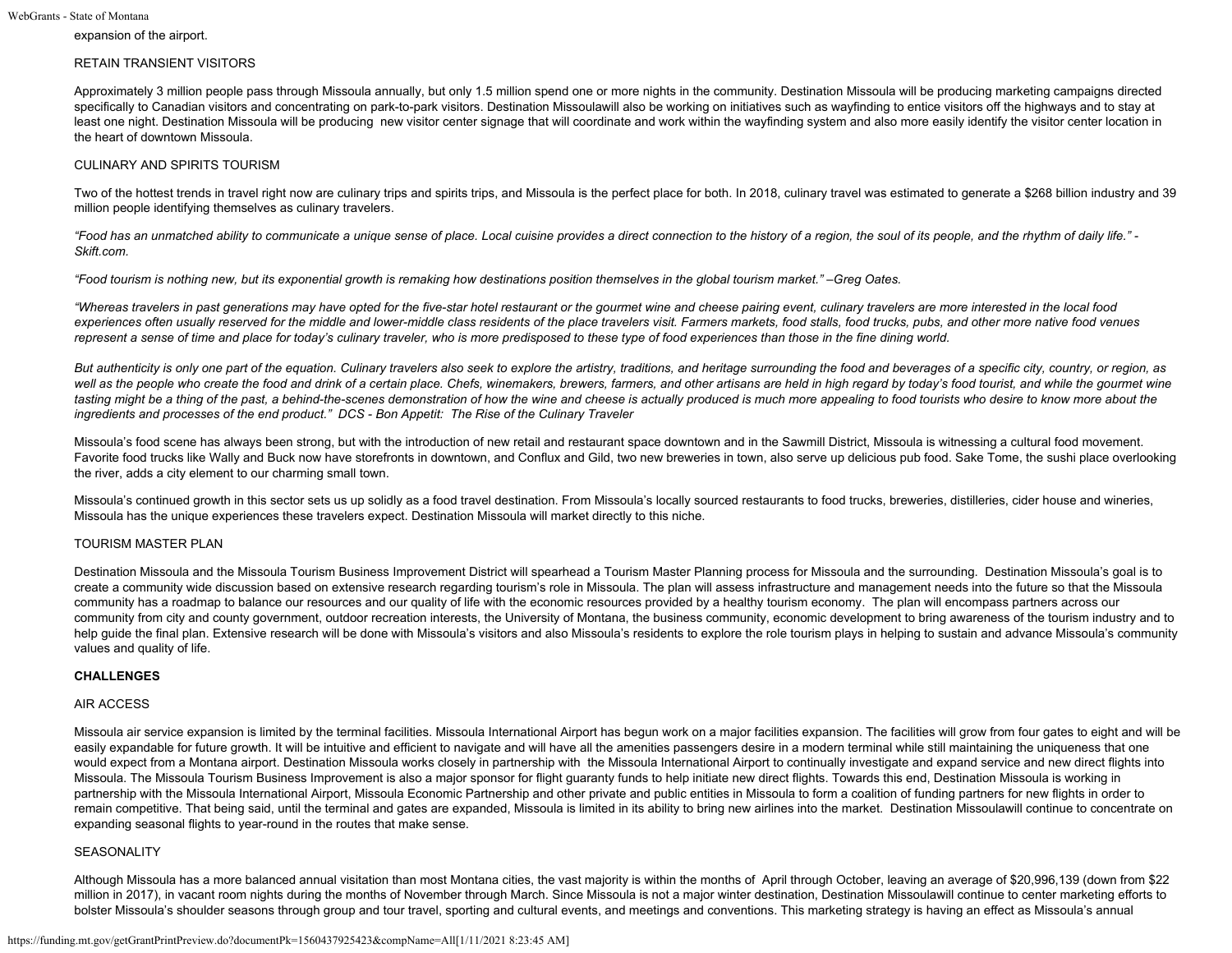expansion of the airport.

RETAIN TRANSIENT VISITORS

Approximately 3 million people pass through Missoula annually, but only 1.5 million spend one or more nights in the community. Destination Missoula will be producing marketing campaigns directed specifically to Canadian visitors and concentrating on park-to-park visitors. Destination Missoulawill also be working on initiatives such as wayfinding to entice visitors off the highways and to stay at least one night. Destination Missoula will be producing new visitor center signage that will coordinate and work within the wayfinding system and also more easily identify the visitor center location in the heart of downtown Missoula.

CULINARY AND SPIRITS TOURISM

Two of the hottest trends in travel right now are culinary trips and spirits trips, and Missoula is the perfect place for both. In 2018, culinary travel was estimated to generate a $268 billion industry and 39 million people identifying themselves as culinary travelers.

*"Food has an unmatched ability to communicate a unique sense of place. Local cuisine provides a direct connection to the history of a region, the soul of its people, and the rhythm of daily life." - Skift.com.*

*"Food tourism is nothing new, but its exponential growth is remaking how destinations position themselves in the global tourism market." –Greg Oates.*

*"Whereas travelers in past generations may have opted for the five-star hotel restaurant or the gourmet wine and cheese pairing event, culinary travelers are more interested in the local food experiences often usually reserved for the middle and lower-middle class residents of the place travelers visit. Farmers markets, food stalls, food trucks, pubs, and other more native food venues represent a sense of time and place for today's culinary traveler, who is more predisposed to these type of food experiences than those in the fine dining world.*

*But authenticity is only one part of the equation. Culinary travelers also seek to explore the artistry, traditions, and heritage surrounding the food and beverages of a specific city, country, or region, as well as the people who create the food and drink of a certain place. Chefs, winemakers, brewers, farmers, and other artisans are held in high regard by today's food tourist, and while the gourmet wine tasting might be a thing of the past, a behind-the-scenes demonstration of how the wine and cheese is actually produced is much more appealing to food tourists who desire to know more about the ingredients and processes of the end product." DCS - Bon Appetit: The Rise of the Culinary Traveler*

Missoula's food scene has always been strong, but with the introduction of new retail and restaurant space downtown and in the Sawmill District, Missoula is witnessing a cultural food movement. Favorite food trucks like Wally and Buck now have storefronts in downtown, and Conflux and Gild, two new breweries in town, also serve up delicious pub food. Sake Tome, the sushi place overlooking the river, adds a city element to our charming small town.

Missoula's continued growth in this sector sets us up solidly as a food travel destination. From Missoula's locally sourced restaurants to food trucks, breweries, distilleries, cider house and wineries, Missoula has the unique experiences these travelers expect. Destination Missoula will market directly to this niche.

TOURISM MASTER PLAN

Destination Missoula and the Missoula Tourism Business Improvement District will spearhead a Tourism Master Planning process for Missoula and the surrounding. Destination Missoula's goal is to create a community wide discussion based on extensive research regarding tourism's role in Missoula. The plan will assess infrastructure and management needs into the future so that the Missoula community has a roadmap to balance our resources and our quality of life with the economic resources provided by a healthy tourism economy. The plan will encompass partners across our community from city and county government, outdoor recreation interests, the University of Montana, the business community, economic development to bring awareness of the tourism industry and to help guide the final plan. Extensive research will be done with Missoula's visitors and also Missoula's residents to explore the role tourism plays in helping to sustain and advance Missoula's community values and quality of life.

**CHALLENGES**

AIR ACCESS

Missoula air service expansion is limited by the terminal facilities. Missoula International Airport has begun work on a major facilities expansion. The facilities will grow from four gates to eight and will be easily expandable for future growth. It will be intuitive and efficient to navigate and will have all the amenities passengers desire in a modern terminal while still maintaining the uniqueness that one would expect from a Montana airport. Destination Missoula works closely in partnership with the Missoula International Airport to continually investigate and expand service and new direct flights into Missoula. The Missoula Tourism Business Improvement is also a major sponsor for flight guaranty funds to help initiate new direct flights. Towards this end, Destination Missoula is working in partnership with the Missoula International Airport, Missoula Economic Partnership and other private and public entities in Missoula to form a coalition of funding partners for new flights in order to remain competitive. That being said, until the terminal and gates are expanded, Missoula is limited in its ability to bring new airlines into the market. Destination Missoulawill continue to concentrate on expanding seasonal flights to year-round in the routes that make sense.

SEASONALITY

Although Missoula has a more balanced annual visitation than most Montana cities, the vast majority is within the months of April through October, leaving an average of $20,996,139 (down from $22 million in 2017), in vacant room nights during the months of November through March. Since Missoula is not a major winter destination, Destination Missoulawill continue to center marketing efforts to bolster Missoula's shoulder seasons through group and tour travel, sporting and cultural events, and meetings and conventions. This marketing strategy is having an effect as Missoula's annual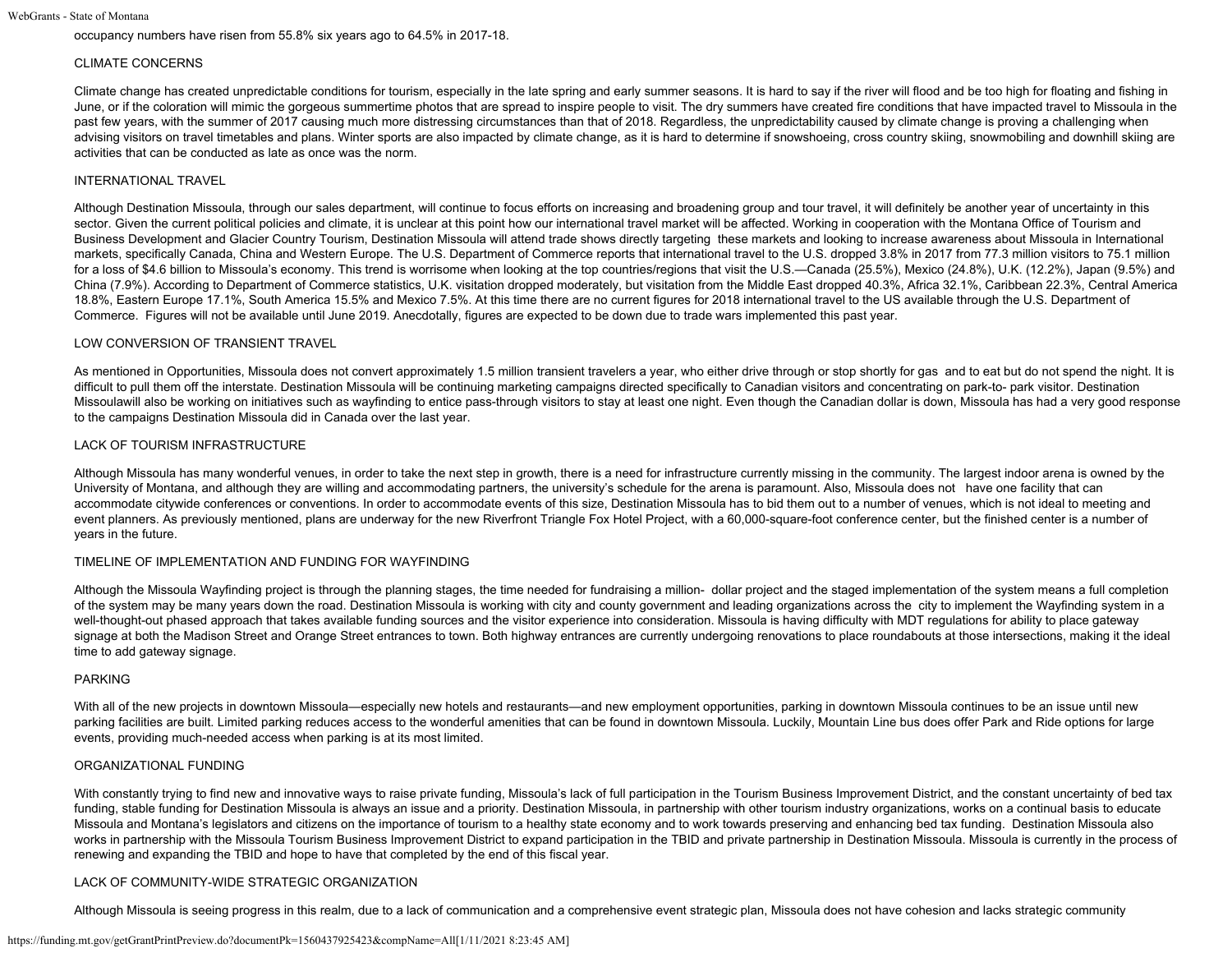occupancy numbers have risen from 55.8% six years ago to 64.5% in 2017-18.

## CLIMATE CONCERNS

Climate change has created unpredictable conditions for tourism, especially in the late spring and early summer seasons. It is hard to say if the river will flood and be too high for floating and fishing in June, or if the coloration will mimic the gorgeous summertime photos that are spread to inspire people to visit. The dry summers have created fire conditions that have impacted travel to Missoula in the past few years, with the summer of 2017 causing much more distressing circumstances than that of 2018. Regardless, the unpredictability caused by climate change is proving a challenging when advising visitors on travel timetables and plans. Winter sports are also impacted by climate change, as it is hard to determine if snowshoeing, cross country skiing, snowmobiling and downhill skiing are activities that can be conducted as late as once was the norm.

## INTERNATIONAL TRAVEL

Although Destination Missoula, through our sales department, will continue to focus efforts on increasing and broadening group and tour travel, it will definitely be another year of uncertainty in this sector. Given the current political policies and climate, it is unclear at this point how our international travel market will be affected. Working in cooperation with the Montana Office of Tourism and Business Development and Glacier Country Tourism, Destination Missoula will attend trade shows directly targeting these markets and looking to increase awareness about Missoula in International markets, specifically Canada, China and Western Europe. The U.S. Department of Commerce reports that international travel to the U.S. dropped 3.8% in 2017 from 77.3 million visitors to 75.1 million for a loss of $4.6 billion to Missoula's economy. This trend is worrisome when looking at the top countries/regions that visit the U.S.—Canada (25.5%), Mexico (24.8%), U.K. (12.2%), Japan (9.5%) and China (7.9%). According to Department of Commerce statistics, U.K. visitation dropped moderately, but visitation from the Middle East dropped 40.3%, Africa 32.1%, Caribbean 22.3%, Central America 18.8%, Eastern Europe 17.1%, South America 15.5% and Mexico 7.5%. At this time there are no current figures for 2018 international travel to the US available through the U.S. Department of Commerce. Figures will not be available until June 2019. Anecdotally, figures are expected to be down due to trade wars implemented this past year.

## LOW CONVERSION OF TRANSIENT TRAVEL

As mentioned in Opportunities, Missoula does not convert approximately 1.5 million transient travelers a year, who either drive through or stop shortly for gas and to eat but do not spend the night. It is difficult to pull them off the interstate. Destination Missoula will be continuing marketing campaigns directed specifically to Canadian visitors and concentrating on park-to- park visitor. Destination Missoulawill also be working on initiatives such as wayfinding to entice pass-through visitors to stay at least one night. Even though the Canadian dollar is down, Missoula has had a very good response to the campaigns Destination Missoula did in Canada over the last year.

## LACK OF TOURISM INFRASTRUCTURE

Although Missoula has many wonderful venues, in order to take the next step in growth, there is a need for infrastructure currently missing in the community. The largest indoor arena is owned by the University of Montana, and although they are willing and accommodating partners, the university's schedule for the arena is paramount. Also, Missoula does not have one facility that can accommodate citywide conferences or conventions. In order to accommodate events of this size, Destination Missoula has to bid them out to a number of venues, which is not ideal to meeting and event planners. As previously mentioned, plans are underway for the new Riverfront Triangle Fox Hotel Project, with a 60,000-square-foot conference center, but the finished center is a number of years in the future.

## TIMELINE OF IMPLEMENTATION AND FUNDING FOR WAYFINDING

Although the Missoula Wayfinding project is through the planning stages, the time needed for fundraising a million- dollar project and the staged implementation of the system means a full completion of the system may be many years down the road. Destination Missoula is working with city and county government and leading organizations across the city to implement the Wayfinding system in a well-thought-out phased approach that takes available funding sources and the visitor experience into consideration. Missoula is having difficulty with MDT regulations for ability to place gateway signage at both the Madison Street and Orange Street entrances to town. Both highway entrances are currently undergoing renovations to place roundabouts at those intersections, making it the ideal time to add gateway signage.

## PARKING

With all of the new projects in downtown Missoula—especially new hotels and restaurants—and new employment opportunities, parking in downtown Missoula continues to be an issue until new parking facilities are built. Limited parking reduces access to the wonderful amenities that can be found in downtown Missoula. Luckily, Mountain Line bus does offer Park and Ride options for large events, providing much-needed access when parking is at its most limited.

## ORGANIZATIONAL FUNDING

With constantly trying to find new and innovative ways to raise private funding, Missoula's lack of full participation in the Tourism Business Improvement District, and the constant uncertainty of bed tax funding, stable funding for Destination Missoula is always an issue and a priority. Destination Missoula, in partnership with other tourism industry organizations, works on a continual basis to educate Missoula and Montana's legislators and citizens on the importance of tourism to a healthy state economy and to work towards preserving and enhancing bed tax funding. Destination Missoula also works in partnership with the Missoula Tourism Business Improvement District to expand participation in the TBID and private partnership in Destination Missoula. Missoula is currently in the process of renewing and expanding the TBID and hope to have that completed by the end of this fiscal year.

## LACK OF COMMUNITY-WIDE STRATEGIC ORGANIZATION

Although Missoula is seeing progress in this realm, due to a lack of communication and a comprehensive event strategic plan, Missoula does not have cohesion and lacks strategic community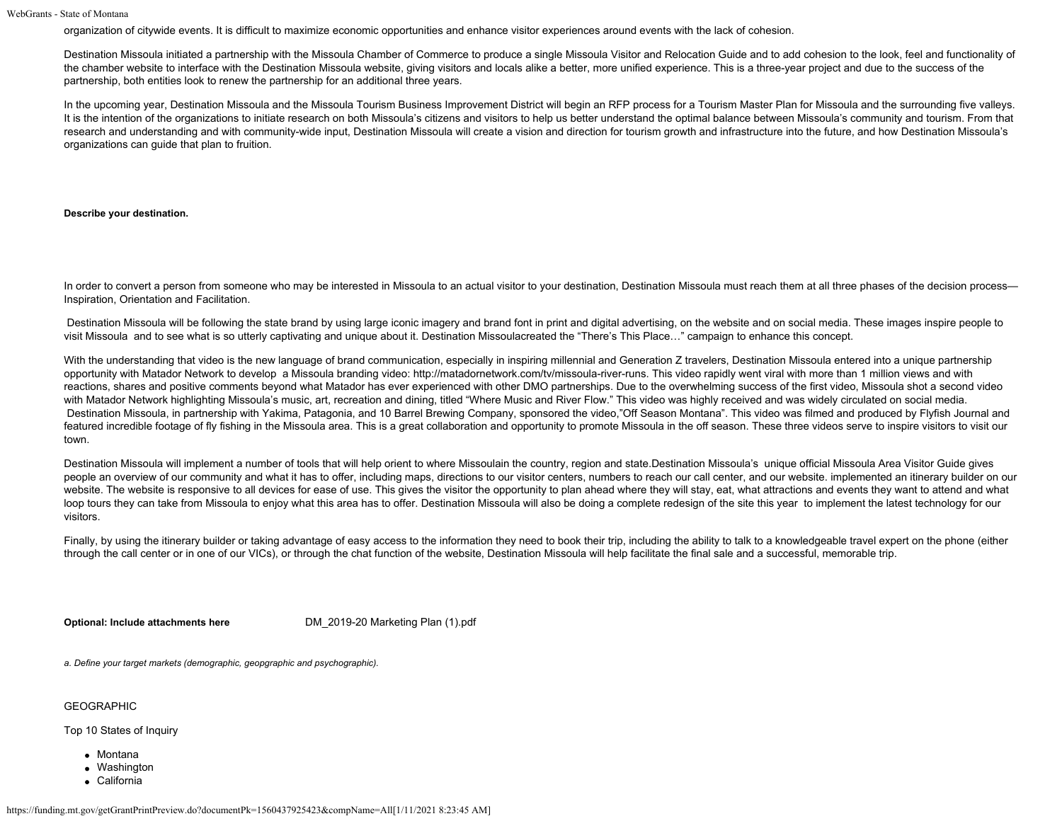organization of citywide events. It is difficult to maximize economic opportunities and enhance visitor experiences around events with the lack of cohesion.

Destination Missoula initiated a partnership with the Missoula Chamber of Commerce to produce a single Missoula Visitor and Relocation Guide and to add cohesion to the look, feel and functionality of the chamber website to interface with the Destination Missoula website, giving visitors and locals alike a better, more unified experience. This is a three-year project and due to the success of the partnership, both entities look to renew the partnership for an additional three years.

In the upcoming year, Destination Missoula and the Missoula Tourism Business Improvement District will begin an RFP process for a Tourism Master Plan for Missoula and the surrounding five valleys. It is the intention of the organizations to initiate research on both Missoula's citizens and visitors to help us better understand the optimal balance between Missoula's community and tourism. From that research and understanding and with community-wide input, Destination Missoula will create a vision and direction for tourism growth and infrastructure into the future, and how Destination Missoula's organizations can guide that plan to fruition.

**Describe your destination.**

In order to convert a person from someone who may be interested in Missoula to an actual visitor to your destination, Destination Missoula must reach them at all three phases of the decision process—Inspiration, Orientation and Facilitation.

Destination Missoula will be following the state brand by using large iconic imagery and brand font in print and digital advertising, on the website and on social media. These images inspire people to visit Missoula and to see what is so utterly captivating and unique about it. Destination Missoulacreated the "There's This Place…" campaign to enhance this concept.

With the understanding that video is the new language of brand communication, especially in inspiring millennial and Generation Z travelers, Destination Missoula entered into a unique partnership opportunity with Matador Network to develop a Missoula branding video: http://matadornetwork.com/tv/missoula-river-runs. This video rapidly went viral with more than 1 million views and with reactions, shares and positive comments beyond what Matador has ever experienced with other DMO partnerships. Due to the overwhelming success of the first video, Missoula shot a second video with Matador Network highlighting Missoula's music, art, recreation and dining, titled "Where Music and River Flow." This video was highly received and was widely circulated on social media. Destination Missoula, in partnership with Yakima, Patagonia, and 10 Barrel Brewing Company, sponsored the video,"Off Season Montana". This video was filmed and produced by Flyfish Journal and featured incredible footage of fly fishing in the Missoula area. This is a great collaboration and opportunity to promote Missoula in the off season. These three videos serve to inspire visitors to visit our town.

Destination Missoula will implement a number of tools that will help orient to where Missoulain the country, region and state.Destination Missoula's unique official Missoula Area Visitor Guide gives people an overview of our community and what it has to offer, including maps, directions to our visitor centers, numbers to reach our call center, and our website. implemented an itinerary builder on our website. The website is responsive to all devices for ease of use. This gives the visitor the opportunity to plan ahead where they will stay, eat, what attractions and events they want to attend and what loop tours they can take from Missoula to enjoy what this area has to offer. Destination Missoula will also be doing a complete redesign of the site this year to implement the latest technology for our visitors.

Finally, by using the itinerary builder or taking advantage of easy access to the information they need to book their trip, including the ability to talk to a knowledgeable travel expert on the phone (either through the call center or in one of our VICs), or through the chat function of the website, Destination Missoula will help facilitate the final sale and a successful, memorable trip.

**Optional: Include attachments here** DM_2019-20 Marketing Plan (1).pdf

*a. Define your target markets (demographic, geopgraphic and psychographic).*

GEOGRAPHIC

Top 10 States of Inquiry

- Montana
- Washington
- California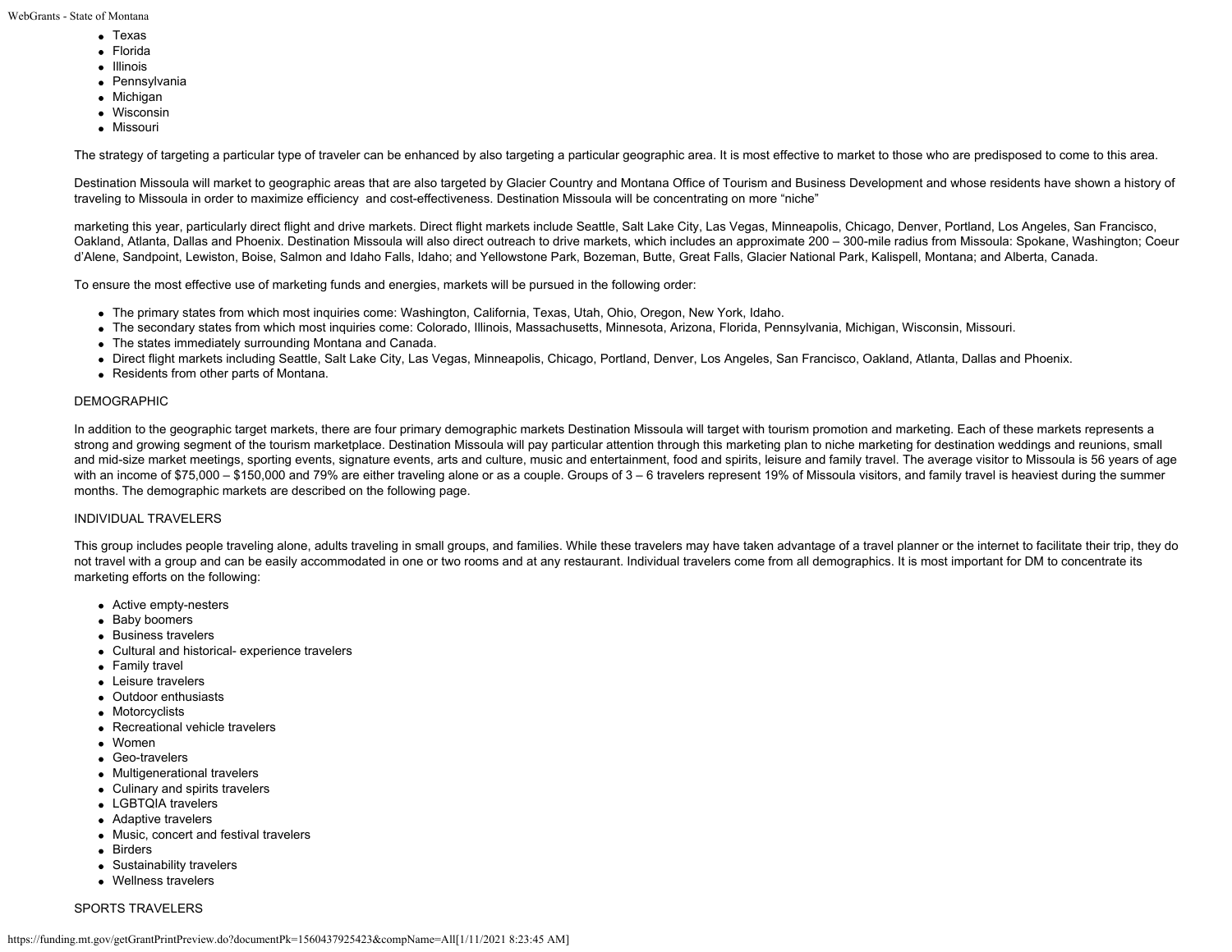- Texas
- Florida
- Illinois
- Pennsylvania
- Michigan
- Wisconsin
- Missouri

The strategy of targeting a particular type of traveler can be enhanced by also targeting a particular geographic area. It is most effective to market to those who are predisposed to come to this area.

Destination Missoula will market to geographic areas that are also targeted by Glacier Country and Montana Office of Tourism and Business Development and whose residents have shown a history of traveling to Missoula in order to maximize efficiency and cost-effectiveness. Destination Missoula will be concentrating on more "niche"

marketing this year, particularly direct flight and drive markets. Direct flight markets include Seattle, Salt Lake City, Las Vegas, Minneapolis, Chicago, Denver, Portland, Los Angeles, San Francisco, Oakland, Atlanta, Dallas and Phoenix. Destination Missoula will also direct outreach to drive markets, which includes an approximate 200 – 300-mile radius from Missoula: Spokane, Washington; Coeur d'Alene, Sandpoint, Lewiston, Boise, Salmon and Idaho Falls, Idaho; and Yellowstone Park, Bozeman, Butte, Great Falls, Glacier National Park, Kalispell, Montana; and Alberta, Canada.

To ensure the most effective use of marketing funds and energies, markets will be pursued in the following order:

- The primary states from which most inquiries come: Washington, California, Texas, Utah, Ohio, Oregon, New York, Idaho.
- The secondary states from which most inquiries come: Colorado, Illinois, Massachusetts, Minnesota, Arizona, Florida, Pennsylvania, Michigan, Wisconsin, Missouri.
- The states immediately surrounding Montana and Canada.
- Direct flight markets including Seattle, Salt Lake City, Las Vegas, Minneapolis, Chicago, Portland, Denver, Los Angeles, San Francisco, Oakland, Atlanta, Dallas and Phoenix.
- Residents from other parts of Montana.

DEMOGRAPHIC

In addition to the geographic target markets, there are four primary demographic markets Destination Missoula will target with tourism promotion and marketing. Each of these markets represents a strong and growing segment of the tourism marketplace. Destination Missoula will pay particular attention through this marketing plan to niche marketing for destination weddings and reunions, small and mid-size market meetings, sporting events, signature events, arts and culture, music and entertainment, food and spirits, leisure and family travel. The average visitor to Missoula is 56 years of age with an income of $75,000 – $150,000 and 79% are either traveling alone or as a couple. Groups of 3 – 6 travelers represent 19% of Missoula visitors, and family travel is heaviest during the summer months. The demographic markets are described on the following page.

INDIVIDUAL TRAVELERS

This group includes people traveling alone, adults traveling in small groups, and families. While these travelers may have taken advantage of a travel planner or the internet to facilitate their trip, they do not travel with a group and can be easily accommodated in one or two rooms and at any restaurant. Individual travelers come from all demographics. It is most important for DM to concentrate its marketing efforts on the following:

- Active empty-nesters
- Baby boomers
- Business travelers
- Cultural and historical- experience travelers
- Family travel
- Leisure travelers
- Outdoor enthusiasts
- Motorcyclists
- Recreational vehicle travelers
- Women
- Geo-travelers
- Multigenerational travelers
- Culinary and spirits travelers
- LGBTQIA travelers
- Adaptive travelers
- Music, concert and festival travelers
- Birders
- Sustainability travelers
- Wellness travelers

SPORTS TRAVELERS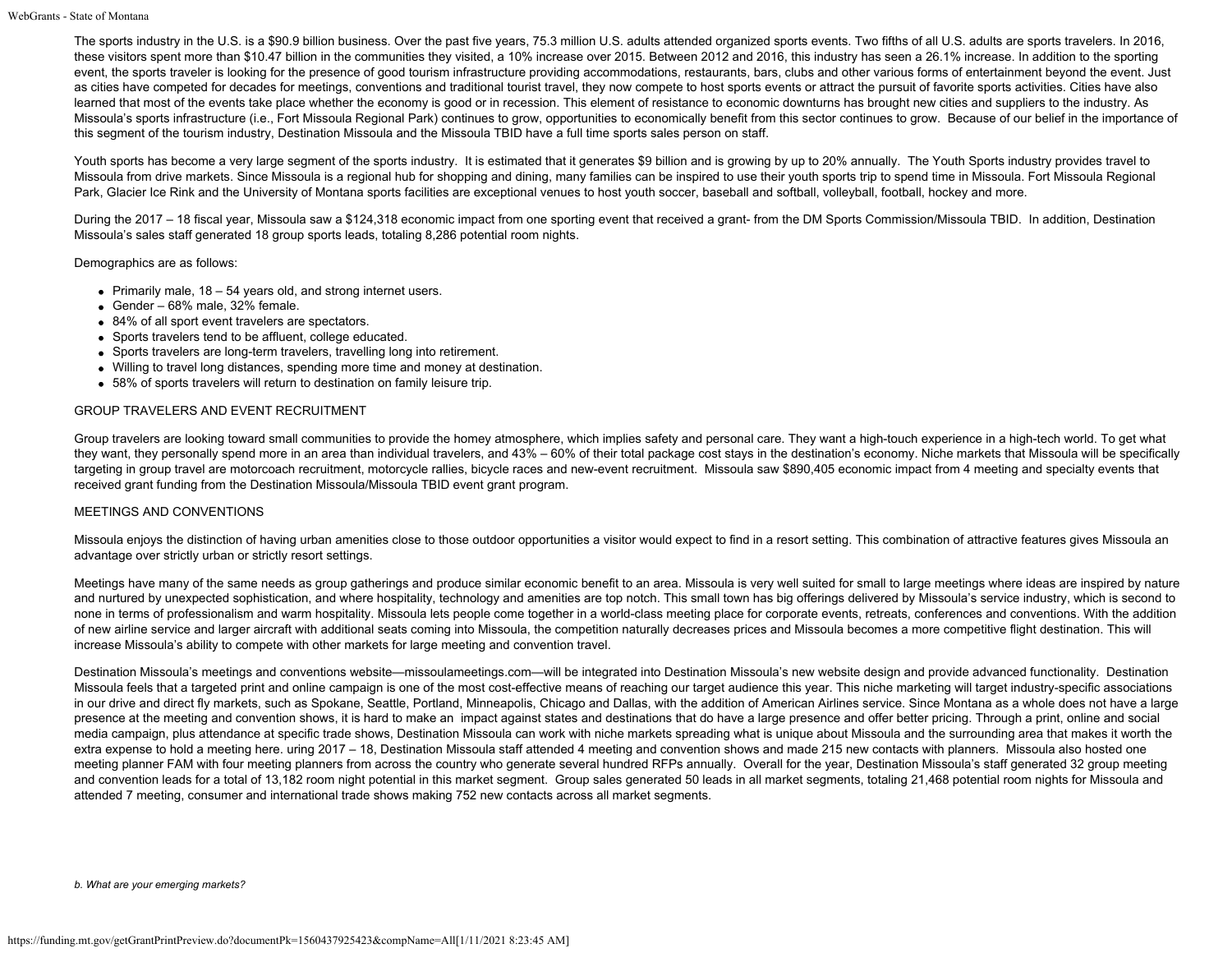The sports industry in the U.S. is a $90.9 billion business. Over the past five years, 75.3 million U.S. adults attended organized sports events. Two fifths of all U.S. adults are sports travelers. In 2016, these visitors spent more than $10.47 billion in the communities they visited, a 10% increase over 2015. Between 2012 and 2016, this industry has seen a 26.1% increase. In addition to the sporting event, the sports traveler is looking for the presence of good tourism infrastructure providing accommodations, restaurants, bars, clubs and other various forms of entertainment beyond the event. Just as cities have competed for decades for meetings, conventions and traditional tourist travel, they now compete to host sports events or attract the pursuit of favorite sports activities. Cities have also learned that most of the events take place whether the economy is good or in recession. This element of resistance to economic downturns has brought new cities and suppliers to the industry. As Missoula's sports infrastructure (i.e., Fort Missoula Regional Park) continues to grow, opportunities to economically benefit from this sector continues to grow. Because of our belief in the importance of this segment of the tourism industry, Destination Missoula and the Missoula TBID have a full time sports sales person on staff.

Youth sports has become a very large segment of the sports industry. It is estimated that it generates $9 billion and is growing by up to 20% annually. The Youth Sports industry provides travel to Missoula from drive markets. Since Missoula is a regional hub for shopping and dining, many families can be inspired to use their youth sports trip to spend time in Missoula. Fort Missoula Regional Park, Glacier Ice Rink and the University of Montana sports facilities are exceptional venues to host youth soccer, baseball and softball, volleyball, football, hockey and more.

During the 2017 – 18 fiscal year, Missoula saw a $124,318 economic impact from one sporting event that received a grant- from the DM Sports Commission/Missoula TBID. In addition, Destination Missoula's sales staff generated 18 group sports leads, totaling 8,286 potential room nights.

Demographics are as follows:

- Primarily male, 18 – 54 years old, and strong internet users.
- Gender – 68% male, 32% female.
- 84% of all sport event travelers are spectators.
- Sports travelers tend to be affluent, college educated.
- Sports travelers are long-term travelers, travelling long into retirement.
- Willing to travel long distances, spending more time and money at destination.
- 58% of sports travelers will return to destination on family leisure trip.

GROUP TRAVELERS AND EVENT RECRUITMENT

Group travelers are looking toward small communities to provide the homey atmosphere, which implies safety and personal care. They want a high-touch experience in a high-tech world. To get what they want, they personally spend more in an area than individual travelers, and 43% – 60% of their total package cost stays in the destination's economy. Niche markets that Missoula will be specifically targeting in group travel are motorcoach recruitment, motorcycle rallies, bicycle races and new-event recruitment. Missoula saw $890,405 economic impact from 4 meeting and specialty events that received grant funding from the Destination Missoula/Missoula TBID event grant program.

MEETINGS AND CONVENTIONS

Missoula enjoys the distinction of having urban amenities close to those outdoor opportunities a visitor would expect to find in a resort setting. This combination of attractive features gives Missoula an advantage over strictly urban or strictly resort settings.

Meetings have many of the same needs as group gatherings and produce similar economic benefit to an area. Missoula is very well suited for small to large meetings where ideas are inspired by nature and nurtured by unexpected sophistication, and where hospitality, technology and amenities are top notch. This small town has big offerings delivered by Missoula's service industry, which is second to none in terms of professionalism and warm hospitality. Missoula lets people come together in a world-class meeting place for corporate events, retreats, conferences and conventions. With the addition of new airline service and larger aircraft with additional seats coming into Missoula, the competition naturally decreases prices and Missoula becomes a more competitive flight destination. This will increase Missoula's ability to compete with other markets for large meeting and convention travel.

Destination Missoula's meetings and conventions website—missoulameetings.com—will be integrated into Destination Missoula's new website design and provide advanced functionality. Destination Missoula feels that a targeted print and online campaign is one of the most cost-effective means of reaching our target audience this year. This niche marketing will target industry-specific associations in our drive and direct fly markets, such as Spokane, Seattle, Portland, Minneapolis, Chicago and Dallas, with the addition of American Airlines service. Since Montana as a whole does not have a large presence at the meeting and convention shows, it is hard to make an impact against states and destinations that do have a large presence and offer better pricing. Through a print, online and social media campaign, plus attendance at specific trade shows, Destination Missoula can work with niche markets spreading what is unique about Missoula and the surrounding area that makes it worth the extra expense to hold a meeting here. uring 2017 – 18, Destination Missoula staff attended 4 meeting and convention shows and made 215 new contacts with planners. Missoula also hosted one meeting planner FAM with four meeting planners from across the country who generate several hundred RFPs annually. Overall for the year, Destination Missoula's staff generated 32 group meeting and convention leads for a total of 13,182 room night potential in this market segment. Group sales generated 50 leads in all market segments, totaling 21,468 potential room nights for Missoula and attended 7 meeting, consumer and international trade shows making 752 new contacts across all market segments.

*b. What are your emerging markets?*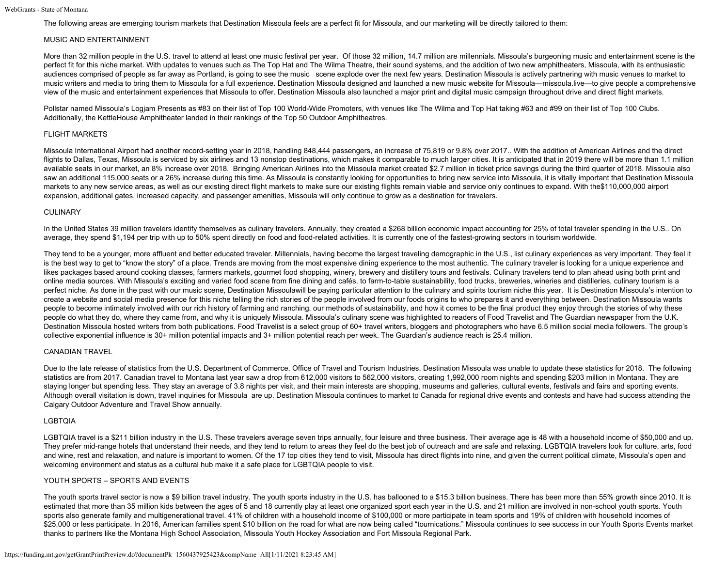The following areas are emerging tourism markets that Destination Missoula feels are a perfect fit for Missoula, and our marketing will be directly tailored to them:

## MUSIC AND ENTERTAINMENT

More than 32 million people in the U.S. travel to attend at least one music festival per year. Of those 32 million, 14.7 million are millennials. Missoula's burgeoning music and entertainment scene is the perfect fit for this niche market. With updates to venues such as The Top Hat and The Wilma Theatre, their sound systems, and the addition of two new amphitheaters, Missoula, with its enthusiastic audiences comprised of people as far away as Portland, is going to see the music scene explode over the next few years. Destination Missoula is actively partnering with music venues to market to music writers and media to bring them to Missoula for a full experience. Destination Missoula designed and launched a new music website for Missoula—missoula.live—to give people a comprehensive view of the music and entertainment experiences that Missoula to offer. Destination Missoula also launched a major print and digital music campaign throughout drive and direct flight markets.

Pollstar named Missoula's Logjam Presents as #83 on their list of Top 100 World-Wide Promoters, with venues like The Wilma and Top Hat taking #63 and #99 on their list of Top 100 Clubs. Additionally, the KettleHouse Amphitheater landed in their rankings of the Top 50 Outdoor Amphitheatres.

## FLIGHT MARKETS

Missoula International Airport had another record-setting year in 2018, handling 848,444 passengers, an increase of 75,819 or 9.8% over 2017.. With the addition of American Airlines and the direct flights to Dallas, Texas, Missoula is serviced by six airlines and 13 nonstop destinations, which makes it comparable to much larger cities. It is anticipated that in 2019 there will be more than 1.1 million available seats in our market, an 8% increase over 2018. Bringing American Airlines into the Missoula market created $2.7 million in ticket price savings during the third quarter of 2018. Missoula also saw an additional 115,000 seats or a 26% increase during this time. As Missoula is constantly looking for opportunities to bring new service into Missoula, it is vitally important that Destination Missoula markets to any new service areas, as well as our existing direct flight markets to make sure our existing flights remain viable and service only continues to expand. With the$110,000,000 airport expansion, additional gates, increased capacity, and passenger amenities, Missoula will only continue to grow as a destination for travelers.

## CULINARY

In the United States 39 million travelers identify themselves as culinary travelers. Annually, they created a $268 billion economic impact accounting for 25% of total traveler spending in the U.S.. On average, they spend $1,194 per trip with up to 50% spent directly on food and food-related activities. It is currently one of the fastest-growing sectors in tourism worldwide.

They tend to be a younger, more affluent and better educated traveler. Millennials, having become the largest traveling demographic in the U.S., list culinary experiences as very important. They feel it is the best way to get to "know the story" of a place. Trends are moving from the most expensive dining experience to the most authentic. The culinary traveler is looking for a unique experience and likes packages based around cooking classes, farmers markets, gourmet food shopping, winery, brewery and distillery tours and festivals. Culinary travelers tend to plan ahead using both print and online media sources. With Missoula's exciting and varied food scene from fine dining and cafés, to farm-to-table sustainability, food trucks, breweries, wineries and distilleries, culinary tourism is a perfect niche. As done in the past with our music scene, Destination Missoulawill be paying particular attention to the culinary and spirits tourism niche this year. It is Destination Missoula's intention to create a website and social media presence for this niche telling the rich stories of the people involved from our foods origins to who prepares it and everything between. Destination Missoula wants people to become intimately involved with our rich history of farming and ranching, our methods of sustainability, and how it comes to be the final product they enjoy through the stories of why these people do what they do, where they came from, and why it is uniquely Missoula. Missoula's culinary scene was highlighted to readers of Food Travelist and The Guardian newspaper from the U.K. Destination Missoula hosted writers from both publications. Food Travelist is a select group of 60+ travel writers, bloggers and photographers who have 6.5 million social media followers. The group's collective exponential influence is 30+ million potential impacts and 3+ million potential reach per week. The Guardian's audience reach is 25.4 million.

## CANADIAN TRAVEL

Due to the late release of statistics from the U.S. Department of Commerce, Office of Travel and Tourism Industries, Destination Missoula was unable to update these statistics for 2018. The following statistics are from 2017. Canadian travel to Montana last year saw a drop from 612,000 visitors to 562,000 visitors, creating 1,992,000 room nights and spending $203 million in Montana. They are staying longer but spending less. They stay an average of 3.8 nights per visit, and their main interests are shopping, museums and galleries, cultural events, festivals and fairs and sporting events. Although overall visitation is down, travel inquiries for Missoula are up. Destination Missoula continues to market to Canada for regional drive events and contests and have had success attending the Calgary Outdoor Adventure and Travel Show annually.

## LGBTQIA

LGBTQIA travel is a $211 billion industry in the U.S. These travelers average seven trips annually, four leisure and three business. Their average age is 48 with a household income of $50,000 and up. They prefer mid-range hotels that understand their needs, and they tend to return to areas they feel do the best job of outreach and are safe and relaxing. LGBTQIA travelers look for culture, arts, food and wine, rest and relaxation, and nature is important to women. Of the 17 top cities they tend to visit, Missoula has direct flights into nine, and given the current political climate, Missoula's open and welcoming environment and status as a cultural hub make it a safe place for LGBTQIA people to visit.

## YOUTH SPORTS – SPORTS AND EVENTS

The youth sports travel sector is now a $9 billion travel industry. The youth sports industry in the U.S. has ballooned to a $15.3 billion business. There has been more than 55% growth since 2010. It is estimated that more than 35 million kids between the ages of 5 and 18 currently play at least one organized sport each year in the U.S. and 21 million are involved in non-school youth sports. Youth sports also generate family and multigenerational travel. 41% of children with a household income of $100,000 or more participate in team sports and 19% of children with household incomes of $25,000 or less participate. In 2016, American families spent $10 billion on the road for what are now being called "tournications." Missoula continues to see success in our Youth Sports Events market thanks to partners like the Montana High School Association, Missoula Youth Hockey Association and Fort Missoula Regional Park.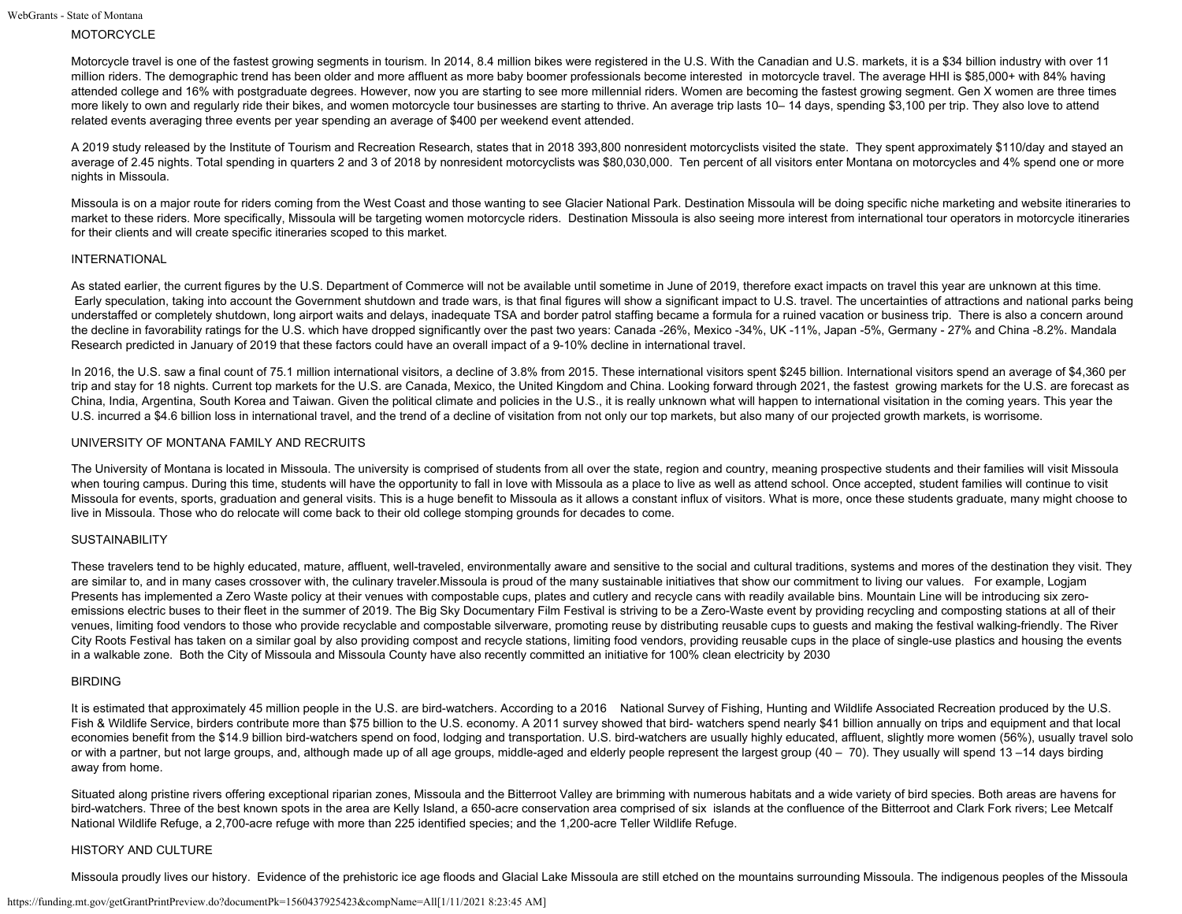MOTORCYCLE

Motorcycle travel is one of the fastest growing segments in tourism. In 2014, 8.4 million bikes were registered in the U.S. With the Canadian and U.S. markets, it is a $34 billion industry with over 11 million riders. The demographic trend has been older and more affluent as more baby boomer professionals become interested in motorcycle travel. The average HHI is $85,000+ with 84% having attended college and 16% with postgraduate degrees. However, now you are starting to see more millennial riders. Women are becoming the fastest growing segment. Gen X women are three times more likely to own and regularly ride their bikes, and women motorcycle tour businesses are starting to thrive. An average trip lasts 10– 14 days, spending $3,100 per trip. They also love to attend related events averaging three events per year spending an average of $400 per weekend event attended.

A 2019 study released by the Institute of Tourism and Recreation Research, states that in 2018 393,800 nonresident motorcyclists visited the state. They spent approximately $110/day and stayed an average of 2.45 nights. Total spending in quarters 2 and 3 of 2018 by nonresident motorcyclists was $80,030,000. Ten percent of all visitors enter Montana on motorcycles and 4% spend one or more nights in Missoula.

Missoula is on a major route for riders coming from the West Coast and those wanting to see Glacier National Park. Destination Missoula will be doing specific niche marketing and website itineraries to market to these riders. More specifically, Missoula will be targeting women motorcycle riders. Destination Missoula is also seeing more interest from international tour operators in motorcycle itineraries for their clients and will create specific itineraries scoped to this market.

INTERNATIONAL

As stated earlier, the current figures by the U.S. Department of Commerce will not be available until sometime in June of 2019, therefore exact impacts on travel this year are unknown at this time. Early speculation, taking into account the Government shutdown and trade wars, is that final figures will show a significant impact to U.S. travel. The uncertainties of attractions and national parks being understaffed or completely shutdown, long airport waits and delays, inadequate TSA and border patrol staffing became a formula for a ruined vacation or business trip. There is also a concern around the decline in favorability ratings for the U.S. which have dropped significantly over the past two years: Canada -26%, Mexico -34%, UK -11%, Japan -5%, Germany - 27% and China -8.2%. Mandala Research predicted in January of 2019 that these factors could have an overall impact of a 9-10% decline in international travel.

In 2016, the U.S. saw a final count of 75.1 million international visitors, a decline of 3.8% from 2015. These international visitors spent $245 billion. International visitors spend an average of $4,360 per trip and stay for 18 nights. Current top markets for the U.S. are Canada, Mexico, the United Kingdom and China. Looking forward through 2021, the fastest growing markets for the U.S. are forecast as China, India, Argentina, South Korea and Taiwan. Given the political climate and policies in the U.S., it is really unknown what will happen to international visitation in the coming years. This year the U.S. incurred a $4.6 billion loss in international travel, and the trend of a decline of visitation from not only our top markets, but also many of our projected growth markets, is worrisome.

UNIVERSITY OF MONTANA FAMILY AND RECRUITS

The University of Montana is located in Missoula. The university is comprised of students from all over the state, region and country, meaning prospective students and their families will visit Missoula when touring campus. During this time, students will have the opportunity to fall in love with Missoula as a place to live as well as attend school. Once accepted, student families will continue to visit Missoula for events, sports, graduation and general visits. This is a huge benefit to Missoula as it allows a constant influx of visitors. What is more, once these students graduate, many might choose to live in Missoula. Those who do relocate will come back to their old college stomping grounds for decades to come.

SUSTAINABILITY

These travelers tend to be highly educated, mature, affluent, well-traveled, environmentally aware and sensitive to the social and cultural traditions, systems and mores of the destination they visit. They are similar to, and in many cases crossover with, the culinary traveler.Missoula is proud of the many sustainable initiatives that show our commitment to living our values. For example, Logjam Presents has implemented a Zero Waste policy at their venues with compostable cups, plates and cutlery and recycle cans with readily available bins. Mountain Line will be introducing six zero-emissions electric buses to their fleet in the summer of 2019. The Big Sky Documentary Film Festival is striving to be a Zero-Waste event by providing recycling and composting stations at all of their venues, limiting food vendors to those who provide recyclable and compostable silverware, promoting reuse by distributing reusable cups to guests and making the festival walking-friendly. The River City Roots Festival has taken on a similar goal by also providing compost and recycle stations, limiting food vendors, providing reusable cups in the place of single-use plastics and housing the events in a walkable zone. Both the City of Missoula and Missoula County have also recently committed an initiative for 100% clean electricity by 2030

BIRDING

It is estimated that approximately 45 million people in the U.S. are bird-watchers. According to a 2016 National Survey of Fishing, Hunting and Wildlife Associated Recreation produced by the U.S. Fish & Wildlife Service, birders contribute more than $75 billion to the U.S. economy. A 2011 survey showed that bird- watchers spend nearly $41 billion annually on trips and equipment and that local economies benefit from the $14.9 billion bird-watchers spend on food, lodging and transportation. U.S. bird-watchers are usually highly educated, affluent, slightly more women (56%), usually travel solo or with a partner, but not large groups, and, although made up of all age groups, middle-aged and elderly people represent the largest group (40 – 70). They usually will spend 13 –14 days birding away from home.

Situated along pristine rivers offering exceptional riparian zones, Missoula and the Bitterroot Valley are brimming with numerous habitats and a wide variety of bird species. Both areas are havens for bird-watchers. Three of the best known spots in the area are Kelly Island, a 650-acre conservation area comprised of six islands at the confluence of the Bitterroot and Clark Fork rivers; Lee Metcalf National Wildlife Refuge, a 2,700-acre refuge with more than 225 identified species; and the 1,200-acre Teller Wildlife Refuge.

HISTORY AND CULTURE

Missoula proudly lives our history. Evidence of the prehistoric ice age floods and Glacial Lake Missoula are still etched on the mountains surrounding Missoula. The indigenous peoples of the Missoula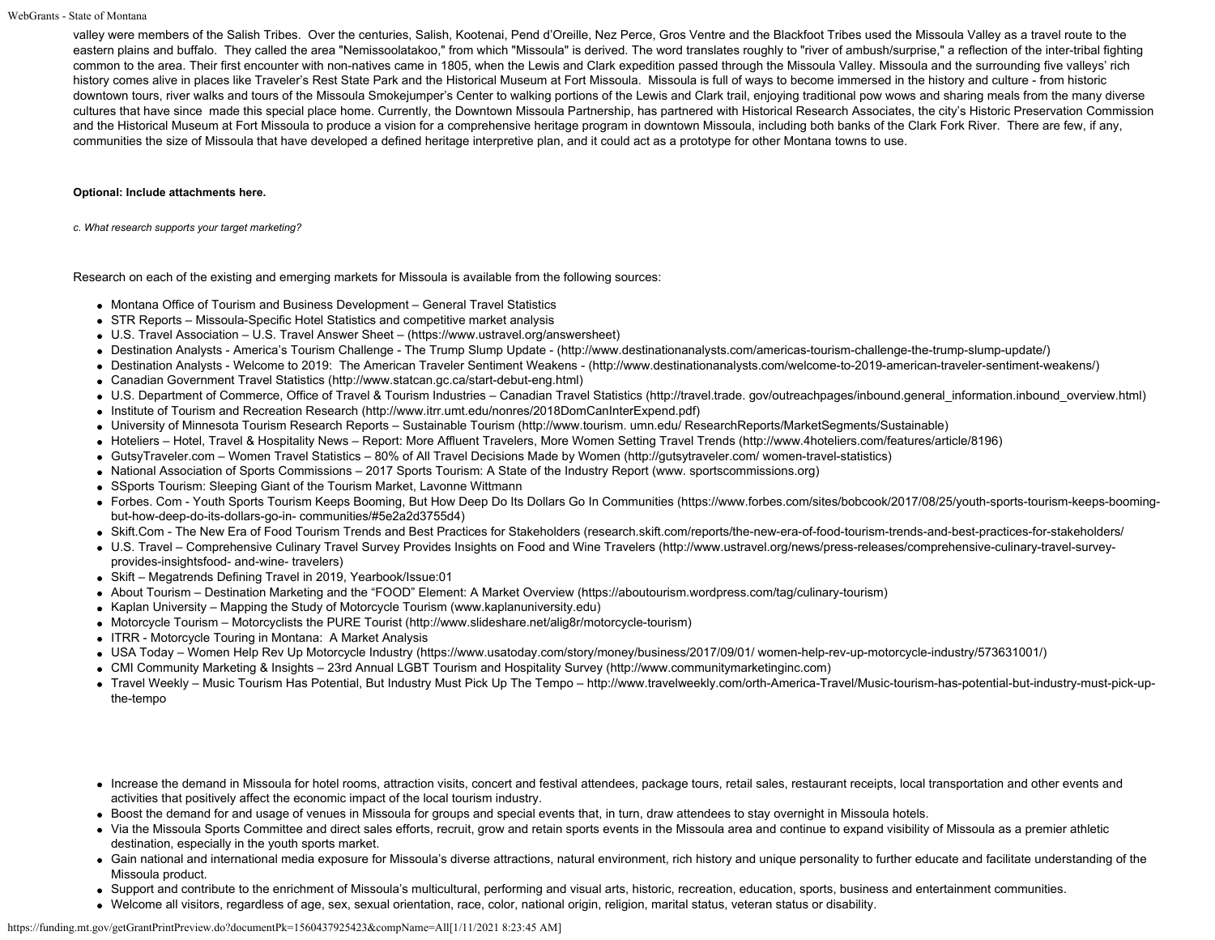valley were members of the Salish Tribes. Over the centuries, Salish, Kootenai, Pend d'Oreille, Nez Perce, Gros Ventre and the Blackfoot Tribes used the Missoula Valley as a travel route to the eastern plains and buffalo. They called the area "Nemissoolatakoo," from which "Missoula" is derived. The word translates roughly to "river of ambush/surprise," a reflection of the inter-tribal fighting common to the area. Their first encounter with non-natives came in 1805, when the Lewis and Clark expedition passed through the Missoula Valley. Missoula and the surrounding five valleys' rich history comes alive in places like Traveler's Rest State Park and the Historical Museum at Fort Missoula. Missoula is full of ways to become immersed in the history and culture - from historic downtown tours, river walks and tours of the Missoula Smokejumper's Center to walking portions of the Lewis and Clark trail, enjoying traditional pow wows and sharing meals from the many diverse cultures that have since made this special place home. Currently, the Downtown Missoula Partnership, has partnered with Historical Research Associates, the city's Historic Preservation Commission and the Historical Museum at Fort Missoula to produce a vision for a comprehensive heritage program in downtown Missoula, including both banks of the Clark Fork River. There are few, if any, communities the size of Missoula that have developed a defined heritage interpretive plan, and it could act as a prototype for other Montana towns to use.

**Optional: Include attachments here.**

*c. What research supports your target marketing?*

Research on each of the existing and emerging markets for Missoula is available from the following sources:

- Montana Office of Tourism and Business Development – General Travel Statistics
- STR Reports – Missoula-Specific Hotel Statistics and competitive market analysis
- U.S. Travel Association – U.S. Travel Answer Sheet – (https://www.ustravel.org/answersheet)
- Destination Analysts - America's Tourism Challenge - The Trump Slump Update - (http://www.destinationanalysts.com/americas-tourism-challenge-the-trump-slump-update/)
- Destination Analysts - Welcome to 2019: The American Traveler Sentiment Weakens - (http://www.destinationanalysts.com/welcome-to-2019-american-traveler-sentiment-weakens/)
- Canadian Government Travel Statistics (http://www.statcan.gc.ca/start-debut-eng.html)
- U.S. Department of Commerce, Office of Travel & Tourism Industries – Canadian Travel Statistics (http://travel.trade. gov/outreachpages/inbound.general_information.inbound_overview.html)
- Institute of Tourism and Recreation Research (http://www.itrr.umt.edu/nonres/2018DomCanInterExpend.pdf)
- University of Minnesota Tourism Research Reports – Sustainable Tourism (http://www.tourism. umn.edu/ ResearchReports/MarketSegments/Sustainable)
- Hoteliers – Hotel, Travel & Hospitality News – Report: More Affluent Travelers, More Women Setting Travel Trends (http://www.4hoteliers.com/features/article/8196)
- GutsyTraveler.com – Women Travel Statistics – 80% of All Travel Decisions Made by Women (http://gutsytraveler.com/ women-travel-statistics)
- National Association of Sports Commissions – 2017 Sports Tourism: A State of the Industry Report (www. sportscommissions.org)
- SSports Tourism: Sleeping Giant of the Tourism Market, Lavonne Wittmann
- Forbes. Com - Youth Sports Tourism Keeps Booming, But How Deep Do Its Dollars Go In Communities (https://www.forbes.com/sites/bobcook/2017/08/25/youth-sports-tourism-keeps-booming-but-how-deep-do-its-dollars-go-in- communities/#5e2a2d3755d4)
- Skift.Com - The New Era of Food Tourism Trends and Best Practices for Stakeholders (research.skift.com/reports/the-new-era-of-food-tourism-trends-and-best-practices-for-stakeholders/
- U.S. Travel – Comprehensive Culinary Travel Survey Provides Insights on Food and Wine Travelers (http://www.ustravel.org/news/press-releases/comprehensive-culinary-travel-survey-provides-insightsfood- and-wine- travelers)
- Skift – Megatrends Defining Travel in 2019, Yearbook/Issue:01
- About Tourism – Destination Marketing and the "FOOD" Element: A Market Overview (https://abouttourism.wordpress.com/tag/culinary-tourism)
- Kaplan University – Mapping the Study of Motorcycle Tourism (www.kaplanuniversity.edu)
- Motorcycle Tourism – Motorcyclists the PURE Tourist (http://www.slideshare.net/alig8r/motorcycle-tourism)
- ITRR - Motorcycle Touring in Montana: A Market Analysis
- USA Today – Women Help Rev Up Motorcycle Industry (https://www.usatoday.com/story/money/business/2017/09/01/ women-help-rev-up-motorcycle-industry/573631001/)
- CMI Community Marketing & Insights – 23rd Annual LGBT Tourism and Hospitality Survey (http://www.communitymarketinginc.com)
- Travel Weekly – Music Tourism Has Potential, But Industry Must Pick Up The Tempo – http://www.travelweekly.com/orth-America-Travel/Music-tourism-has-potential-but-industry-must-pick-up-the-tempo

- Increase the demand in Missoula for hotel rooms, attraction visits, concert and festival attendees, package tours, retail sales, restaurant receipts, local transportation and other events and activities that positively affect the economic impact of the local tourism industry.
- Boost the demand for and usage of venues in Missoula for groups and special events that, in turn, draw attendees to stay overnight in Missoula hotels.
- Via the Missoula Sports Committee and direct sales efforts, recruit, grow and retain sports events in the Missoula area and continue to expand visibility of Missoula as a premier athletic destination, especially in the youth sports market.
- Gain national and international media exposure for Missoula's diverse attractions, natural environment, rich history and unique personality to further educate and facilitate understanding of the Missoula product.
- Support and contribute to the enrichment of Missoula's multicultural, performing and visual arts, historic, recreation, education, sports, business and entertainment communities.
- Welcome all visitors, regardless of age, sex, sexual orientation, race, color, national origin, religion, marital status, veteran status or disability.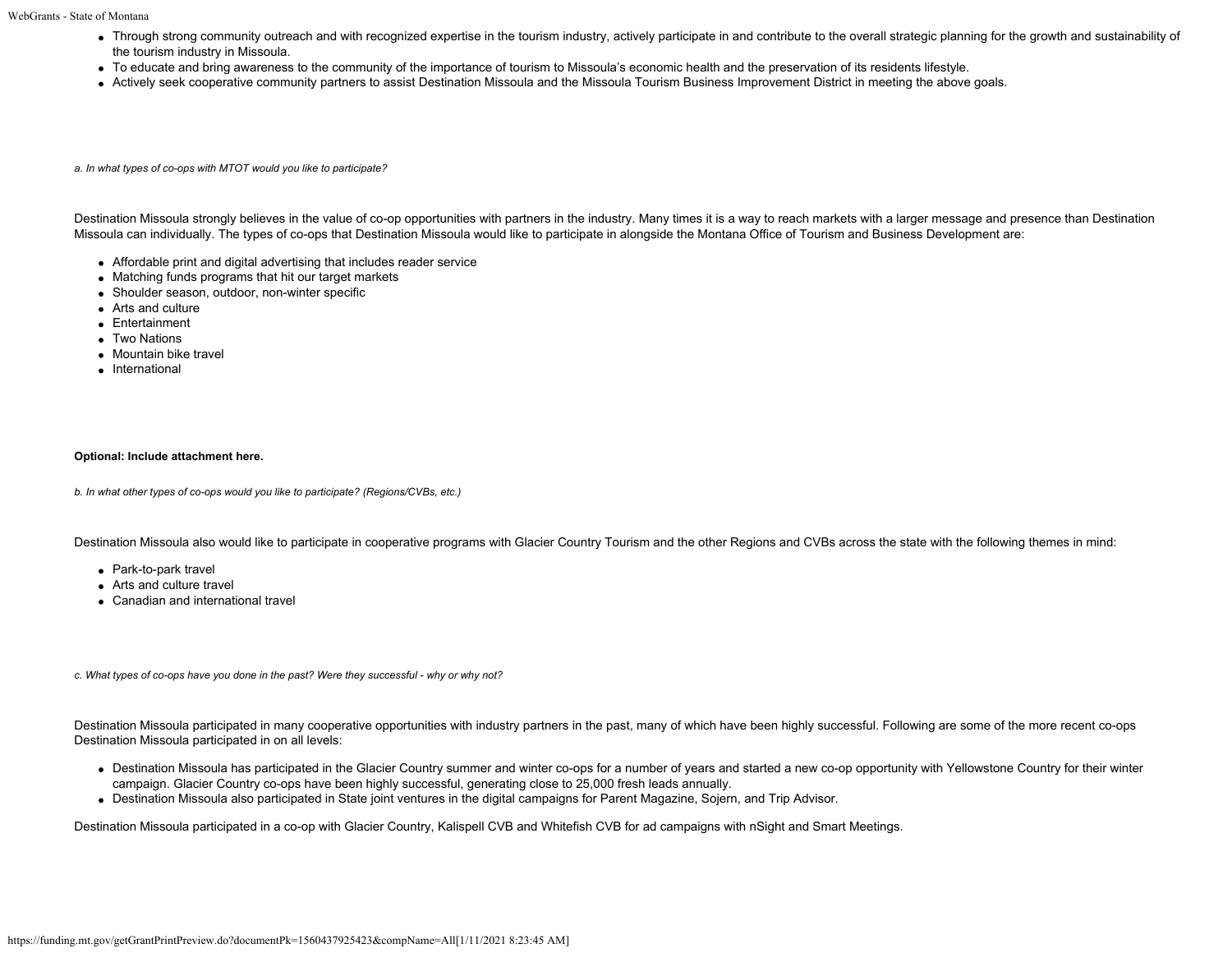- Through strong community outreach and with recognized expertise in the tourism industry, actively participate in and contribute to the overall strategic planning for the growth and sustainability of the tourism industry in Missoula.
- To educate and bring awareness to the community of the importance of tourism to Missoula's economic health and the preservation of its residents lifestyle.
- Actively seek cooperative community partners to assist Destination Missoula and the Missoula Tourism Business Improvement District in meeting the above goals.

*a. In what types of co-ops with MTOT would you like to participate?*

Destination Missoula strongly believes in the value of co-op opportunities with partners in the industry. Many times it is a way to reach markets with a larger message and presence than Destination Missoula can individually. The types of co-ops that Destination Missoula would like to participate in alongside the Montana Office of Tourism and Business Development are:

- Affordable print and digital advertising that includes reader service
- Matching funds programs that hit our target markets
- Shoulder season, outdoor, non-winter specific
- Arts and culture
- Entertainment
- Two Nations
- Mountain bike travel
- International

**Optional: Include attachment here.**

*b. In what other types of co-ops would you like to participate? (Regions/CVBs, etc.)*

Destination Missoula also would like to participate in cooperative programs with Glacier Country Tourism and the other Regions and CVBs across the state with the following themes in mind:

- Park-to-park travel
- Arts and culture travel
- Canadian and international travel

*c. What types of co-ops have you done in the past? Were they successful - why or why not?*

Destination Missoula participated in many cooperative opportunities with industry partners in the past, many of which have been highly successful. Following are some of the more recent co-ops Destination Missoula participated in on all levels:

- Destination Missoula has participated in the Glacier Country summer and winter co-ops for a number of years and started a new co-op opportunity with Yellowstone Country for their winter campaign. Glacier Country co-ops have been highly successful, generating close to 25,000 fresh leads annually.
- Destination Missoula also participated in State joint ventures in the digital campaigns for Parent Magazine, Sojern, and Trip Advisor.

Destination Missoula participated in a co-op with Glacier Country, Kalispell CVB and Whitefish CVB for ad campaigns with nSight and Smart Meetings.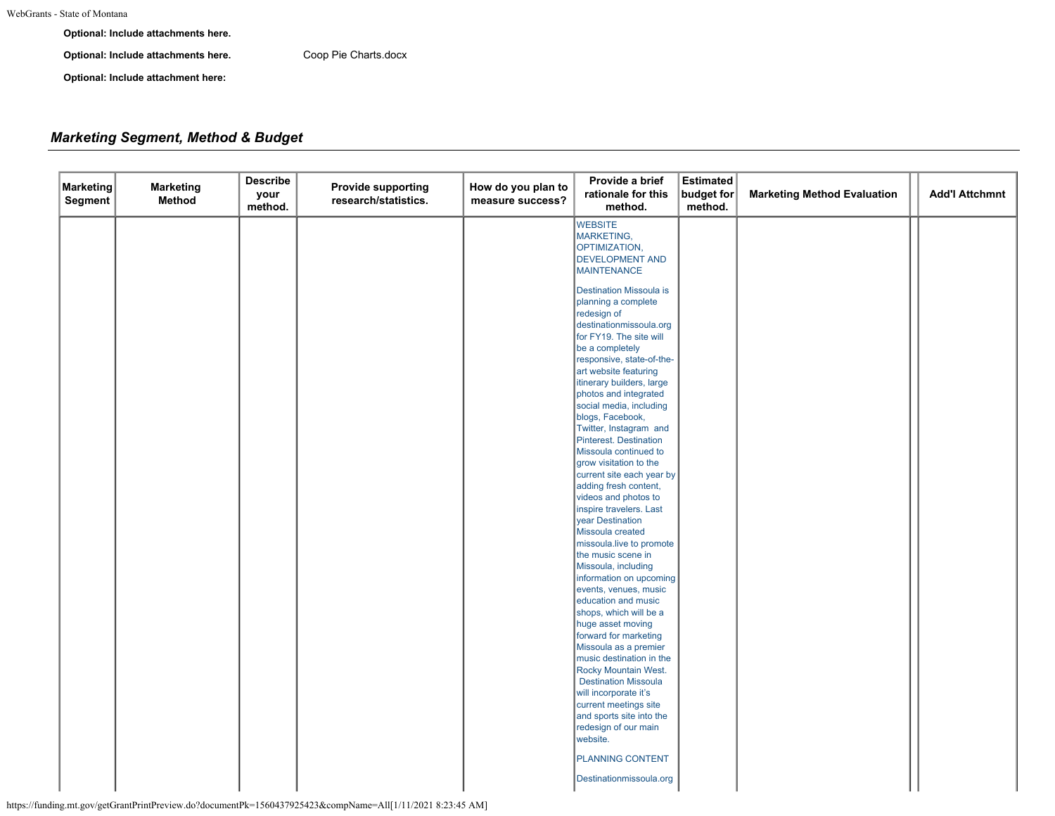**Optional: Include attachments here.**

**Optional: Include attachments here.** Coop Pie Charts.docx

**Optional: Include attachment here:**

## *Marketing Segment, Method & Budget*

| Marketing Segment | Marketing Method | Describe your method. | Provide supporting research/statistics. | How do you plan to measure success? | Provide a brief rationale for this method. | Estimated budget for method. | Marketing Method Evaluation | | Add'l Attchmnt |
|---|---|---|---|---|---|---|---|---|---|
| | | | | | WEBSITE MARKETING, OPTIMIZATION, DEVELOPMENT AND MAINTENANCE<br><br>Destination Missoula is planning a complete redesign of destinationmissoula.org for FY19. The site will be a completely responsive, state-of-the-art website featuring itinerary builders, large photos and integrated social media, including blogs, Facebook, Twitter, Instagram and Pinterest. Destination Missoula continued to grow visitation to the current site each year by adding fresh content, videos and photos to inspire travelers. Last year Destination Missoula created missoula.live to promote the music scene in Missoula, including information on upcoming events, venues, music education and music shops, which will be a huge asset moving forward for marketing Missoula as a premier music destination in the Rocky Mountain West. Destination Missoula will incorporate it's current meetings site and sports site into the redesign of our main website.<br><br>PLANNING CONTENT<br><br>Destinationmissoula.org | | | | |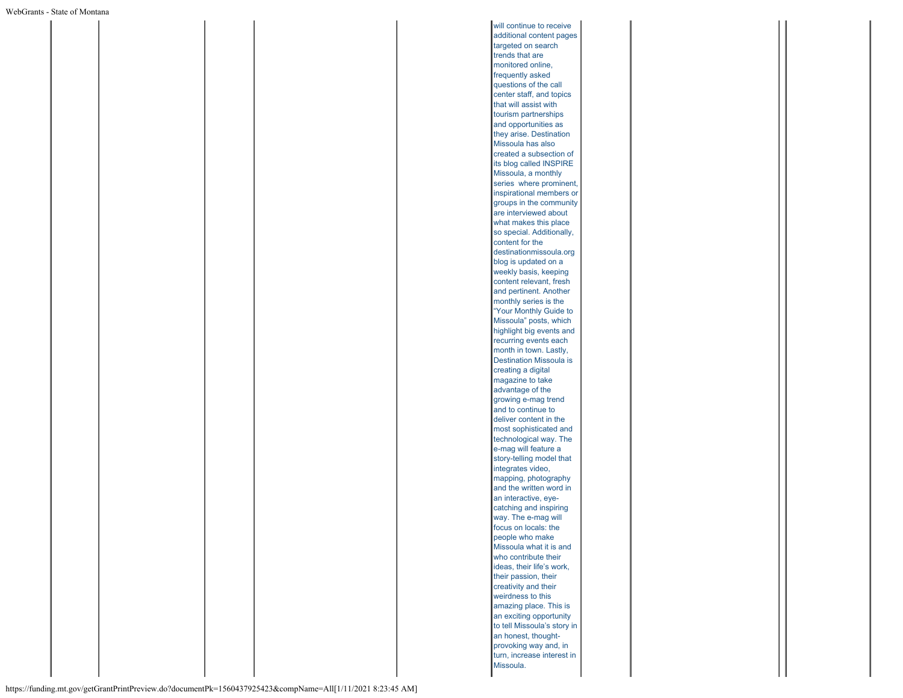|  |  |  |  |  |  | will continue to receive additional content pages targeted on search trends that are monitored online, frequently asked questions of the call center staff, and topics that will assist with tourism partnerships and opportunities as they arise. Destination Missoula has also created a subsection of its blog called INSPIRE Missoula, a monthly series where prominent, inspirational members or groups in the community are interviewed about what makes this place so special. Additionally, content for the destinationmissoula.org blog is updated on a weekly basis, keeping content relevant, fresh and pertinent. Another monthly series is the "Your Monthly Guide to Missoula" posts, which highlight big events and recurring events each month in town. Lastly, Destination Missoula is creating a digital magazine to take advantage of the growing e-mag trend and to continue to deliver content in the most sophisticated and technological way. The e-mag will feature a story-telling model that integrates video, mapping, photography and the written word in an interactive, eye-catching and inspiring way. The e-mag will focus on locals: the people who make Missoula what it is and who contribute their ideas, their life's work, their passion, their creativity and their weirdness to this amazing place. This is an exciting opportunity to tell Missoula's story in an honest, thought-provoking way and, in turn, increase interest in Missoula. |  |  |  |  |
|---|---|---|---|---|---|---|---|---|---|---|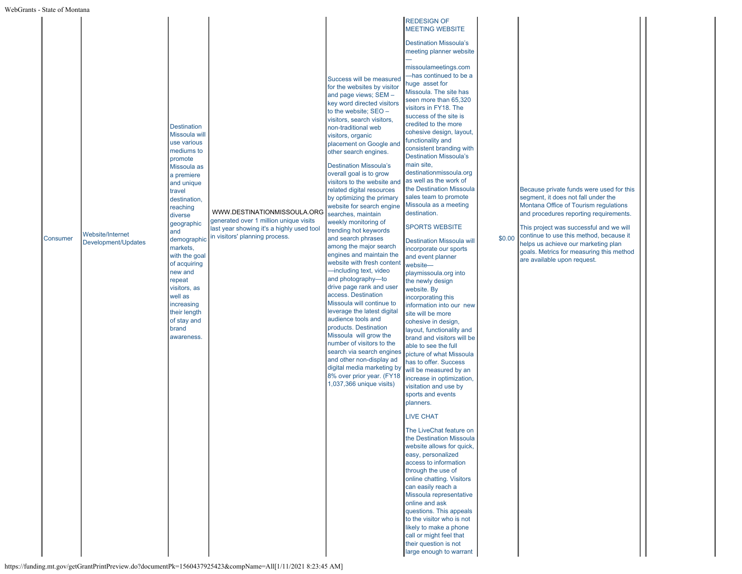| | | | | | | | | | |
|---|---|---|---|---|---|---|---|---|---|
| Consumer | Website/Internet Development/Updates | Destination Missoula will use various mediums to promote Missoula as a premiere and unique travel destination, reaching diverse geographic and demographic markets, with the goal of acquiring new and repeat visitors, as well as increasing their length of stay and brand awareness. | WWW.DESTINATIONMISSOULA.ORG generated over 1 million unique visits last year showing it's a highly used tool in visitors' planning process. | Success will be measured for the websites by visitor and page views; SEM – key word directed visitors to the website; SEO – visitors, search visitors, non-traditional web visitors, organic placement on Google and other search engines.<br><br>Destination Missoula's overall goal is to grow visitors to the website and related digital resources by optimizing the primary website for search engine searches, maintain weekly monitoring of trending hot keywords and search phrases among the major search engines and maintain the website with fresh content —including text, video and photography—to drive page rank and user access. Destination Missoula will continue to leverage the latest digital audience tools and products. Destination Missoula will grow the number of visitors to the search via search engines and other non-display ad digital media marketing by 8% over prior year. (FY18 1,037,366 unique visits) | REDESIGN OF MEETING WEBSITE<br><br>Destination Missoula's meeting planner website — missoulameetings.com —has continued to be a huge asset for Missoula. The site has seen more than 65,320 visitors in FY18. The success of the site is credited to the more cohesive design, layout, functionality and consistent branding with Destination Missoula's main site, destinationmissoula.org as well as the work of the Destination Missoula sales team to promote Missoula as a meeting destination.<br><br>SPORTS WEBSITE<br><br>Destination Missoula will incorporate our sports and event planner website— playmissoula.org into the newly design website. By incorporating this information into our new site will be more cohesive in design, layout, functionality and brand and visitors will be able to see the full picture of what Missoula has to offer. Success will be measured by an increase in optimization, visitation and use by sports and events planners.<br><br>LIVE CHAT<br><br>The LiveChat feature on the Destination Missoula website allows for quick, easy, personalized access to information through the use of online chatting. Visitors can easily reach a Missoula representative online and ask questions. This appeals to the visitor who is not likely to make a phone call or might feel that their question is not large enough to warrant | $0.00 | Because private funds were used for this segment, it does not fall under the Montana Office of Tourism regulations and procedures reporting requirements.<br><br>This project was successful and we will continue to use this method, because it helps us achieve our marketing plan goals. Metrics for measuring this method are available upon request. | | |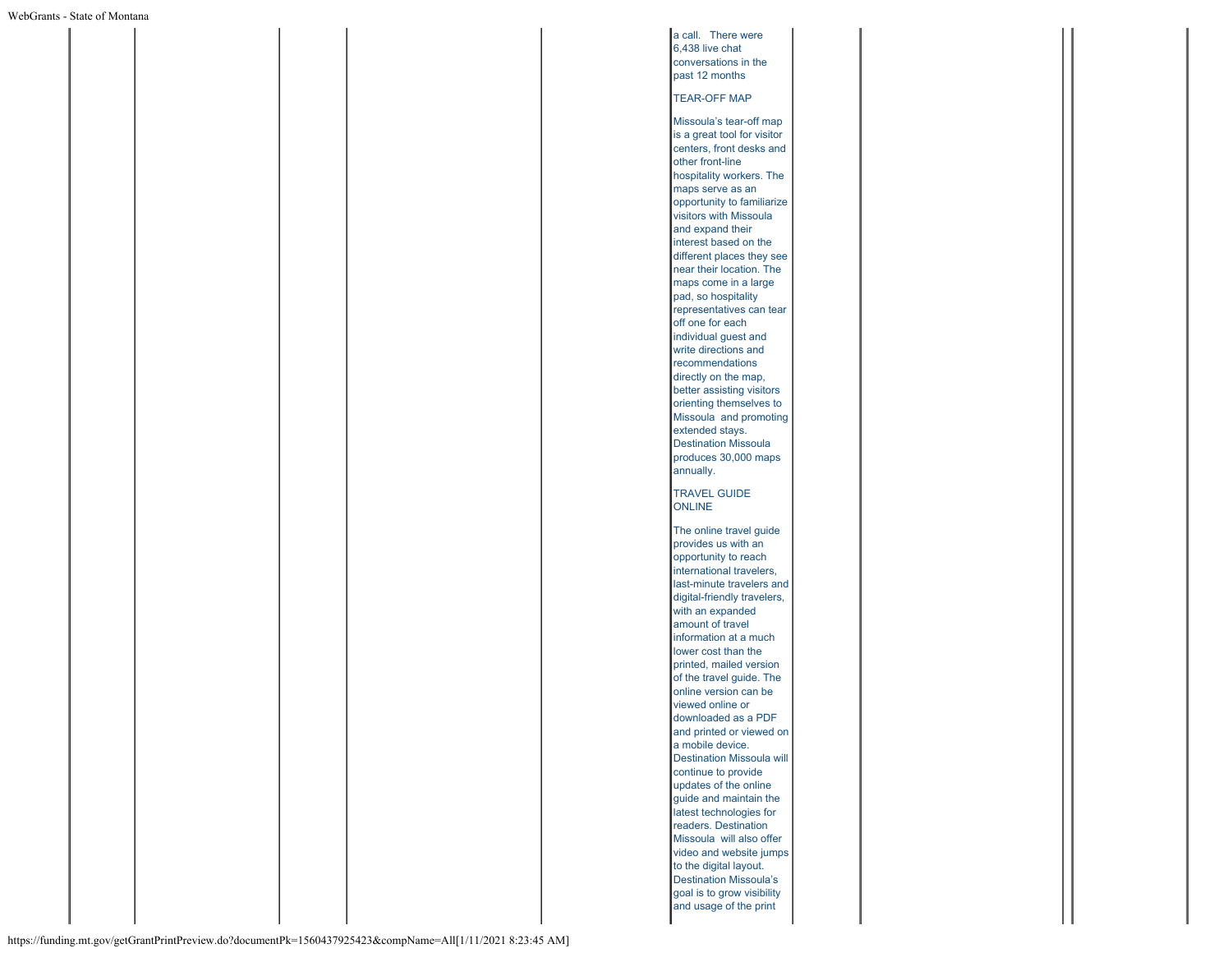a call. There were 6,438 live chat conversations in the past 12 months

TEAR-OFF MAP

Missoula's tear-off map is a great tool for visitor centers, front desks and other front-line hospitality workers. The maps serve as an opportunity to familiarize visitors with Missoula and expand their interest based on the different places they see near their location. The maps come in a large pad, so hospitality representatives can tear off one for each individual guest and write directions and recommendations directly on the map, better assisting visitors orienting themselves to Missoula and promoting extended stays. Destination Missoula produces 30,000 maps annually.

TRAVEL GUIDE ONLINE

The online travel guide provides us with an opportunity to reach international travelers, last-minute travelers and digital-friendly travelers, with an expanded amount of travel information at a much lower cost than the printed, mailed version of the travel guide. The online version can be viewed online or downloaded as a PDF and printed or viewed on a mobile device. Destination Missoula will continue to provide updates of the online guide and maintain the latest technologies for readers. Destination Missoula will also offer video and website jumps to the digital layout. Destination Missoula's goal is to grow visibility and usage of the print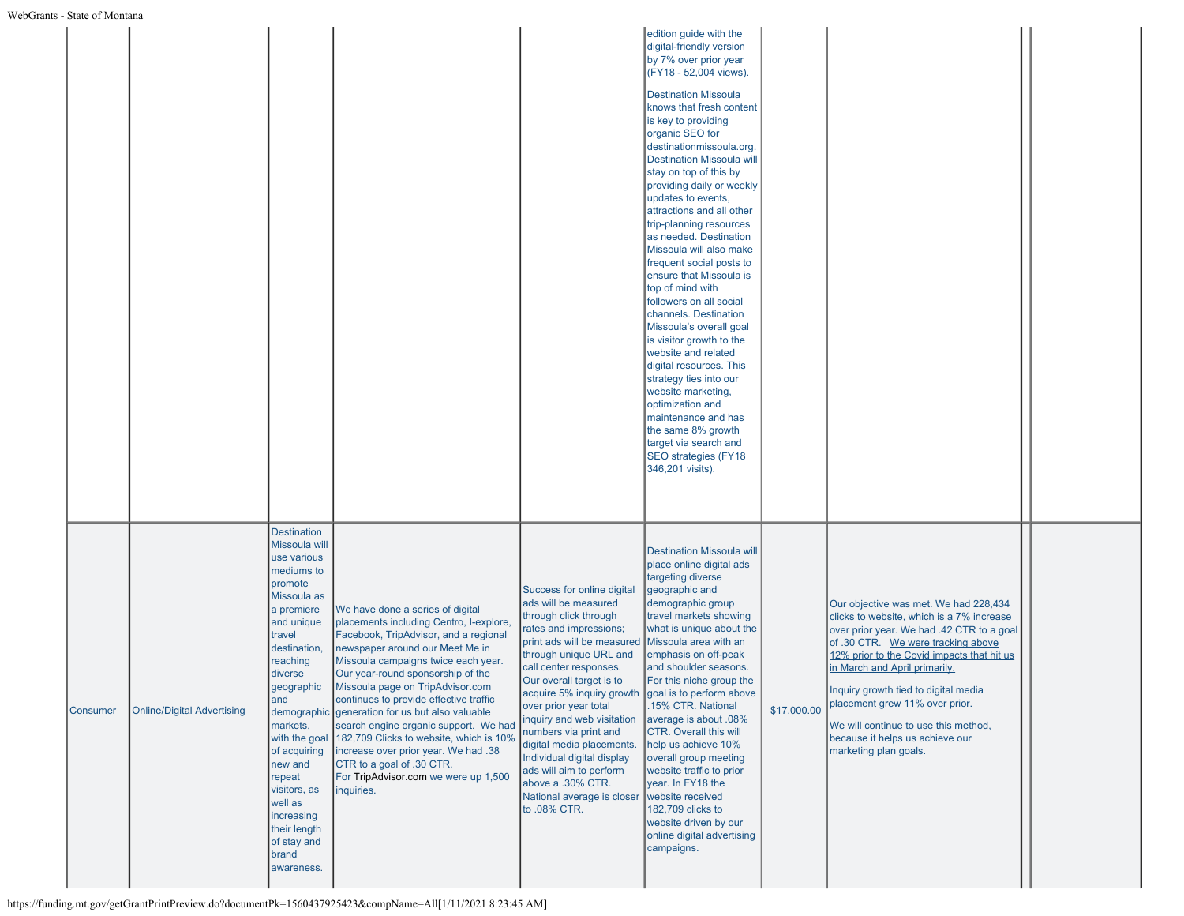| | | | | | | | | | |
|---|---|---|---|---|---|---|---|---|---|
| | | | | | edition guide with the digital-friendly version by 7% over prior year (FY18 - 52,004 views).<br><br>Destination Missoula knows that fresh content is key to providing organic SEO for destinationmissoula.org. Destination Missoula will stay on top of this by providing daily or weekly updates to events, attractions and all other trip-planning resources as needed. Destination Missoula will also make frequent social posts to ensure that Missoula is top of mind with followers on all social channels. Destination Missoula's overall goal is visitor growth to the website and related digital resources. This strategy ties into our website marketing, optimization and maintenance and has the same 8% growth target via search and SEO strategies (FY18 346,201 visits). | | | | |
| Consumer | Online/Digital Advertising | Destination Missoula will use various mediums to promote Missoula as a premiere and unique travel destination, reaching diverse geographic and demographic markets, with the goal of acquiring new and repeat visitors, as well as increasing their length of stay and brand awareness. | We have done a series of digital placements including Centro, I-explore, Facebook, TripAdvisor, and a regional newspaper around our Meet Me in Missoula campaigns twice each year. Our year-round sponsorship of the Missoula page on TripAdvisor.com continues to provide effective traffic generation for us but also valuable search engine organic support. We had 182,709 Clicks to website, which is 10% increase over prior year. We had .38 CTR to a goal of .30 CTR.<br>For TripAdvisor.com we were up 1,500 inquiries. | Success for online digital ads will be measured through click through rates and impressions; print ads will be measured through unique URL and call center responses. Our overall target is to acquire 5% inquiry growth over prior year total inquiry and web visitation numbers via print and digital media placements. Individual digital display ads will aim to perform above a .30% CTR. National average is closer to .08% CTR. | Destination Missoula will place online digital ads targeting diverse geographic and demographic group travel markets showing what is unique about the Missoula area with an emphasis on off-peak and shoulder seasons. For this niche group the goal is to perform above .15% CTR. National average is about .08% CTR. Overall this will help us achieve 10% overall group meeting website traffic to prior year. In FY18 the website received 182,709 clicks to website driven by our online digital advertising campaigns. | $17,000.00 | Our objective was met. We had 228,434 clicks to website, which is a 7% increase over prior year. We had .42 CTR to a goal of .30 CTR. <u>We were tracking above 12% prior to the Covid impacts that hit us in March and April primarily.</u><br><br>Inquiry growth tied to digital media placement grew 11% over prior.<br><br>We will continue to use this method, because it helps us achieve our marketing plan goals. | | |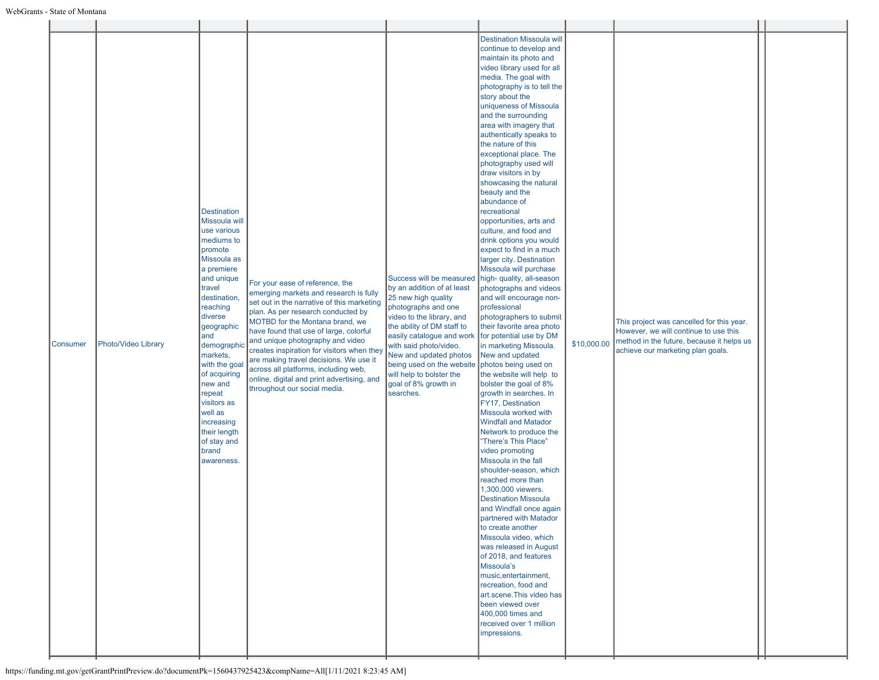| | | | | | | | | | |
|---|---|---|---|---|---|---|---|---|---|
| Consumer | Photo/Video Library | Destination Missoula will use various mediums to promote Missoula as a premiere and unique travel destination, reaching diverse geographic and demographic markets, with the goal of acquiring new and repeat visitors as well as increasing their length of stay and brand awareness. | For your ease of reference, the emerging markets and research is fully set out in the narrative of this marketing plan. As per research conducted by MOTBD for the Montana brand, we have found that use of large, colorful and unique photography and video creates inspiration for visitors when they are making travel decisions. We use it across all platforms, including web, online, digital and print advertising, and throughout our social media. | Success will be measured by an addition of at least 25 new high quality photographs and one video to the library, and the ability of DM staff to easily catalogue and work with said photo/video. New and updated photos being used on the website will help to bolster the goal of 8% growth in searches. | Destination Missoula will continue to develop and maintain its photo and video library used for all media. The goal with photography is to tell the story about the uniqueness of Missoula and the surrounding area with imagery that authentically speaks to the nature of this exceptional place. The photography used will draw visitors in by showcasing the natural beauty and the abundance of recreational opportunities, arts and culture, and food and drink options you would expect to find in a much larger city. Destination Missoula will purchase high- quality, all-season photographs and videos and will encourage non-professional photographers to submit their favorite area photo for potential use by DM in marketing Missoula. New and updated photos being used on the website will help to bolster the goal of 8% growth in searches. In FY17, Destination Missoula worked with Windfall and Matador Network to produce the "There's This Place" video promoting Missoula in the fall shoulder-season, which reached more than 1,300,000 viewers. Destination Missoula and Windfall once again partnered with Matador to create another Missoula video, which was released in August of 2018, and features Missoula's music,entertainment, recreation, food and art.scene.This video has been viewed over 400,000 times and received over 1 million impressions. | $10,000.00 | This project was cancelled for this year. However, we will continue to use this method in the future, because it helps us achieve our marketing plan goals. | | |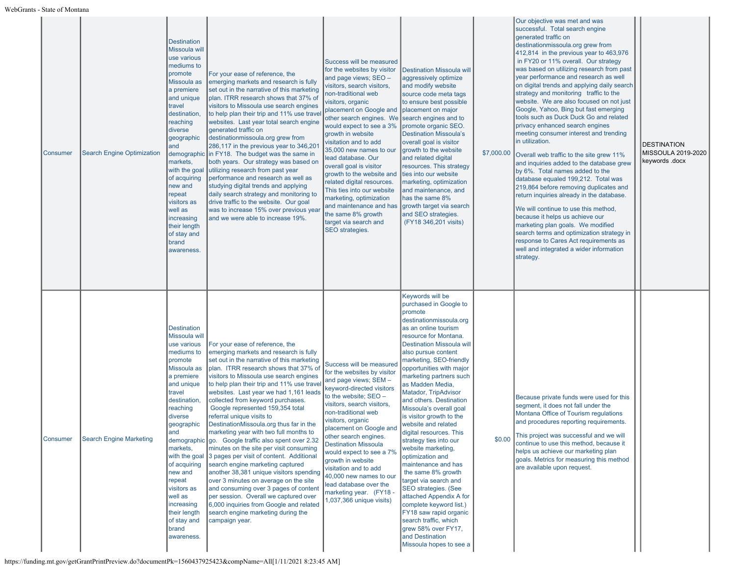| Consumer | Search Engine Optimization | Destination Missoula will use various mediums to promote Missoula as a premiere and unique travel destination, reaching diverse geographic and demographic markets, with the goal of acquiring new and repeat visitors as well as increasing their length of stay and brand awareness. | For your ease of reference, the emerging markets and research is fully set out in the narrative of this marketing plan. ITRR research shows that 37% of visitors to Missoula use search engines to help plan their trip and 11% use travel websites. Last year total search engine generated traffic on destinationmissoula.org grew from 286,117 in the previous year to 346,201 in FY18. The budget was the same in both years. Our strategy was based on utilizing research from past year performance and research as well as studying digital trends and applying daily search strategy and monitoring to drive traffic to the website. Our goal was to increase 15% over previous year and we were able to increase 19%. | Success will be measured for the websites by visitor and page views; SEO – visitors, search visitors, non-traditional web visitors, organic placement on Google and other search engines. We would expect to see a 3% growth in website visitation and to add 35,000 new names to our lead database. Our overall goal is visitor growth to the website and related digital resources. This ties into our website marketing, optimization and maintenance and has the same 8% growth target via search and SEO strategies. | Destination Missoula will aggressively optimize and modify website source code meta tags to ensure best possible placement on major search engines and to promote organic SEO. Destination Missoula's overall goal is visitor growth to the website and related digital resources. This strategy ties into our website marketing, optimization and maintenance, and has the same 8% growth target via search and SEO strategies. (FY18 346,201 visits) | $7,000.00 | Our objective was met and was successful. Total search engine generated traffic on destinationmissoula.org grew from 412,814 in the previous year to 463,976 in FY20 or 11% overall. Our strategy was based on utilizing research from past year performance and research as well as on digital trends and applying daily search strategy and monitoring traffic to the website. We are also focused on not just Google, Yahoo, Bing but fast emerging tools such as Duck Duck Go and related privacy enhanced search engines meeting consumer interest and trending in utilization.<br><br>Overall web traffic to the site grew 11% and inquiries added to the database grew by 6%. Total names added to the database equaled 199,212. Total was 219,864 before removing duplicates and return inquiries already in the database.<br><br>We will continue to use this method, because it helps us achieve our marketing plan goals. We modified search terms and optimization strategy in response to Cares Act requirements as well and integrated a wider information strategy. | | DESTINATION MISSOULA 2019-2020 keywords .docx |
|---|---|---|---|---|---|---|---|---|---|
| Consumer | Search Engine Marketing | Destination Missoula will use various mediums to promote Missoula as a premiere and unique travel destination, reaching diverse geographic and demographic markets, with the goal of acquiring new and repeat visitors as well as increasing their length of stay and brand awareness. | For your ease of reference, the emerging markets and research is fully set out in the narrative of this marketing plan. ITRR research shows that 37% of visitors to Missoula use search engines to help plan their trip and 11% use travel websites. Last year we had 1,161 leads collected from keyword purchases. Google represented 159,354 total referral unique visits to DestinationMissoula.org thus far in the marketing year with two full months to go. Google traffic also spent over 2.32 minutes on the site per visit consuming 3 pages per visit of content. Additional search engine marketing captured another 38,381 unique visitors spending over 3 minutes on average on the site and consuming over 3 pages of content per session. Overall we captured over 6,000 inquiries from Google and related search engine marketing during the campaign year. | Success will be measured for the websites by visitor and page views; SEM – keyword-directed visitors to the website; SEO – visitors, search visitors, non-traditional web visitors, organic placement on Google and other search engines. Destination Missoula would expect to see a 7% growth in website visitation and to add 40,000 new names to our lead database over the marketing year. (FY18 - 1,037,366 unique visits) | Keywords will be purchased in Google to promote destinationmissoula.org as an online tourism resource for Montana. Destination Missoula will also pursue content marketing, SEO-friendly opportunities with major marketing partners such as Madden Media, Matador, TripAdvisor and others. Destination Missoula's overall goal is visitor growth to the website and related digital resources. This strategy ties into our website marketing, optimization and maintenance and has the same 8% growth target via search and SEO strategies. (See attached Appendix A for complete keyword list.) FY18 saw rapid organic search traffic, which grew 58% over FY17, and Destination Missoula hopes to see a | $0.00 | Because private funds were used for this segment, it does not fall under the Montana Office of Tourism regulations and procedures reporting requirements.<br><br>This project was successful and we will continue to use this method, because it helps us achieve our marketing plan goals. Metrics for measuring this method are available upon request. | | |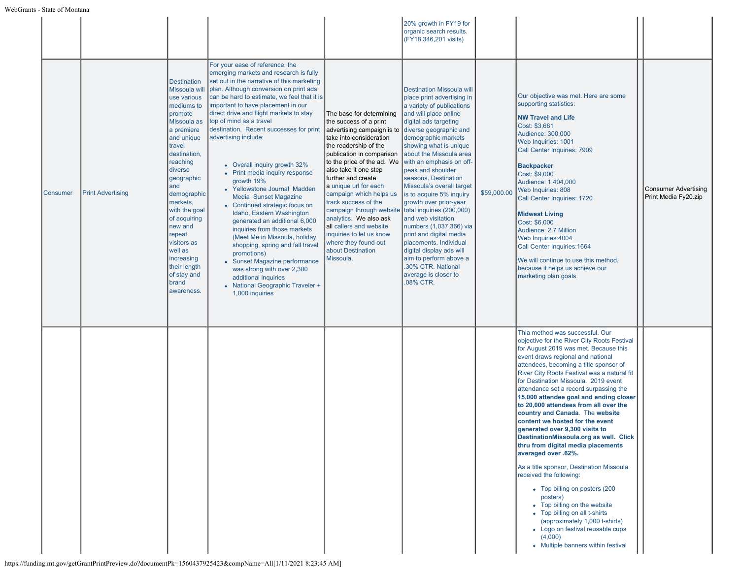| | | | | | | | | | |
|---|---|---|---|---|---|---|---|---|---|
| | | | | | 20% growth in FY19 for organic search results. (FY18 346,201 visits) | | | | |
| Consumer | Print Advertising | Destination Missoula will use various mediums to promote Missoula as a premiere and unique travel destination, reaching diverse geographic and demographic markets, with the goal of acquiring new and repeat visitors as well as increasing their length of stay and brand awareness. | For your ease of reference, the emerging markets and research is fully set out in the narrative of this marketing plan. Although conversion on print ads can be hard to estimate, we feel that it is important to have placement in our direct drive and flight markets to stay top of mind as a travel destination. Recent successes for print advertising include:<br><br>• Overall inquiry growth 32%<br>• Print media inquiry response growth 19%<br>• Yellowstone Journal Madden Media Sunset Magazine<br>• Continued strategic focus on Idaho, Eastern Washington generated an additional 6,000 inquiries from those markets (Meet Me in Missoula, holiday shopping, spring and fall travel promotions)<br>• Sunset Magazine performance was strong with over 2,300 additional inquiries<br>• National Geographic Traveler + 1,000 inquiries | The base for determining the success of a print advertising campaign is to take into consideration the readership of the publication in comparison to the price of the ad. We also take it one step further and create a unique url for each campaign which helps us track success of the campaign through website analytics. We also ask all callers and website inquiries to let us know where they found out about Destination Missoula. | Destination Missoula will place print advertising in a variety of publications and will place online digital ads targeting diverse geographic and demographic markets showing what is unique about the Missoula area with an emphasis on off-peak and shoulder seasons. Destination Missoula's overall target is to acquire 5% inquiry growth over prior-year total inquiries (200,000) and web visitation numbers (1,037,366) via print and digital media placements. Individual digital display ads will aim to perform above a .30% CTR. National average is closer to .08% CTR. | $59,000.00 | Our objective was met. Here are some supporting statistics:<br><br>**NW Travel and Life**<br>Cost: $3,681<br>Audience: 300,000<br>Web Inquiries: 1001<br>Call Center Inquiries: 7909<br><br>**Backpacker**<br>Cost: $9,000<br>Audience: 1,404,000<br>Web Inquiries: 808<br>Call Center Inquiries: 1720<br><br>**Midwest Living**<br>Cost: $6,000<br>Audience: 2.7 Million<br>Web Inquiries:4004<br>Call Center Inquiries:1664<br><br>We will continue to use this method, because it helps us achieve our marketing plan goals. | | Consumer Advertising Print Media Fy20.zip |
| | | | | | | | Thia method was successful. Our objective for the River City Roots Festival for August 2019 was met. Because this event draws regional and national attendees, becoming a title sponsor of River City Roots Festival was a natural fit for Destination Missoula. 2019 event attendance set a record surpassing the **15,000 attendee goal and ending closer to 20,000 attendees from all over the country and Canada**. The **website content we hosted for the event generated over 9,300 visits to DestinationMissoula.org as well. Click thru from digital media placements averaged over .62%.**<br><br>As a title sponsor, Destination Missoula received the following:<br><br>• Top billing on posters (200 posters)<br>• Top billing on the website<br>• Top billing on all t-shirts (approximately 1,000 t-shirts)<br>• Logo on festival reusable cups (4,000)<br>• Multiple banners within festival | | |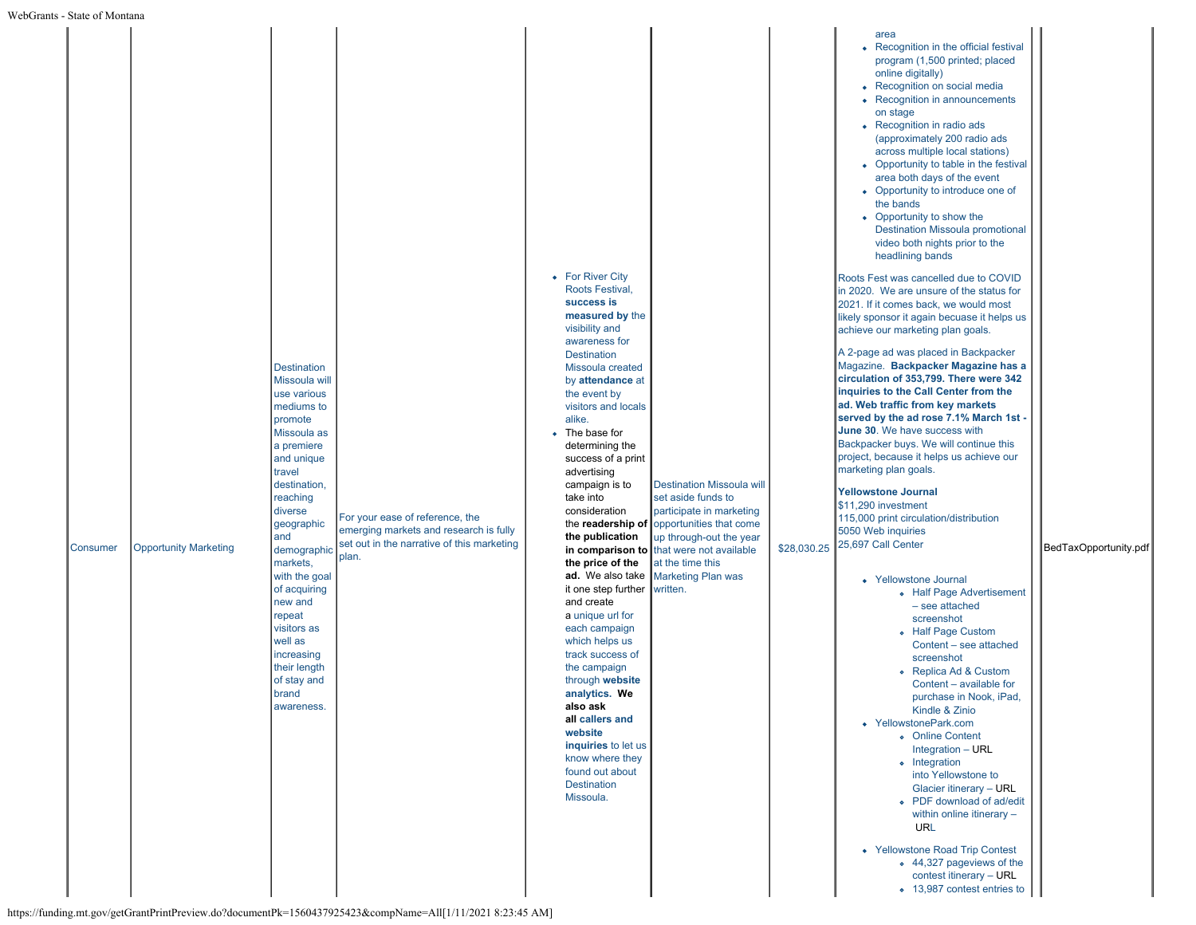| | | | | | | | | |
|---|---|---|---|---|---|---|---|---|
| Consumer | Opportunity Marketing | Destination Missoula will use various mediums to promote Missoula as a premiere and unique travel destination, reaching diverse geographic and demographic markets, with the goal of acquiring new and repeat visitors as well as increasing their length of stay and brand awareness. | For your ease of reference, the emerging markets and research is fully set out in the narrative of this marketing plan. | <ul><li>For River City Roots Festival, **success is measured by** the visibility and awareness for Destination Missoula created by **attendance** at the event by visitors and locals alike.</li><li>The base for determining the success of a print advertising campaign is to take into consideration the **readership of the publication in comparison to the price of the ad.** We also take it one step further and create a unique url for each campaign which helps us track success of the campaign through **website analytics. We also ask all callers and website inquiries** to let us know where they found out about Destination Missoula.</li></ul> | Destination Missoula will set aside funds to participate in marketing opportunities that come up through-out the year that were not available at the time this Marketing Plan was written. | $28,030.25 | area<ul><li>Recognition in the official festival program (1,500 printed; placed online digitally)</li><li>Recognition on social media</li><li>Recognition in announcements on stage</li><li>Recognition in radio ads (approximately 200 radio ads across multiple local stations)</li><li>Opportunity to table in the festival area both days of the event</li><li>Opportunity to introduce one of the bands</li><li>Opportunity to show the Destination Missoula promotional video both nights prior to the headlining bands</li></ul>Roots Fest was cancelled due to COVID in 2020. We are unsure of the status for 2021. If it comes back, we would most likely sponsor it again becuase it helps us achieve our marketing plan goals.<br><br>A 2-page ad was placed in Backpacker Magazine. **Backpacker Magazine has a circulation of 353,799. There were 342 inquiries to the Call Center from the ad. Web traffic from key markets served by the ad rose 7.1% March 1st - June 30**. We have success with Backpacker buys. We will continue this project, because it helps us achieve our marketing plan goals.<br><br>**Yellowstone Journal**<br>$11,290 investment<br>115,000 print circulation/distribution<br>5050 Web inquiries<br>25,697 Call Center<ul><li>Yellowstone Journal<ul><li>Half Page Advertisement – see attached screenshot</li><li>Half Page Custom Content – see attached screenshot</li><li>Replica Ad & Custom Content – available for purchase in Nook, iPad, Kindle & Zinio</li></ul></li><li>YellowstonePark.com<ul><li>Online Content Integration – URL</li><li>Integration into Yellowstone to Glacier itinerary – URL</li><li>PDF download of ad/edit within online itinerary – URL</li></ul></li><li>Yellowstone Road Trip Contest<ul><li>44,327 pageviews of the contest itinerary – URL</li><li>13,987 contest entries to</li></ul></li></ul> | BedTaxOpportunity.pdf |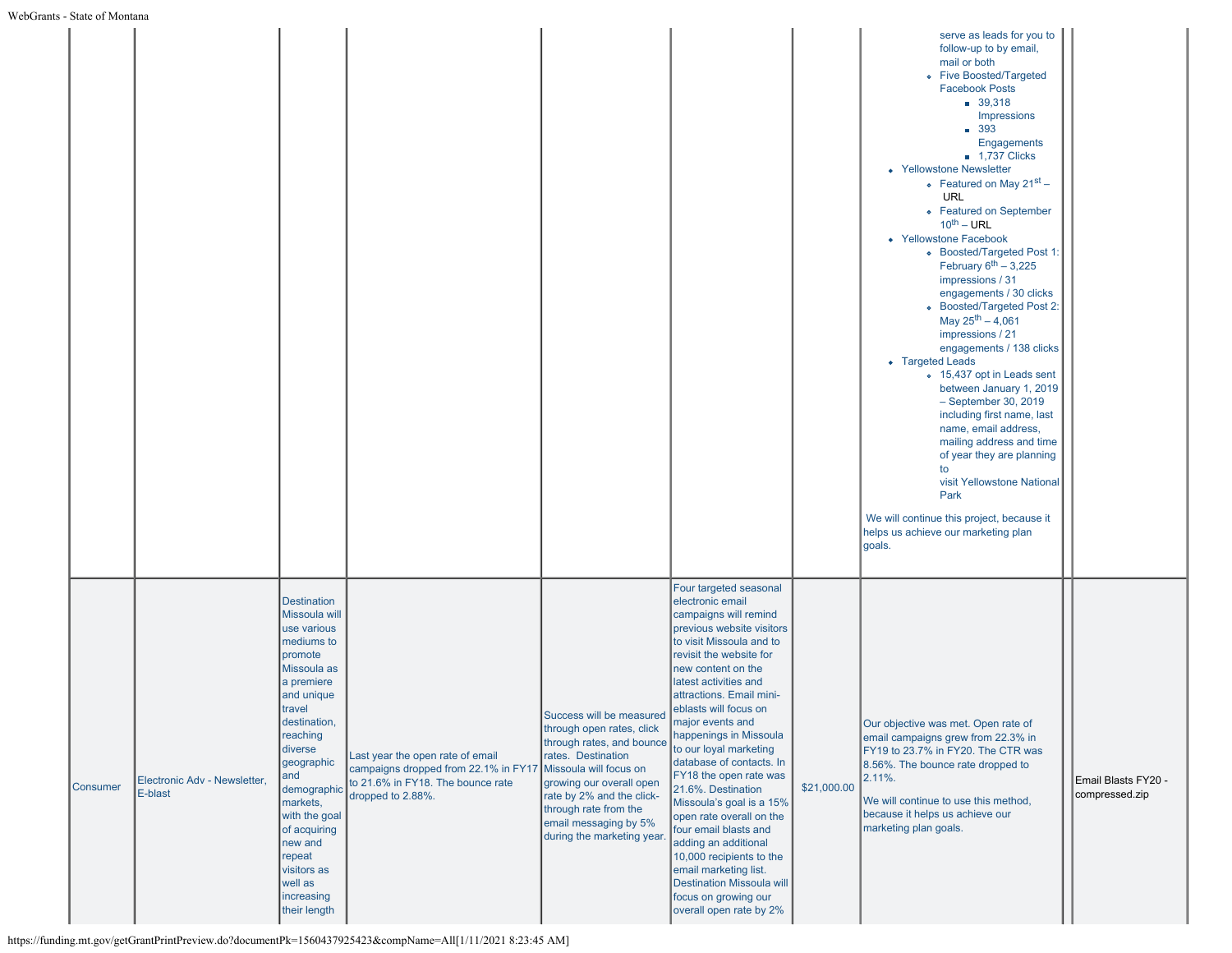| | | | | | | | | |
|---|---|---|---|---|---|---|---|---|
| | | | | | | | serve as leads for you to follow-up to by email, mail or both<br>- Five Boosted/Targeted Facebook Posts<br>  - 39,318 Impressions<br>  - 393 Engagements<br>  - 1,737 Clicks<br>- Yellowstone Newsletter<br>  - Featured on May 21st – URL<br>  - Featured on September 10th – URL<br>- Yellowstone Facebook<br>  - Boosted/Targeted Post 1: February 6th – 3,225 impressions / 31 engagements / 30 clicks<br>  - Boosted/Targeted Post 2: May 25th – 4,061 impressions / 21 engagements / 138 clicks<br>- Targeted Leads<br>  - 15,437 opt in Leads sent between January 1, 2019 – September 30, 2019 including first name, last name, email address, mailing address and time of year they are planning to visit Yellowstone National Park<br><br>We will continue this project, because it helps us achieve our marketing plan goals. | |
| Consumer | Electronic Adv - Newsletter, E-blast | Destination Missoula will use various mediums to promote Missoula as a premiere and unique travel destination, reaching diverse geographic and demographic markets, with the goal of acquiring new and repeat visitors as well as increasing their length | Last year the open rate of email campaigns dropped from 22.1% in FY17 to 21.6% in FY18. The bounce rate dropped to 2.88%. | Success will be measured through open rates, click through rates, and bounce rates. Destination Missoula will focus on growing our overall open rate by 2% and the click-through rate from the email messaging by 5% during the marketing year. | Four targeted seasonal electronic email campaigns will remind previous website visitors to visit Missoula and to revisit the website for new content on the latest activities and attractions. Email mini-eblasts will focus on major events and happenings in Missoula to our loyal marketing database of contacts. In FY18 the open rate was 21.6%. Destination Missoula's goal is a 15% open rate overall on the four email blasts and adding an additional 10,000 recipients to the email marketing list. Destination Missoula will focus on growing our overall open rate by 2% | $21,000.00 | Our objective was met. Open rate of email campaigns grew from 22.3% in FY19 to 23.7% in FY20. The CTR was 8.56%. The bounce rate dropped to 2.11%.<br><br>We will continue to use this method, because it helps us achieve our marketing plan goals. | Email Blasts FY20 - compressed.zip |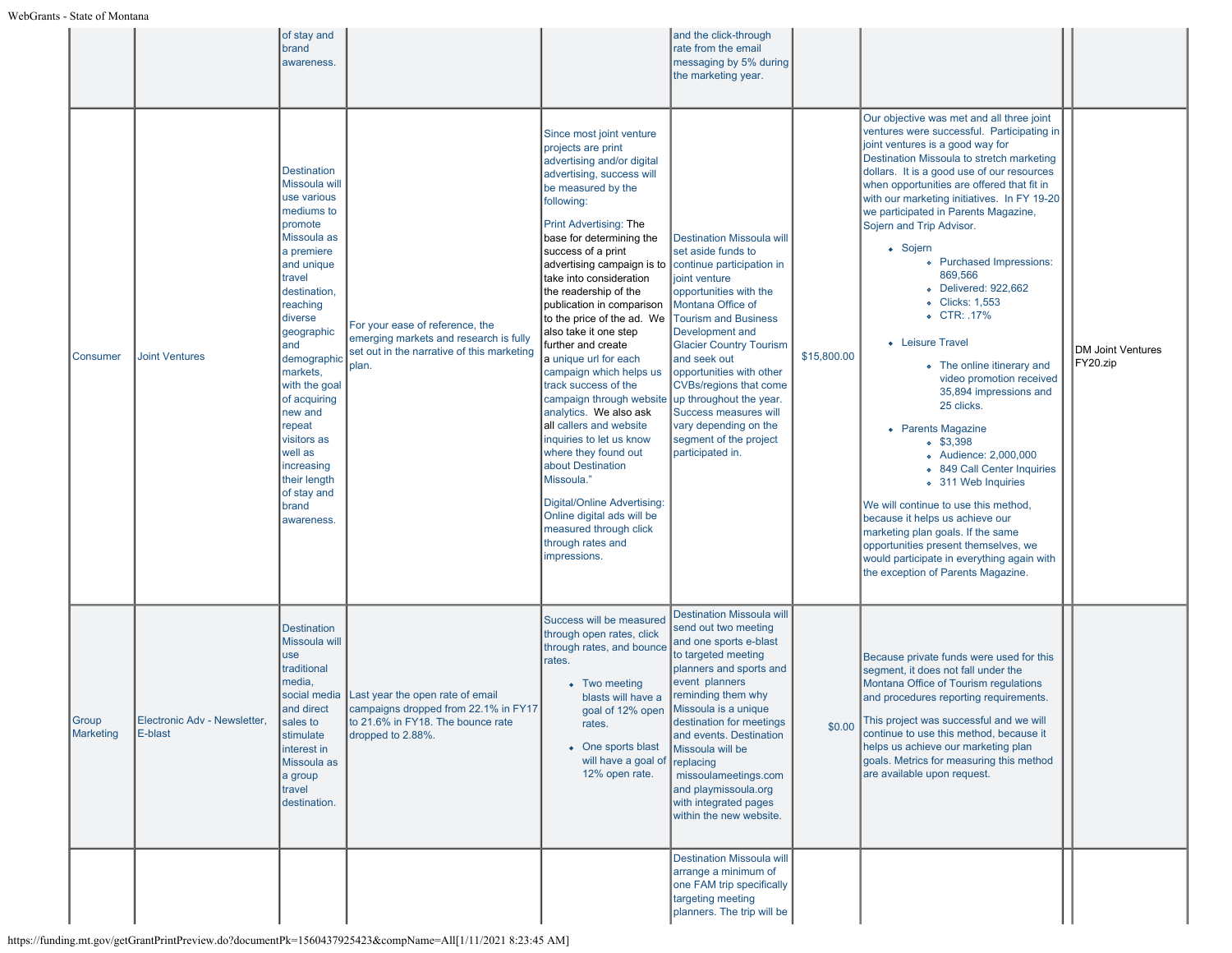| | | | | | | | | | |
|---|---|---|---|---|---|---|---|---|---|
| | | of stay and brand awareness. | | | and the click-through rate from the email messaging by 5% during the marketing year. | | | | |
| Consumer | Joint Ventures | Destination Missoula will use various mediums to promote Missoula as a premiere and unique travel destination, reaching diverse geographic and demographic markets, with the goal of acquiring new and repeat visitors as well as increasing their length of stay and brand awareness. | For your ease of reference, the emerging markets and research is fully set out in the narrative of this marketing plan. | Since most joint venture projects are print advertising and/or digital advertising, success will be measured by the following:<br><br>Print Advertising: The base for determining the success of a print advertising campaign is to take into consideration the readership of the publication in comparison to the price of the ad. We also take it one step further and create a unique url for each campaign which helps us track success of the campaign through website analytics. We also ask all callers and website inquiries to let us know where they found out about Destination Missoula."<br><br>Digital/Online Advertising: Online digital ads will be measured through click through rates and impressions. | Destination Missoula will set aside funds to continue participation in joint venture opportunities with the Montana Office of Tourism and Business Development and Glacier Country Tourism and seek out opportunities with other CVBs/regions that come up throughout the year. Success measures will vary depending on the segment of the project participated in. | $15,800.00 | Our objective was met and all three joint ventures were successful. Participating in joint ventures is a good way for Destination Missoula to stretch marketing dollars. It is a good use of our resources when opportunities are offered that fit in with our marketing initiatives. In FY 19-20 we participated in Parents Magazine, Sojern and Trip Advisor.<br><br>• Sojern<br>&nbsp;&nbsp;◦ Purchased Impressions: 869,566<br>&nbsp;&nbsp;◦ Delivered: 922,662<br>&nbsp;&nbsp;◦ Clicks: 1,553<br>&nbsp;&nbsp;◦ CTR: .17%<br>• Leisure Travel<br>&nbsp;&nbsp;◦ The online itinerary and video promotion received 35,894 impressions and 25 clicks.<br>• Parents Magazine<br>&nbsp;&nbsp;◦ $3,398<br>&nbsp;&nbsp;◦ Audience: 2,000,000<br>&nbsp;&nbsp;◦ 849 Call Center Inquiries<br>&nbsp;&nbsp;◦ 311 Web Inquiries<br><br>We will continue to use this method, because it helps us achieve our marketing plan goals. If the same opportunities present themselves, we would participate in everything again with the exception of Parents Magazine. | | DM Joint Ventures FY20.zip |
| Group Marketing | Electronic Adv - Newsletter, E-blast | Destination Missoula will use traditional media, social media and direct sales to stimulate interest in Missoula as a group travel destination. | Last year the open rate of email campaigns dropped from 22.1% in FY17 to 21.6% in FY18. The bounce rate dropped to 2.88%. | Success will be measured through open rates, click through rates, and bounce rates.<br><br>• Two meeting blasts will have a goal of 12% open rates.<br>• One sports blast will have a goal of 12% open rate. | Destination Missoula will send out two meeting and one sports e-blast to targeted meeting planners and sports and event planners reminding them why Missoula is a unique destination for meetings and events. Destination Missoula will be replacing missoulameetings.com and playmissoula.org with integrated pages within the new website. | $0.00 | Because private funds were used for this segment, it does not fall under the Montana Office of Tourism regulations and procedures reporting requirements.<br><br>This project was successful and we will continue to use this method, because it helps us achieve our marketing plan goals. Metrics for measuring this method are available upon request. | | |
| | | | | | Destination Missoula will arrange a minimum of one FAM trip specifically targeting meeting planners. The trip will be | | | | |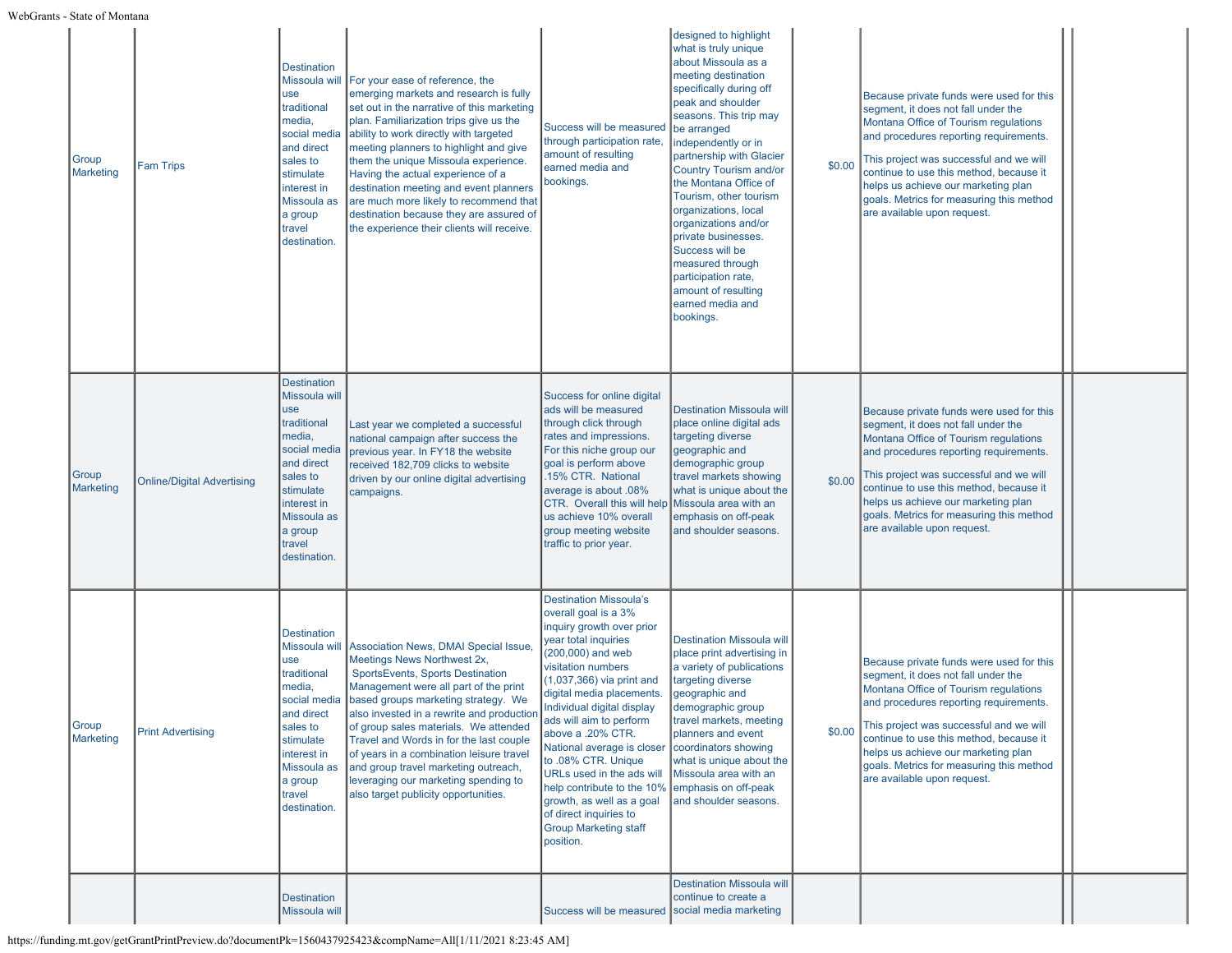| | | | | | | | | | |
|---|---|---|---|---|---|---|---|---|---|
| Group Marketing | Fam Trips | Destination Missoula will use traditional media, social media and direct sales to stimulate interest in Missoula as a group travel destination. | For your ease of reference, the emerging markets and research is fully set out in the narrative of this marketing plan. Familiarization trips give us the ability to work directly with targeted meeting planners to highlight and give them the unique Missoula experience. Having the actual experience of a destination meeting and event planners are much more likely to recommend that destination because they are assured of the experience their clients will receive. | Success will be measured through participation rate, amount of resulting earned media and bookings. | designed to highlight what is truly unique about Missoula as a meeting destination specifically during off peak and shoulder seasons. This trip may be arranged independently or in partnership with Glacier Country Tourism and/or the Montana Office of Tourism, other tourism organizations, local organizations and/or private businesses. Success will be measured through participation rate, amount of resulting earned media and bookings. | $0.00 | Because private funds were used for this segment, it does not fall under the Montana Office of Tourism regulations and procedures reporting requirements.<br><br>This project was successful and we will continue to use this method, because it helps us achieve our marketing plan goals. Metrics for measuring this method are available upon request. | | |
| Group Marketing | Online/Digital Advertising | Destination Missoula will use traditional media, social media and direct sales to stimulate interest in Missoula as a group travel destination. | Last year we completed a successful national campaign after success the previous year. In FY18 the website received 182,709 clicks to website driven by our online digital advertising campaigns. | Success for online digital ads will be measured through click through rates and impressions. For this niche group our goal is perform above .15% CTR. National average is about .08% CTR. Overall this will help us achieve 10% overall group meeting website traffic to prior year. | Destination Missoula will place online digital ads targeting diverse geographic and demographic group travel markets showing what is unique about the Missoula area with an emphasis on off-peak and shoulder seasons. | $0.00 | Because private funds were used for this segment, it does not fall under the Montana Office of Tourism regulations and procedures reporting requirements.<br><br>This project was successful and we will continue to use this method, because it helps us achieve our marketing plan goals. Metrics for measuring this method are available upon request. | | |
| Group Marketing | Print Advertising | Destination Missoula will use traditional media, social media and direct sales to stimulate interest in Missoula as a group travel destination. | Association News, DMAI Special Issue, Meetings News Northwest 2x, SportsEvents, Sports Destination Management were all part of the print based groups marketing strategy. We also invested in a rewrite and production of group sales materials. We attended Travel and Words in for the last couple of years in a combination leisure travel and group travel marketing outreach, leveraging our marketing spending to also target publicity opportunities. | Destination Missoula's overall goal is a 3% inquiry growth over prior year total inquiries (200,000) and web visitation numbers (1,037,366) via print and digital media placements. Individual digital display ads will aim to perform above a .20% CTR. National average is closer to .08% CTR. Unique URLs used in the ads will help contribute to the 10% growth, as well as a goal of direct inquiries to Group Marketing staff position. | Destination Missoula will place print advertising in a variety of publications targeting diverse geographic and demographic group travel markets, meeting planners and event coordinators showing what is unique about the Missoula area with an emphasis on off-peak and shoulder seasons. | $0.00 | Because private funds were used for this segment, it does not fall under the Montana Office of Tourism regulations and procedures reporting requirements.<br><br>This project was successful and we will continue to use this method, because it helps us achieve our marketing plan goals. Metrics for measuring this method are available upon request. | | |
| | | Destination Missoula will | | Success will be measured | Destination Missoula will continue to create a social media marketing | | | | |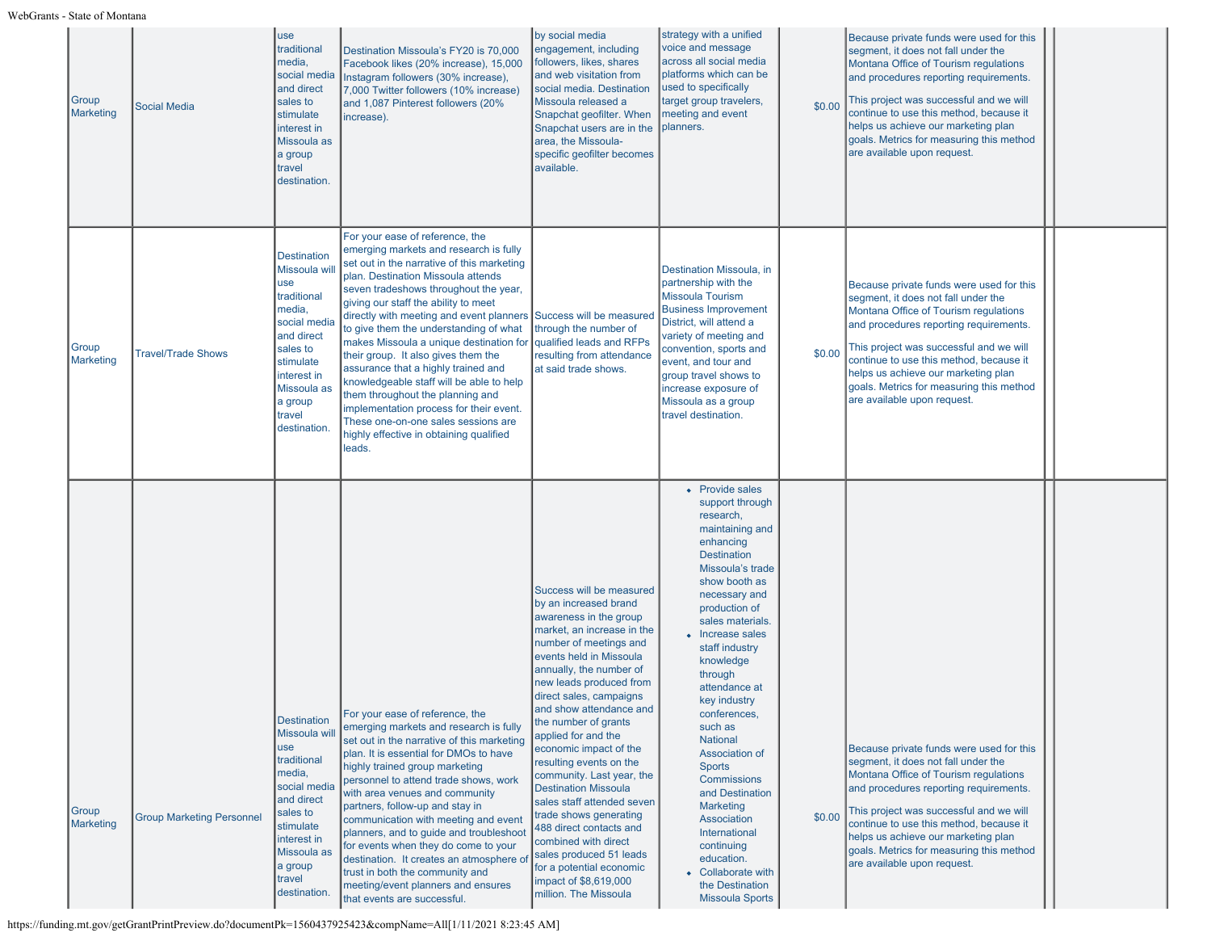| Group Marketing | Social Media | use traditional media, social media and direct sales to stimulate interest in Missoula as a group travel destination. | Destination Missoula's FY20 is 70,000 Facebook likes (20% increase), 15,000 Instagram followers (30% increase), 7,000 Twitter followers (10% increase) and 1,087 Pinterest followers (20% increase). | by social media engagement, including followers, likes, shares and web visitation from social media. Destination Missoula released a Snapchat geofilter. When Snapchat users are in the area, the Missoula-specific geofilter becomes available. | strategy with a unified voice and message across all social media platforms which can be used to specifically target group travelers, meeting and event planners. | $0.00 | Because private funds were used for this segment, it does not fall under the Montana Office of Tourism regulations and procedures reporting requirements.<br><br>This project was successful and we will continue to use this method, because it helps us achieve our marketing plan goals. Metrics for measuring this method are available upon request. | | |
|---|---|---|---|---|---|---|---|---|---|
| Group Marketing | Travel/Trade Shows | Destination Missoula will use traditional media, social media and direct sales to stimulate interest in Missoula as a group travel destination. | For your ease of reference, the emerging markets and research is fully set out in the narrative of this marketing plan. Destination Missoula attends seven tradeshows throughout the year, giving our staff the ability to meet directly with meeting and event planners to give them the understanding of what makes Missoula a unique destination for their group. It also gives them the assurance that a highly trained and knowledgeable staff will be able to help them throughout the planning and implementation process for their event. These one-on-one sales sessions are highly effective in obtaining qualified leads. | Success will be measured through the number of qualified leads and RFPs resulting from attendance at said trade shows. | Destination Missoula, in partnership with the Missoula Tourism Business Improvement District, will attend a variety of meeting and convention, sports and event, and tour and group travel shows to increase exposure of Missoula as a group travel destination. | $0.00 | Because private funds were used for this segment, it does not fall under the Montana Office of Tourism regulations and procedures reporting requirements.<br><br>This project was successful and we will continue to use this method, because it helps us achieve our marketing plan goals. Metrics for measuring this method are available upon request. | | |
| Group Marketing | Group Marketing Personnel | Destination Missoula will use traditional media, social media and direct sales to stimulate interest in Missoula as a group travel destination. | For your ease of reference, the emerging markets and research is fully set out in the narrative of this marketing plan. It is essential for DMOs to have highly trained group marketing personnel to attend trade shows, work with area venues and community partners, follow-up and stay in communication with meeting and event planners, and to guide and troubleshoot for events when they do come to your destination. It creates an atmosphere of trust in both the community and meeting/event planners and ensures that events are successful. | Success will be measured by an increased brand awareness in the group market, an increase in the number of meetings and events held in Missoula annually, the number of new leads produced from direct sales, campaigns and show attendance and the number of grants applied for and the economic impact of the resulting events on the community. Last year, the Destination Missoula sales staff attended seven trade shows generating 488 direct contacts and combined with direct sales produced 51 leads for a potential economic impact of $8,619,000 million. The Missoula | • Provide sales support through research, maintaining and enhancing Destination Missoula's trade show booth as necessary and production of sales materials.<br>• Increase sales staff industry knowledge through attendance at key industry conferences, such as National Association of Sports Commissions and Destination Marketing Association International continuing education.<br>• Collaborate with the Destination Missoula Sports | $0.00 | Because private funds were used for this segment, it does not fall under the Montana Office of Tourism regulations and procedures reporting requirements.<br><br>This project was successful and we will continue to use this method, because it helps us achieve our marketing plan goals. Metrics for measuring this method are available upon request. | | |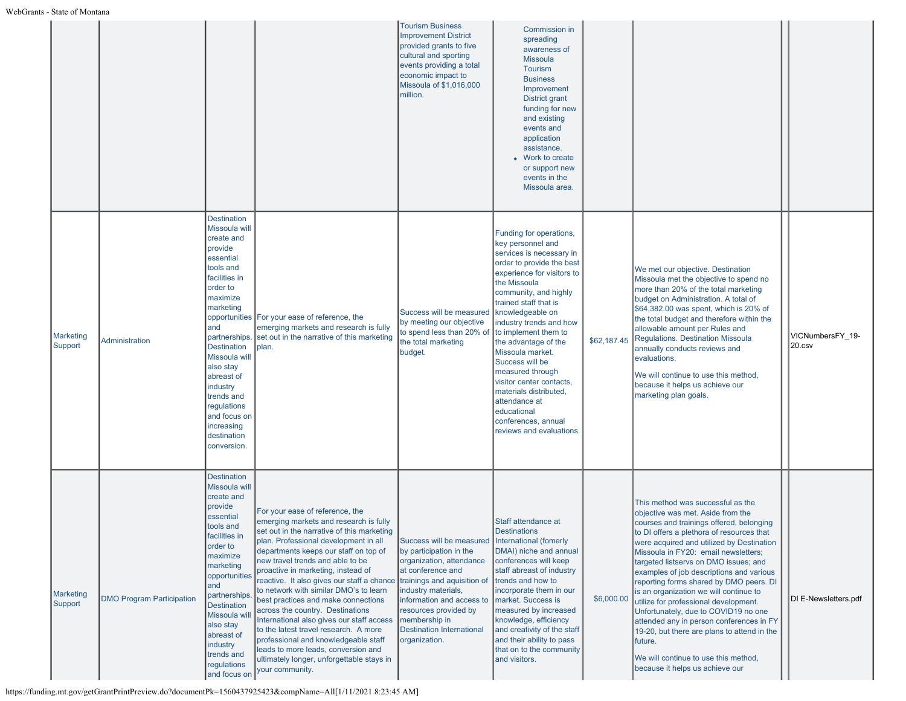| | | | | | | | | | |
|---|---|---|---|---|---|---|---|---|---|
| | | | | Tourism Business Improvement District provided grants to five cultural and sporting events providing a total economic impact to Missoula of $1,016,000 million. | Commission in spreading awareness of Missoula Tourism Business Improvement District grant funding for new and existing events and application assistance.<br>• Work to create or support new events in the Missoula area. | | | | |
| Marketing Support | Administration | Destination Missoula will create and provide essential tools and facilities in order to maximize marketing opportunities and partnerships. Destination Missoula will also stay abreast of industry trends and regulations and focus on increasing destination conversion. | For your ease of reference, the emerging markets and research is fully set out in the narrative of this marketing plan. | Success will be measured by meeting our objective to spend less than 20% of the total marketing budget. | Funding for operations, key personnel and services is necessary in order to provide the best experience for visitors to the Missoula community, and highly trained staff that is knowledgeable on industry trends and how to implement them to the advantage of the Missoula market. Success will be measured through visitor center contacts, materials distributed, attendance at educational conferences, annual reviews and evaluations. | $62,187.45 | We met our objective. Destination Missoula met the objective to spend no more than 20% of the total marketing budget on Administration. A total of $64,382.00 was spent, which is 20% of the total budget and therefore within the allowable amount per Rules and Regulations. Destination Missoula annually conducts reviews and evaluations.<br><br>We will continue to use this method, because it helps us achieve our marketing plan goals. | | VICNumbersFY_19-20.csv |
| Marketing Support | DMO Program Participation | Destination Missoula will create and provide essential tools and facilities in order to maximize marketing opportunities and partnerships. Destination Missoula will also stay abreast of industry trends and regulations and focus on | For your ease of reference, the emerging markets and research is fully set out in the narrative of this marketing plan. Professional development in all departments keeps our staff on top of new travel trends and able to be proactive in marketing, instead of reactive. It also gives our staff a chance to network with similar DMO's to learn best practices and make connections across the country. Destinations International also gives our staff access to the latest travel research. A more professional and knowledgeable staff leads to more leads, conversion and ultimately longer, unforgettable stays in your community. | Success will be measured by participation in the organization, attendance at conference and trainings and aquisition of industry materials, information and access to resources provided by membership in Destination International organization. | Staff attendance at Destinations International (fomerly DMAI) niche and annual conferences will keep staff abreast of industry trends and how to incorporate them in our market. Success is measured by increased knowledge, efficiency and creativity of the staff and their ability to pass that on to the community and visitors. | $6,000.00 | This method was successful as the objective was met. Aside from the courses and trainings offered, belonging to DI offers a plethora of resources that were acquired and utilized by Destination Missoula in FY20: email newsletters; targeted listservs on DMO issues; and examples of job descriptions and various reporting forms shared by DMO peers. DI is an organization we will continue to utilize for professional development. Unfortunately, due to COVID19 no one attended any in person conferences in FY 19-20, but there are plans to attend in the future.<br><br>We will continue to use this method, because it helps us achieve our | | DI E-Newsletters.pdf |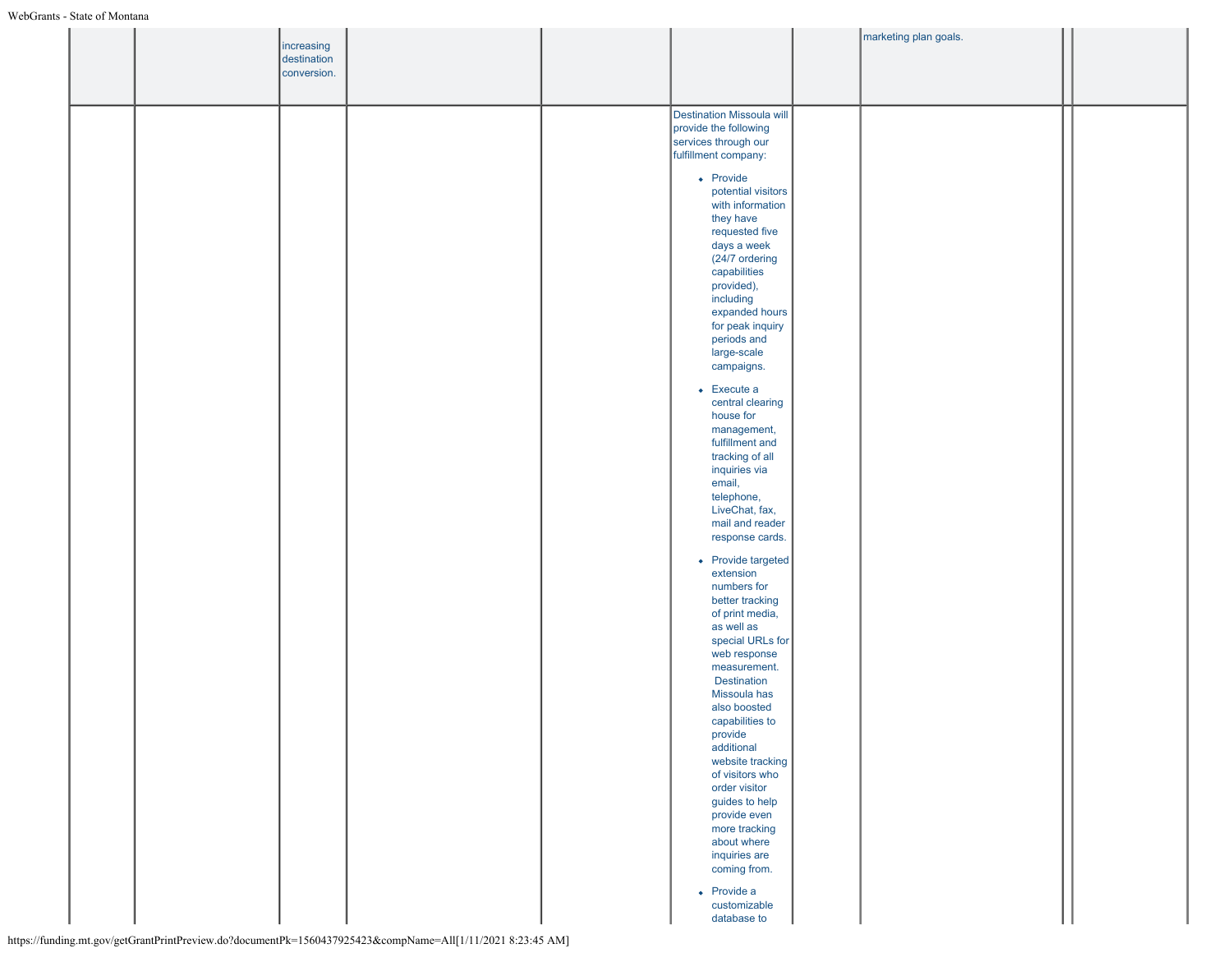| | | | | | | | | | |
|---|---|---|---|---|---|---|---|---|---|
| | | increasing destination conversion. | | | | | marketing plan goals. | | |
| | | | | | Destination Missoula will provide the following services through our fulfillment company:<br><br>- Provide potential visitors with information they have requested five days a week (24/7 ordering capabilities provided), including expanded hours for peak inquiry periods and large-scale campaigns.<br>- Execute a central clearing house for management, fulfillment and tracking of all inquiries via email, telephone, LiveChat, fax, mail and reader response cards.<br>- Provide targeted extension numbers for better tracking of print media, as well as special URLs for web response measurement. Destination Missoula has also boosted capabilities to provide additional website tracking of visitors who order visitor guides to help provide even more tracking about where inquiries are coming from.<br>- Provide a customizable database to | | | | |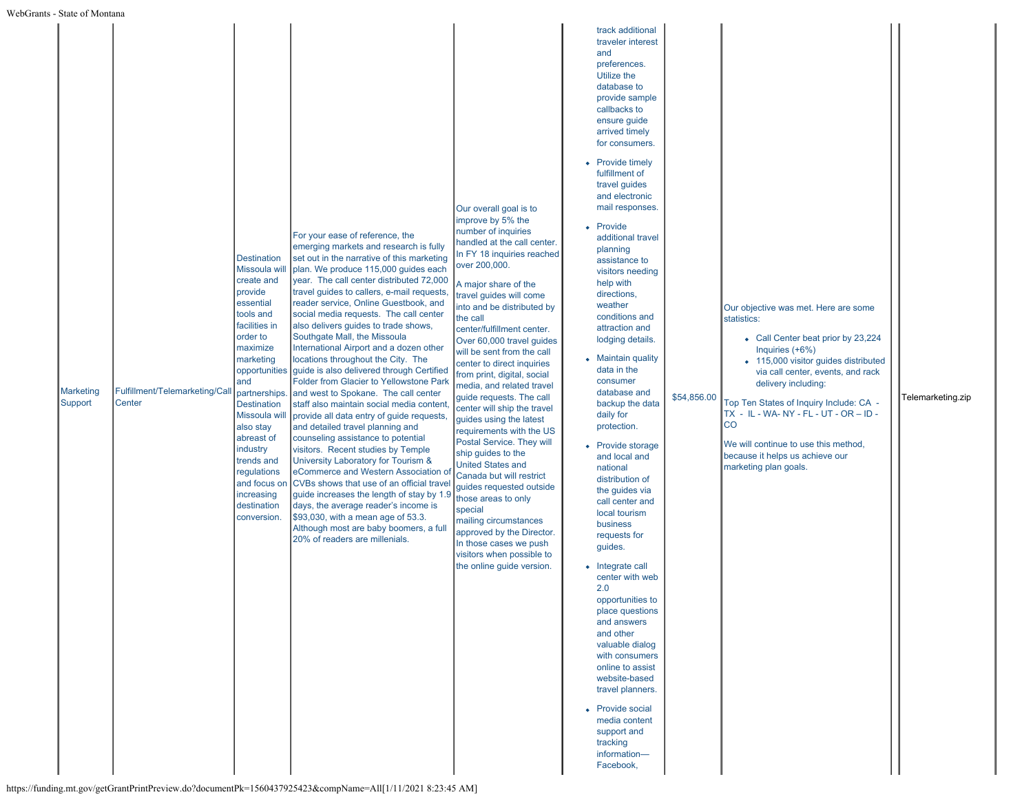| | | | | | | | | | |
|---|---|---|---|---|---|---|---|---|---|
| Marketing Support | Fulfillment/Telemarketing/Call Center | Destination Missoula will create and provide essential tools and facilities in order to maximize marketing opportunities and partnerships. Destination Missoula will also stay abreast of industry trends and regulations and focus on increasing destination conversion. | For your ease of reference, the emerging markets and research is fully set out in the narrative of this marketing plan. We produce 115,000 guides each year. The call center distributed 72,000 travel guides to callers, e-mail requests, reader service, Online Guestbook, and social media requests. The call center also delivers guides to trade shows, Southgate Mall, the Missoula International Airport and a dozen other locations throughout the City. The guide is also delivered through Certified Folder from Glacier to Yellowstone Park and west to Spokane. The call center staff also maintain social media content, provide all data entry of guide requests, and detailed travel planning and counseling assistance to potential visitors. Recent studies by Temple University Laboratory for Tourism & eCommerce and Western Association of CVBs shows that use of an official travel guide increases the length of stay by 1.9 days, the average reader's income is $93,030, with a mean age of 53.3. Although most are baby boomers, a full 20% of readers are millenials. | Our overall goal is to improve by 5% the number of inquiries handled at the call center. In FY 18 inquiries reached over 200,000.<br><br>A major share of the travel guides will come into and be distributed by the call center/fulfillment center. Over 60,000 travel guides will be sent from the call center to direct inquiries from print, digital, social media, and related travel guide requests. The call center will ship the travel guides using the latest requirements with the US Postal Service. They will ship guides to the United States and Canada but will restrict guides requested outside those areas to only special mailing circumstances approved by the Director. In those cases we push visitors when possible to the online guide version. | track additional traveler interest and preferences. Utilize the database to provide sample callbacks to ensure guide arrived timely for consumers.<br><br>• Provide timely fulfillment of travel guides and electronic mail responses.<br>• Provide additional travel planning assistance to visitors needing help with directions, weather conditions and attraction and lodging details.<br>• Maintain quality data in the consumer database and backup the data daily for protection.<br>• Provide storage and local and national distribution of the guides via call center and local tourism business requests for guides.<br>• Integrate call center with web 2.0 opportunities to place questions and answers and other valuable dialog with consumers online to assist website-based travel planners.<br>• Provide social media content support and tracking information—Facebook, | $54,856.00 | Our objective was met. Here are some statistics:<br><br>• Call Center beat prior by 23,224 Inquiries (+6%)<br>• 115,000 visitor guides distributed via call center, events, and rack delivery including:<br><br>Top Ten States of Inquiry Include: CA - TX - IL - WA- NY - FL - UT - OR – ID - CO<br><br>We will continue to use this method, because it helps us achieve our marketing plan goals. | | Telemarketing.zip |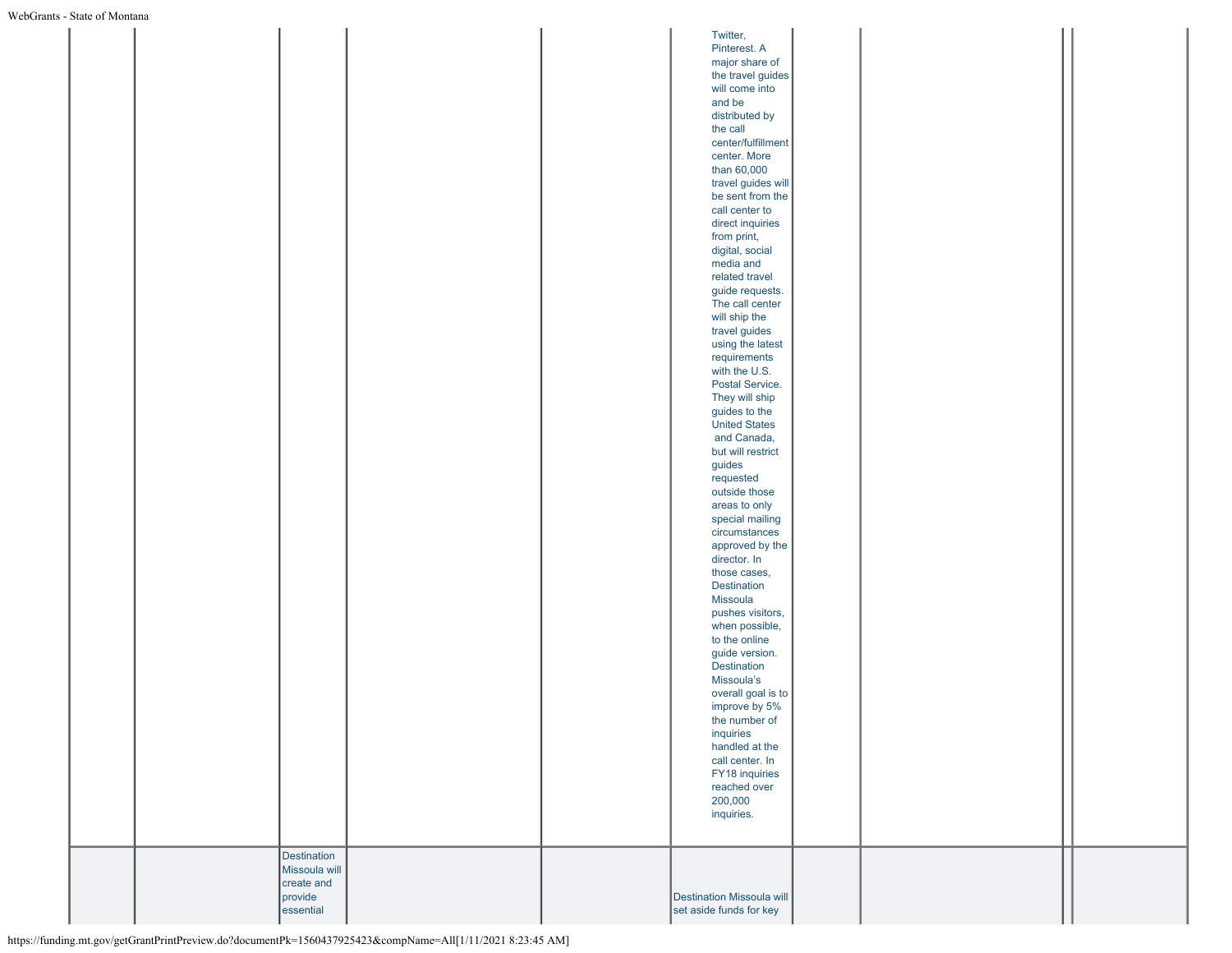| | | | | | | | | | |
|---|---|---|---|---|---|---|---|---|---|
| | | | | | Twitter, Pinterest. A major share of the travel guides will come into and be distributed by the call center/fulfillment center. More than 60,000 travel guides will be sent from the call center to direct inquiries from print, digital, social media and related travel guide requests. The call center will ship the travel guides using the latest requirements with the U.S. Postal Service. They will ship guides to the United States and Canada, but will restrict guides requested outside those areas to only special mailing circumstances approved by the director. In those cases, Destination Missoula pushes visitors, when possible, to the online guide version. Destination Missoula's overall goal is to improve by 5% the number of inquiries handled at the call center. In FY18 inquiries reached over 200,000 inquiries. | | | | |
| | | Destination Missoula will create and provide essential | | | Destination Missoula will set aside funds for key | | | | |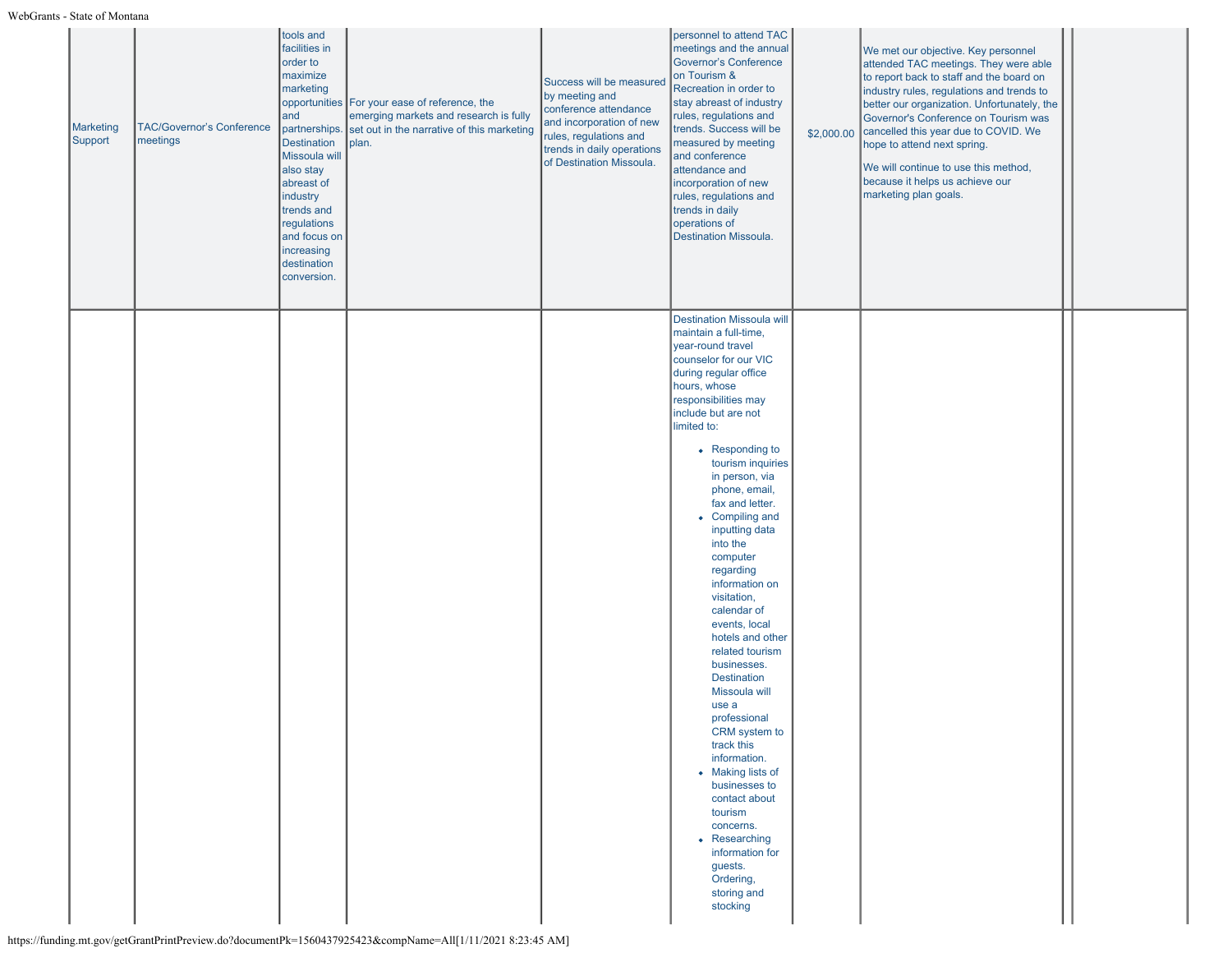| | | | | | | | | | |
|---|---|---|---|---|---|---|---|---|---|
| Marketing Support | TAC/Governor's Conference meetings | tools and facilities in order to maximize marketing opportunities and partnerships. Destination Missoula will also stay abreast of industry trends and regulations and focus on increasing destination conversion. | For your ease of reference, the emerging markets and research is fully set out in the narrative of this marketing plan. | Success will be measured by meeting and conference attendance and incorporation of new rules, regulations and trends in daily operations of Destination Missoula. | personnel to attend TAC meetings and the annual Governor's Conference on Tourism & Recreation in order to stay abreast of industry rules, regulations and trends. Success will be measured by meeting and conference attendance and incorporation of new rules, regulations and trends in daily operations of Destination Missoula. | $2,000.00 | We met our objective. Key personnel attended TAC meetings. They were able to report back to staff and the board on industry rules, regulations and trends to better our organization. Unfortunately, the Governor's Conference on Tourism was cancelled this year due to COVID. We hope to attend next spring.<br><br>We will continue to use this method, because it helps us achieve our marketing plan goals. | | |
| | | | | | Destination Missoula will maintain a full-time, year-round travel counselor for our VIC during regular office hours, whose responsibilities may include but are not limited to:<br><br>• Responding to tourism inquiries in person, via phone, email, fax and letter.<br>• Compiling and inputting data into the computer regarding information on visitation, calendar of events, local hotels and other related tourism businesses. Destination Missoula will use a professional CRM system to track this information.<br>• Making lists of businesses to contact about tourism concerns.<br>• Researching information for guests. Ordering, storing and stocking | | | | |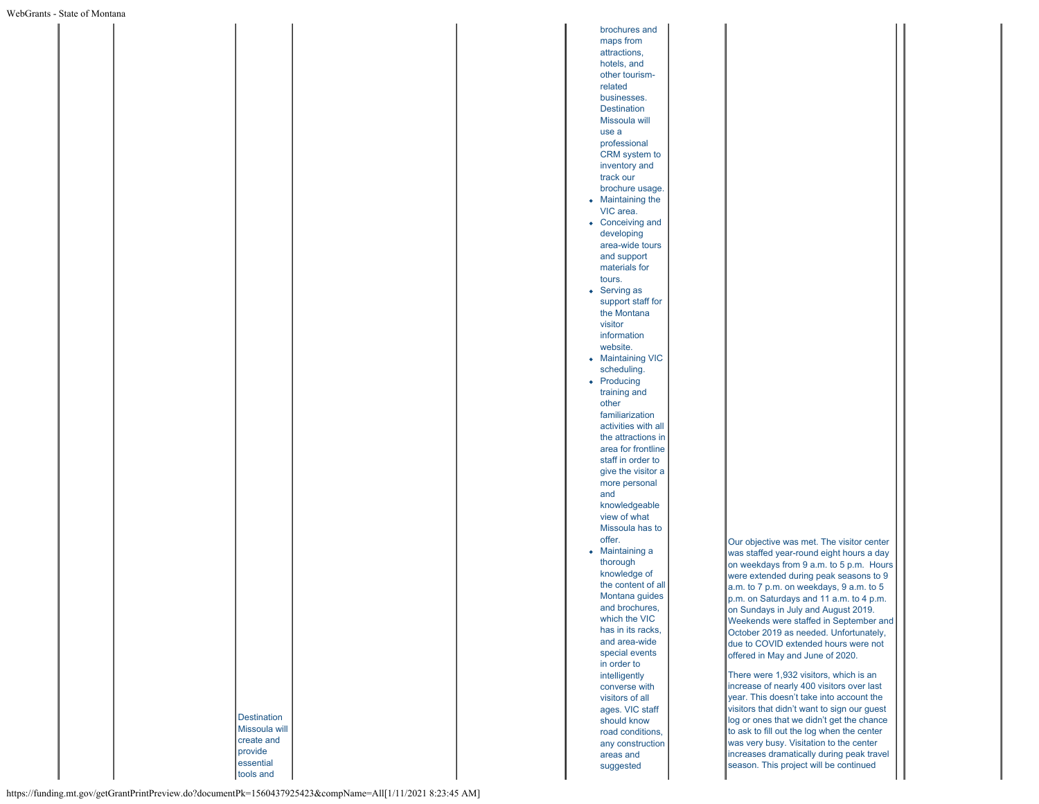| | | | | | | | | |
|---|---|---|---|---|---|---|---|---|
| | | Destination Missoula will create and provide essential tools and | | | brochures and maps from attractions, hotels, and other tourism-related businesses. Destination Missoula will use a professional CRM system to inventory and track our brochure usage.<br>• Maintaining the VIC area.<br>• Conceiving and developing area-wide tours and support materials for tours.<br>• Serving as support staff for the Montana visitor information website.<br>• Maintaining VIC scheduling.<br>• Producing training and other familiarization activities with all the attractions in area for frontline staff in order to give the visitor a more personal and knowledgeable view of what Missoula has to offer.<br>• Maintaining a thorough knowledge of the content of all Montana guides and brochures, which the VIC has in its racks, and area-wide special events in order to intelligently converse with visitors of all ages. VIC staff should know road conditions, any construction areas and suggested | | Our objective was met. The visitor center was staffed year-round eight hours a day on weekdays from 9 a.m. to 5 p.m. Hours were extended during peak seasons to 9 a.m. to 7 p.m. on weekdays, 9 a.m. to 5 p.m. on Saturdays and 11 a.m. to 4 p.m. on Sundays in July and August 2019. Weekends were staffed in September and October 2019 as needed. Unfortunately, due to COVID extended hours were not offered in May and June of 2020.<br><br>There were 1,932 visitors, which is an increase of nearly 400 visitors over last year. This doesn't take into account the visitors that didn't want to sign our guest log or ones that we didn't get the chance to ask to fill out the log when the center was very busy. Visitation to the center increases dramatically during peak travel season. This project will be continued | |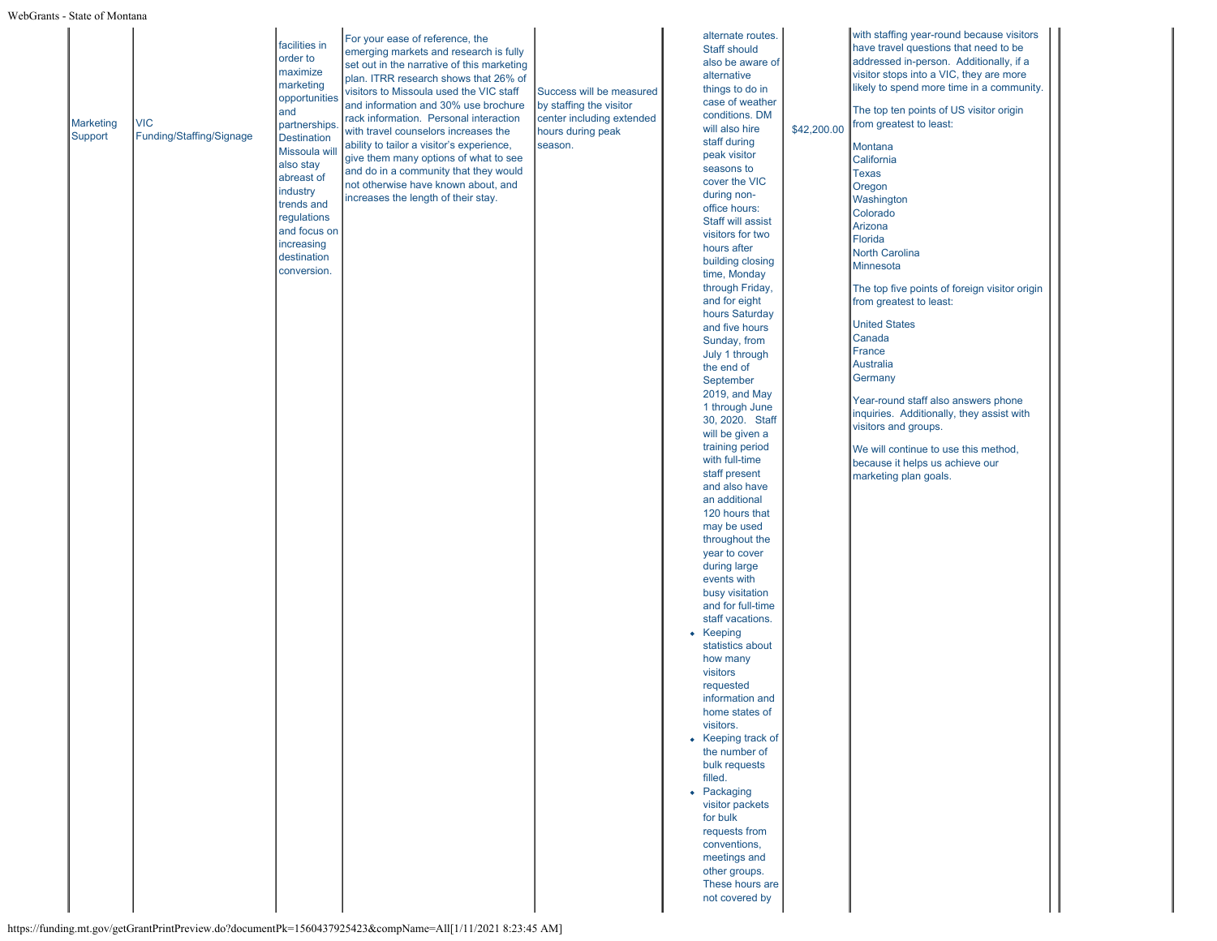| | | | | | | | | | |
|---|---|---|---|---|---|---|---|---|---|
| Marketing Support | VIC Funding/Staffing/Signage | facilities in order to maximize marketing opportunities and partnerships. Destination Missoula will also stay abreast of industry trends and regulations and focus on increasing destination conversion. | For your ease of reference, the emerging markets and research is fully set out in the narrative of this marketing plan. ITRR research shows that 26% of visitors to Missoula used the VIC staff and information and 30% use brochure rack information. Personal interaction with travel counselors increases the ability to tailor a visitor's experience, give them many options of what to see and do in a community that they would not otherwise have known about, and increases the length of their stay. | Success will be measured by staffing the visitor center including extended hours during peak season. | alternate routes. Staff should also be aware of alternative things to do in case of weather conditions. DM will also hire staff during peak visitor seasons to cover the VIC during non-office hours: Staff will assist visitors for two hours after building closing time, Monday through Friday, and for eight hours Saturday and five hours Sunday, from July 1 through the end of September 2019, and May 1 through June 30, 2020. Staff will be given a training period with full-time staff present and also have an additional 120 hours that may be used throughout the year to cover during large events with busy visitation and for full-time staff vacations.<br>• Keeping statistics about how many visitors requested information and home states of visitors.<br>• Keeping track of the number of bulk requests filled.<br>• Packaging visitor packets for bulk requests from conventions, meetings and other groups. These hours are not covered by | $42,200.00 | with staffing year-round because visitors have travel questions that need to be addressed in-person. Additionally, if a visitor stops into a VIC, they are more likely to spend more time in a community.<br><br>The top ten points of US visitor origin from greatest to least:<br><br>Montana<br>California<br>Texas<br>Oregon<br>Washington<br>Colorado<br>Arizona<br>Florida<br>North Carolina<br>Minnesota<br><br>The top five points of foreign visitor origin from greatest to least:<br><br>United States<br>Canada<br>France<br>Australia<br>Germany<br><br>Year-round staff also answers phone inquiries. Additionally, they assist with visitors and groups.<br><br>We will continue to use this method, because it helps us achieve our marketing plan goals. | | |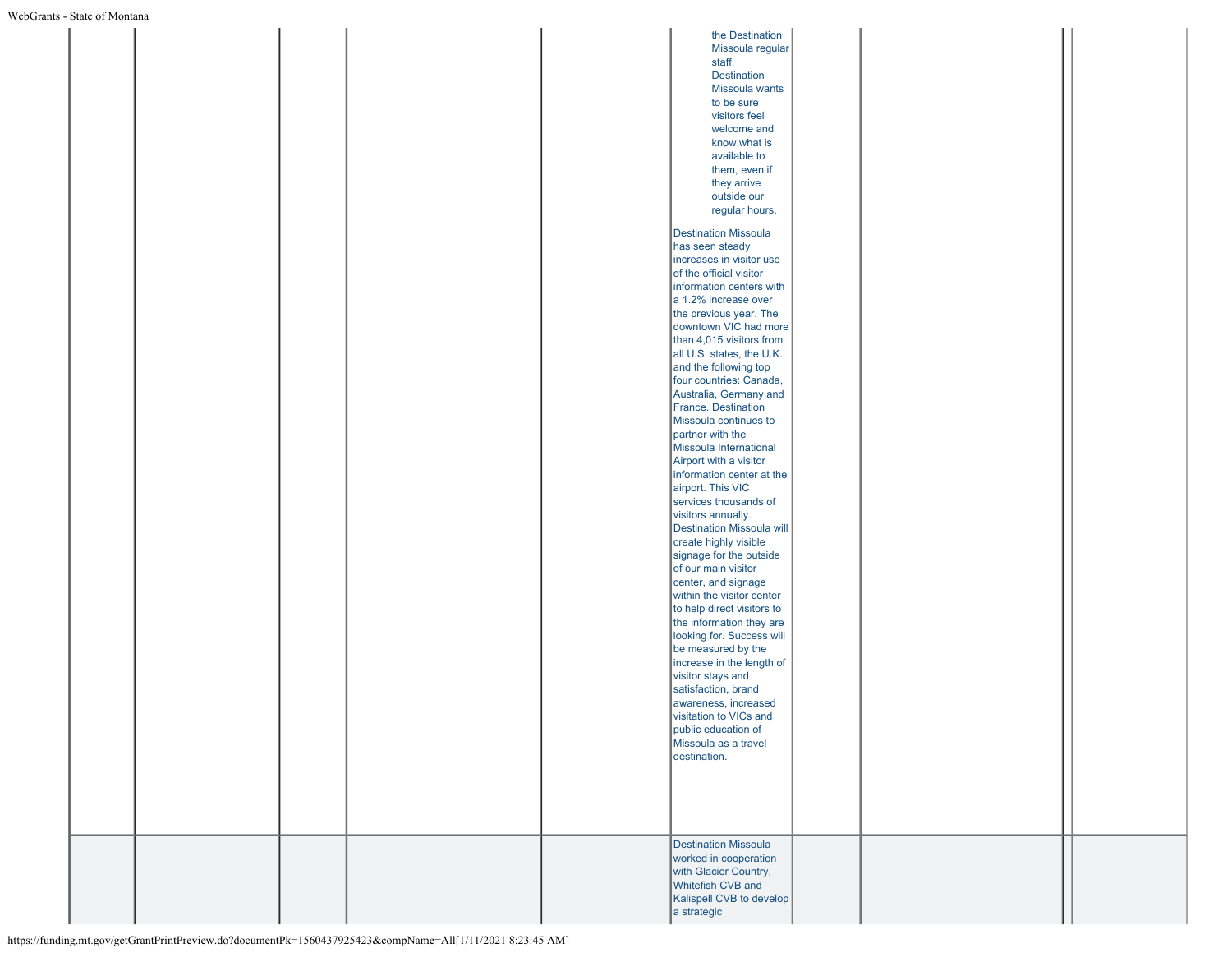| | | | | | | | | |
|---|---|---|---|---|---|---|---|---|
| | | | | | the Destination Missoula regular staff. Destination Missoula wants to be sure visitors feel welcome and know what is available to them, even if they arrive outside our regular hours.<br><br>Destination Missoula has seen steady increases in visitor use of the official visitor information centers with a 1.2% increase over the previous year. The downtown VIC had more than 4,015 visitors from all U.S. states, the U.K. and the following top four countries: Canada, Australia, Germany and France. Destination Missoula continues to partner with the Missoula International Airport with a visitor information center at the airport. This VIC services thousands of visitors annually. Destination Missoula will create highly visible signage for the outside of our main visitor center, and signage within the visitor center to help direct visitors to the information they are looking for. Success will be measured by the increase in the length of visitor stays and satisfaction, brand awareness, increased visitation to VICs and public education of Missoula as a travel destination. | | | |
| | | | | | Destination Missoula worked in cooperation with Glacier Country, Whitefish CVB and Kalispell CVB to develop a strategic | | | |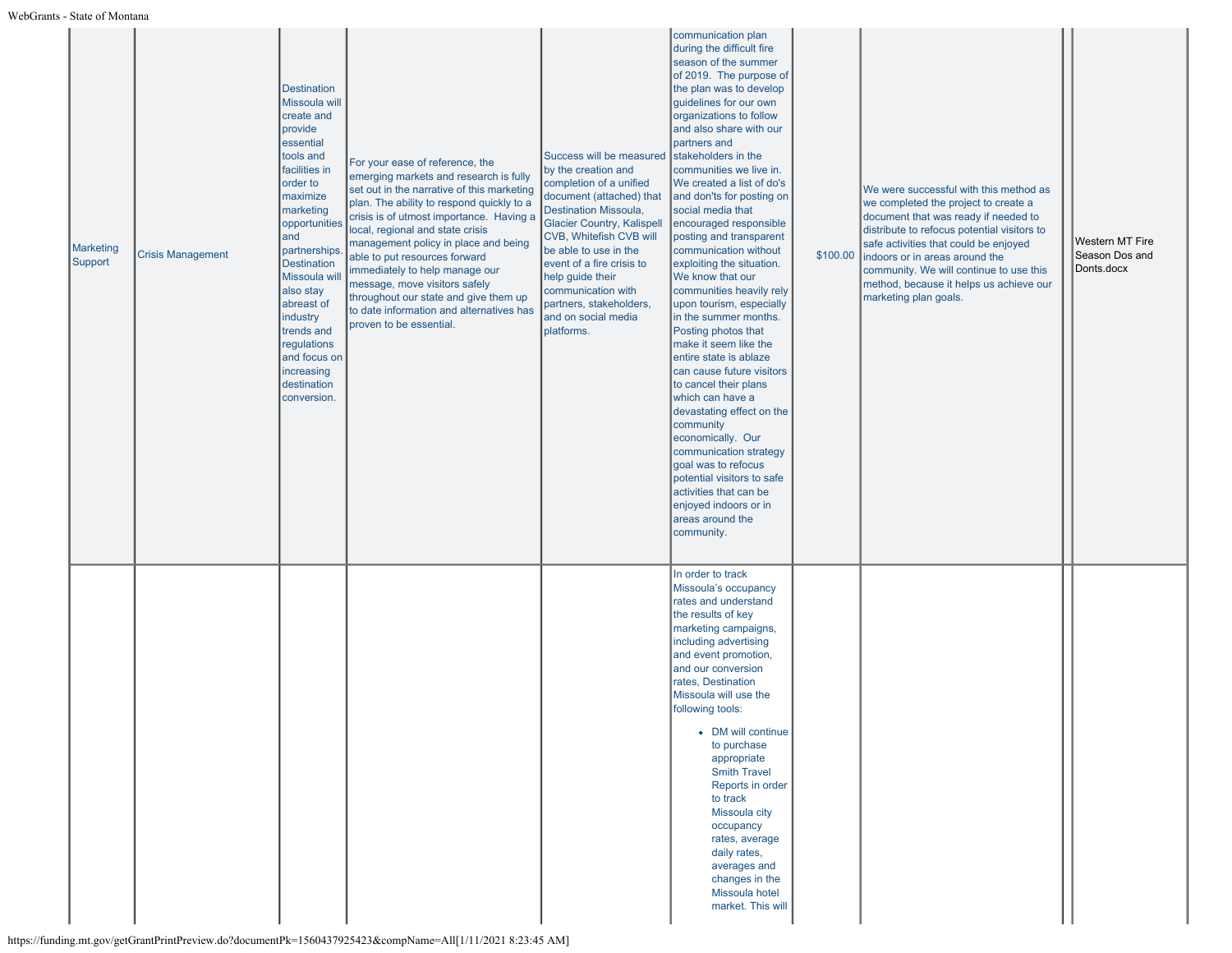| Marketing Support | Crisis Management | Destination Missoula will create and provide essential tools and facilities in order to maximize marketing opportunities and partnerships. Destination Missoula will also stay abreast of industry trends and regulations and focus on increasing destination conversion. | For your ease of reference, the emerging markets and research is fully set out in the narrative of this marketing plan. The ability to respond quickly to a crisis is of utmost importance. Having a local, regional and state crisis management policy in place and being able to put resources forward immediately to help manage our message, move visitors safely throughout our state and give them up to date information and alternatives has proven to be essential. | Success will be measured by the creation and completion of a unified document (attached) that Destination Missoula, Glacier Country, Kalispell CVB, Whitefish CVB will be able to use in the event of a fire crisis to help guide their communication with partners, stakeholders, and on social media platforms. | communication plan during the difficult fire season of the summer of 2019. The purpose of the plan was to develop guidelines for our own organizations to follow and also share with our partners and stakeholders in the communities we live in. We created a list of do's and don'ts for posting on social media that encouraged responsible posting and transparent communication without exploiting the situation. We know that our communities heavily rely upon tourism, especially in the summer months. Posting photos that make it seem like the entire state is ablaze can cause future visitors to cancel their plans which can have a devastating effect on the community economically. Our communication strategy goal was to refocus potential visitors to safe activities that can be enjoyed indoors or in areas around the community. | $100.00 | We were successful with this method as we completed the project to create a document that was ready if needed to distribute to refocus potential visitors to safe activities that could be enjoyed indoors or in areas around the community. We will continue to use this method, because it helps us achieve our marketing plan goals. | | Western MT Fire Season Dos and Donts.docx |
|---|---|---|---|---|---|---|---|---|---|
| | | | | | In order to track Missoula's occupancy rates and understand the results of key marketing campaigns, including advertising and event promotion, and our conversion rates, Destination Missoula will use the following tools:<br><br>• DM will continue to purchase appropriate Smith Travel Reports in order to track Missoula city occupancy rates, average daily rates, averages and changes in the Missoula hotel market. This will | | | | |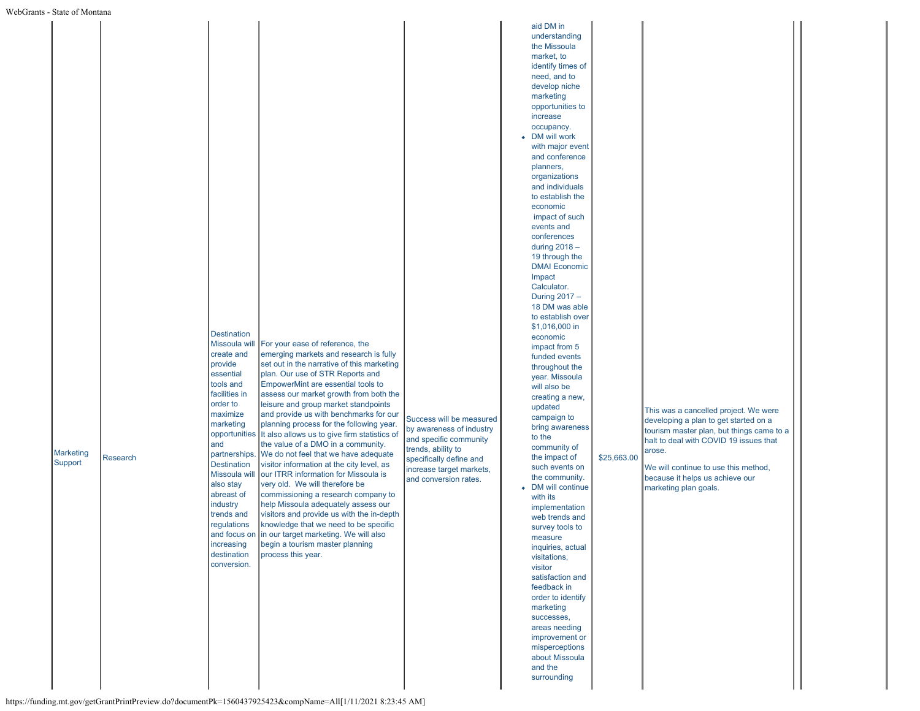| | | | | | | | | | |
|---|---|---|---|---|---|---|---|---|---|
| Marketing Support | Research | Destination Missoula will create and provide essential tools and facilities in order to maximize marketing opportunities and partnerships. Destination Missoula will also stay abreast of industry trends and regulations and focus on increasing destination conversion. | For your ease of reference, the emerging markets and research is fully set out in the narrative of this marketing plan. Our use of STR Reports and EmpowerMint are essential tools to assess our market growth from both the leisure and group market standpoints and provide us with benchmarks for our planning process for the following year. It also allows us to give firm statistics of the value of a DMO in a community. We do not feel that we have adequate visitor information at the city level, as our ITRR information for Missoula is very old. We will therefore be commissioning a research company to help Missoula adequately assess our visitors and provide us with the in-depth knowledge that we need to be specific in our target marketing. We will also begin a tourism master planning process this year. | Success will be measured by awareness of industry and specific community trends, ability to specifically define and increase target markets, and conversion rates. | aid DM in understanding the Missoula market, to identify times of need, and to develop niche marketing opportunities to increase occupancy.<br>• DM will work with major event and conference planners, organizations and individuals to establish the economic impact of such events and conferences during 2018 – 19 through the DMAI Economic Impact Calculator. During 2017 – 18 DM was able to establish over $1,016,000 in economic impact from 5 funded events throughout the year. Missoula will also be creating a new, updated campaign to bring awareness to the community of the impact of such events on the community.<br>• DM will continue with its implementation web trends and survey tools to measure inquiries, actual visitations, visitor satisfaction and feedback in order to identify marketing successes, areas needing improvement or misperceptions about Missoula and the surrounding | $25,663.00 | This was a cancelled project. We were developing a plan to get started on a tourism master plan, but things came to a halt to deal with COVID 19 issues that arose.<br><br>We will continue to use this method, because it helps us achieve our marketing plan goals. | | |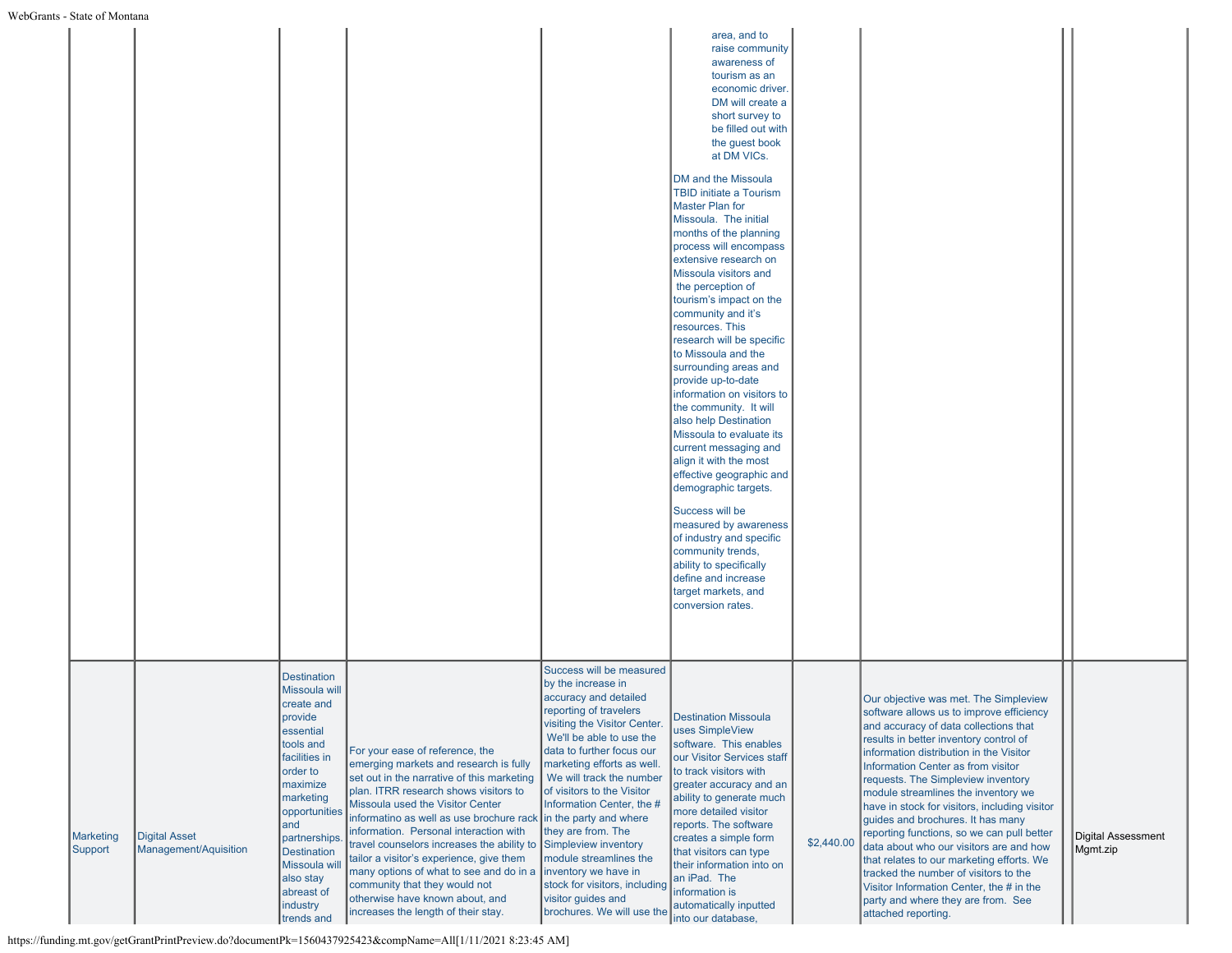| | | | | | | | | | |
|---|---|---|---|---|---|---|---|---|---|
| | | | | | area, and to raise community awareness of tourism as an economic driver. DM will create a short survey to be filled out with the guest book at DM VICs.<br><br>DM and the Missoula TBID initiate a Tourism Master Plan for Missoula. The initial months of the planning process will encompass extensive research on Missoula visitors and the perception of tourism's impact on the community and it's resources. This research will be specific to Missoula and the surrounding areas and provide up-to-date information on visitors to the community. It will also help Destination Missoula to evaluate its current messaging and align it with the most effective geographic and demographic targets.<br><br>Success will be measured by awareness of industry and specific community trends, ability to specifically define and increase target markets, and conversion rates. | | | | |
| Marketing Support | Digital Asset Management/Aquisition | Destination Missoula will create and provide essential tools and facilities in order to maximize marketing opportunities and partnerships. Destination Missoula will also stay abreast of industry trends and | For your ease of reference, the emerging markets and research is fully set out in the narrative of this marketing plan. ITRR research shows visitors to Missoula used the Visitor Center informatino as well as use brochure rack information. Personal interaction with travel counselors increases the ability to tailor a visitor's experience, give them many options of what to see and do in a community that they would not otherwise have known about, and increases the length of their stay. | Success will be measured by the increase in accuracy and detailed reporting of travelers visiting the Visitor Center. We'll be able to use the data to further focus our marketing efforts as well. We will track the number of visitors to the Visitor Information Center, the # in the party and where they are from. The Simpleview inventory module streamlines the inventory we have in stock for visitors, including visitor guides and brochures. We will use the | Destination Missoula uses SimpleView software. This enables our Visitor Services staff to track visitors with greater accuracy and an ability to generate much more detailed visitor reports. The software creates a simple form that visitors can type their information into on an iPad. The information is automatically inputted into our database, | $2,440.00 | Our objective was met. The Simpleview software allows us to improve efficiency and accuracy of data collections that results in better inventory control of information distribution in the Visitor Information Center as from visitor requests. The Simpleview inventory module streamlines the inventory we have in stock for visitors, including visitor guides and brochures. It has many reporting functions, so we can pull better data about who our visitors are and how that relates to our marketing efforts. We tracked the number of visitors to the Visitor Information Center, the # in the party and where they are from. See attached reporting. | | Digital Assessment Mgmt.zip |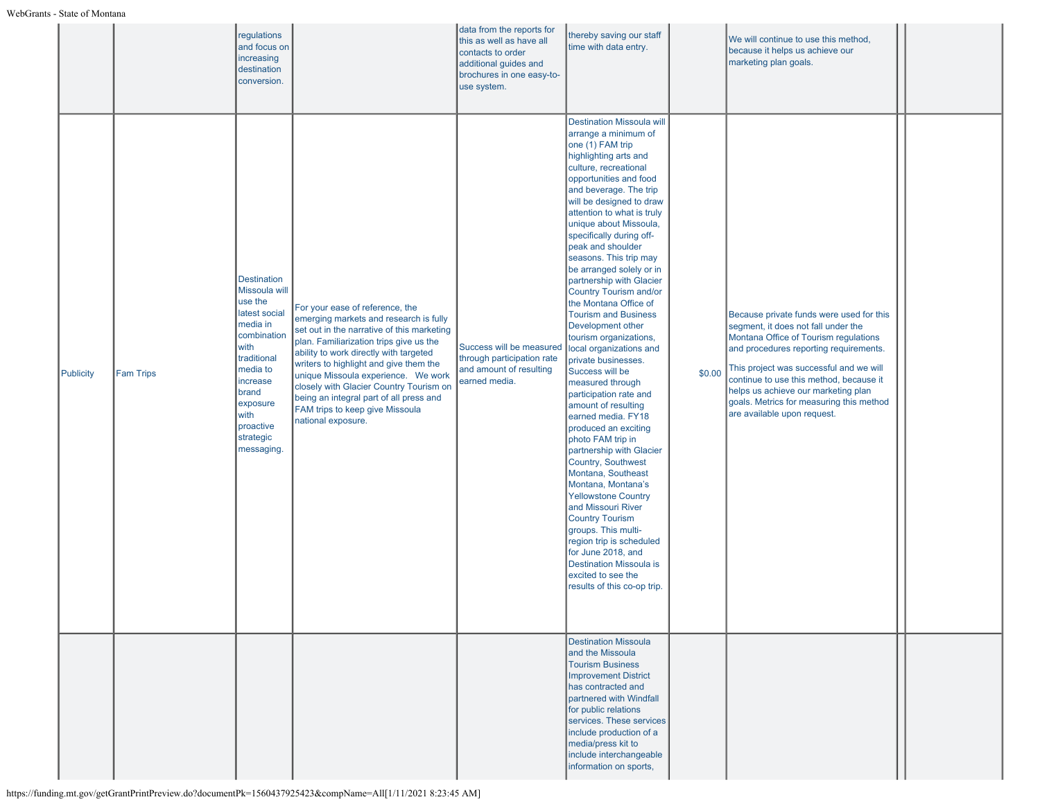| | | | | | | | | | |
|---|---|---|---|---|---|---|---|---|---|
| | | regulations and focus on increasing destination conversion. | | data from the reports for this as well as have all contacts to order additional guides and brochures in one easy-to-use system. | thereby saving our staff time with data entry. | | We will continue to use this method, because it helps us achieve our marketing plan goals. | | |
| Publicity | Fam Trips | Destination Missoula will use the latest social media in combination with traditional media to increase brand exposure with proactive strategic messaging. | For your ease of reference, the emerging markets and research is fully set out in the narrative of this marketing plan. Familiarization trips give us the ability to work directly with targeted writers to highlight and give them the unique Missoula experience. We work closely with Glacier Country Tourism on being an integral part of all press and FAM trips to keep give Missoula national exposure. | Success will be measured through participation rate and amount of resulting earned media. | Destination Missoula will arrange a minimum of one (1) FAM trip highlighting arts and culture, recreational opportunities and food and beverage. The trip will be designed to draw attention to what is truly unique about Missoula, specifically during off-peak and shoulder seasons. This trip may be arranged solely or in partnership with Glacier Country Tourism and/or the Montana Office of Tourism and Business Development other tourism organizations, local organizations and private businesses. Success will be measured through participation rate and amount of resulting earned media. FY18 produced an exciting photo FAM trip in partnership with Glacier Country, Southwest Montana, Southeast Montana, Montana's Yellowstone Country and Missouri River Country Tourism groups. This multi-region trip is scheduled for June 2018, and Destination Missoula is excited to see the results of this co-op trip. | $0.00 | Because private funds were used for this segment, it does not fall under the Montana Office of Tourism regulations and procedures reporting requirements.<br><br>This project was successful and we will continue to use this method, because it helps us achieve our marketing plan goals. Metrics for measuring this method are available upon request. | | |
| | | | | | Destination Missoula and the Missoula Tourism Business Improvement District has contracted and partnered with Windfall for public relations services. These services include production of a media/press kit to include interchangeable information on sports, | | | | |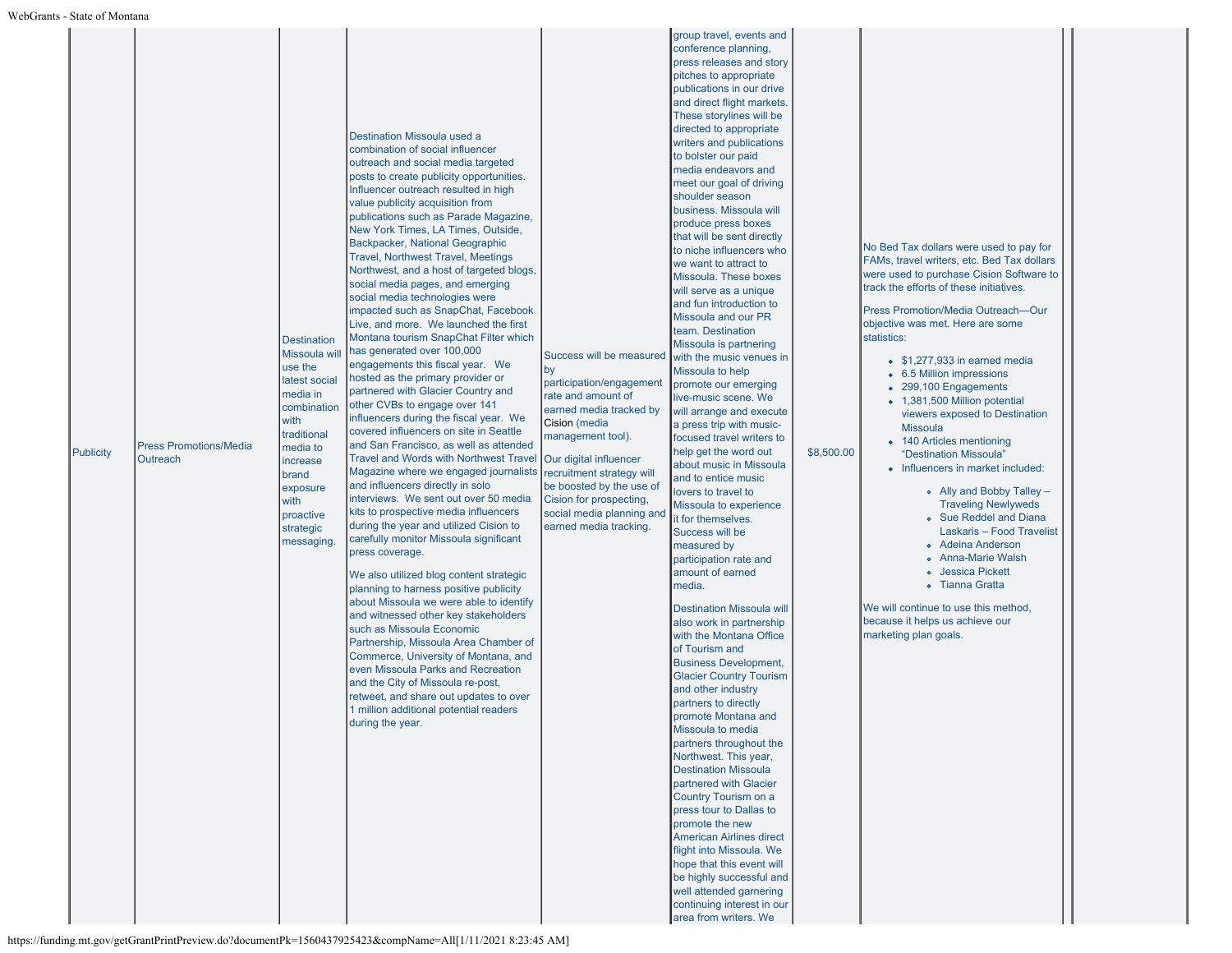| | | | | | | | | | |
|---|---|---|---|---|---|---|---|---|---|
| Publicity | Press Promotions/Media Outreach | Destination Missoula will use the latest social media in combination with traditional media to increase brand exposure with proactive strategic messaging. | Destination Missoula used a combination of social influencer outreach and social media targeted posts to create publicity opportunities. Influencer outreach resulted in high value publicity acquisition from publications such as Parade Magazine, New York Times, LA Times, Outside, Backpacker, National Geographic Travel, Northwest Travel, Meetings Northwest, and a host of targeted blogs, social media pages, and emerging social media technologies were impacted such as SnapChat, Facebook Live, and more. We launched the first Montana tourism SnapChat Filter which has generated over 100,000 engagements this fiscal year. We hosted as the primary provider or partnered with Glacier Country and other CVBs to engage over 141 influencers during the fiscal year. We covered influencers on site in Seattle and San Francisco, as well as attended Travel and Words with Northwest Travel Magazine where we engaged journalists and influencers directly in solo interviews. We sent out over 50 media kits to prospective media influencers during the year and utilized Cision to carefully monitor Missoula significant press coverage.<br><br>We also utilized blog content strategic planning to harness positive publicity about Missoula we were able to identify and witnessed other key stakeholders such as Missoula Economic Partnership, Missoula Area Chamber of Commerce, University of Montana, and even Missoula Parks and Recreation and the City of Missoula re-post, retweet, and share out updates to over 1 million additional potential readers during the year. | Success will be measured by participation/engagement rate and amount of earned media tracked by Cision (media management tool).<br><br>Our digital influencer recruitment strategy will be boosted by the use of Cision for prospecting, social media planning and earned media tracking. | group travel, events and conference planning, press releases and story pitches to appropriate publications in our drive and direct flight markets. These storylines will be directed to appropriate writers and publications to bolster our paid media endeavors and meet our goal of driving shoulder season business. Missoula will produce press boxes that will be sent directly to niche influencers who we want to attract to Missoula. These boxes will serve as a unique and fun introduction to Missoula and our PR team. Destination Missoula is partnering with the music venues in Missoula to help promote our emerging live-music scene. We will arrange and execute a press trip with music-focused travel writers to help get the word out about music in Missoula and to entice music lovers to travel to Missoula to experience it for themselves. Success will be measured by participation rate and amount of earned media.<br><br>Destination Missoula will also work in partnership with the Montana Office of Tourism and Business Development, Glacier Country Tourism and other industry partners to directly promote Montana and Missoula to media partners throughout the Northwest. This year, Destination Missoula partnered with Glacier Country Tourism on a press tour to Dallas to promote the new American Airlines direct flight into Missoula. We hope that this event will be highly successful and well attended garnering continuing interest in our area from writers. We | $8,500.00 | No Bed Tax dollars were used to pay for FAMs, travel writers, etc. Bed Tax dollars were used to purchase Cision Software to track the efforts of these initiatives.<br><br>Press Promotion/Media Outreach—Our objective was met. Here are some statistics:<br><br>• $1,277,933 in earned media<br>• 6.5 Million impressions<br>• 299,100 Engagements<br>• 1,381,500 Million potential viewers exposed to Destination Missoula<br>• 140 Articles mentioning "Destination Missoula"<br>• Influencers in market included:<br>  ◦ Ally and Bobby Talley – Traveling Newlyweds<br>  ◦ Sue Reddel and Diana Laskaris – Food Travelist<br>  ◦ Adeina Anderson<br>  ◦ Anna-Marie Walsh<br>  ◦ Jessica Pickett<br>  ◦ Tianna Gratta<br><br>We will continue to use this method, because it helps us achieve our marketing plan goals. | | |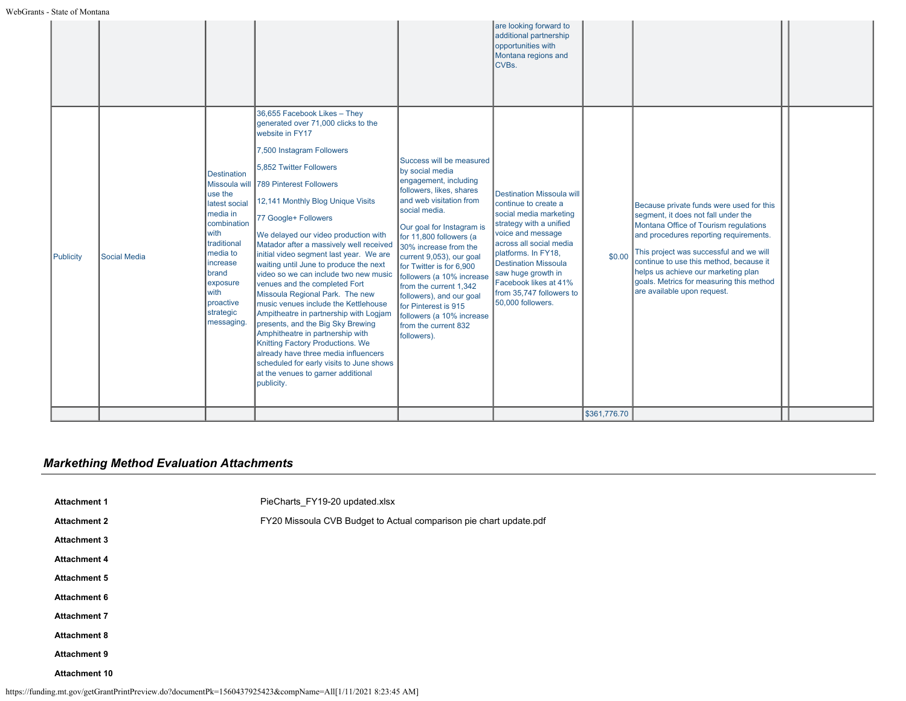| | | | | | | | | | |
|---|---|---|---|---|---|---|---|---|---|
| | | | | | are looking forward to additional partnership opportunities with Montana regions and CVBs. | | | | |
| Publicity | Social Media | Destination Missoula will use the latest social media in combination with traditional media to increase brand exposure with proactive strategic messaging. | 36,655 Facebook Likes – They generated over 71,000 clicks to the website in FY17<br><br>7,500 Instagram Followers<br><br>5,852 Twitter Followers<br><br>789 Pinterest Followers<br><br>12,141 Monthly Blog Unique Visits<br><br>77 Google+ Followers<br><br>We delayed our video production with Matador after a massively well received initial video segment last year. We are waiting until June to produce the next video so we can include two new music venues and the completed Fort Missoula Regional Park. The new music venues include the Kettlehouse Ampitheatre in partnership with Logjam presents, and the Big Sky Brewing Amphitheatre in partnership with Knitting Factory Productions. We already have three media influencers scheduled for early visits to June shows at the venues to garner additional publicity. | Success will be measured by social media engagement, including followers, likes, shares and web visitation from social media.<br><br>Our goal for Instagram is for 11,800 followers (a 30% increase from the current 9,053), our goal for Twitter is for 6,900 followers (a 10% increase from the current 1,342 followers), and our goal for Pinterest is 915 followers (a 10% increase from the current 832 followers). | Destination Missoula will continue to create a social media marketing strategy with a unified voice and message across all social media platforms. In FY18, Destination Missoula saw huge growth in Facebook likes at 41% from 35,747 followers to 50,000 followers. | $0.00 | Because private funds were used for this segment, it does not fall under the Montana Office of Tourism regulations and procedures reporting requirements.<br><br>This project was successful and we will continue to use this method, because it helps us achieve our marketing plan goals. Metrics for measuring this method are available upon request. | | |
| | | | | | | $361,776.70 | | | |

### *Markething Method Evaluation Attachments*

| | |
|---|---|
| **Attachment 1** | PieCharts_FY19-20 updated.xlsx |
| **Attachment 2** | FY20 Missoula CVB Budget to Actual comparison pie chart update.pdf |
| **Attachment 3** | |
| **Attachment 4** | |
| **Attachment 5** | |
| **Attachment 6** | |
| **Attachment 7** | |
| **Attachment 8** | |
| **Attachment 9** | |
| **Attachment 10** | |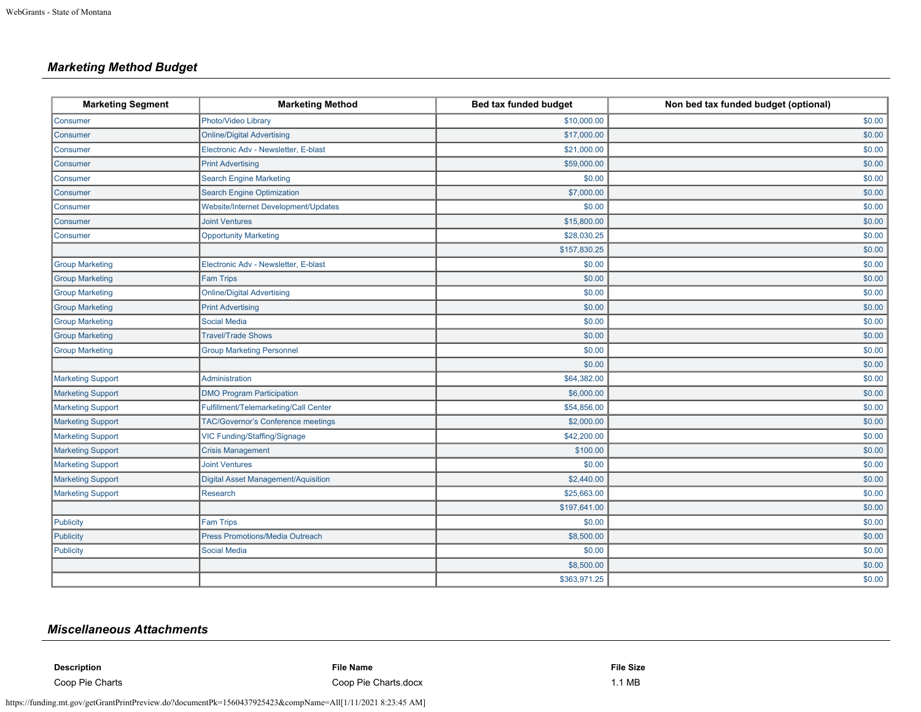## *Marketing Method Budget*

| Marketing Segment | Marketing Method | Bed tax funded budget | Non bed tax funded budget (optional) |
|---|---|---|---|
| Consumer | Photo/Video Library | $10,000.00 | $0.00 |
| Consumer | Online/Digital Advertising | $17,000.00 | $0.00 |
| Consumer | Electronic Adv - Newsletter, E-blast | $21,000.00 | $0.00 |
| Consumer | Print Advertising | $59,000.00 | $0.00 |
| Consumer | Search Engine Marketing | $0.00 | $0.00 |
| Consumer | Search Engine Optimization | $7,000.00 | $0.00 |
| Consumer | Website/Internet Development/Updates | $0.00 | $0.00 |
| Consumer | Joint Ventures | $15,800.00 | $0.00 |
| Consumer | Opportunity Marketing | $28,030.25 | $0.00 |
| | | $157,830.25 | $0.00 |
| Group Marketing | Electronic Adv - Newsletter, E-blast | $0.00 | $0.00 |
| Group Marketing | Fam Trips | $0.00 | $0.00 |
| Group Marketing | Online/Digital Advertising | $0.00 | $0.00 |
| Group Marketing | Print Advertising | $0.00 | $0.00 |
| Group Marketing | Social Media | $0.00 | $0.00 |
| Group Marketing | Travel/Trade Shows | $0.00 | $0.00 |
| Group Marketing | Group Marketing Personnel | $0.00 | $0.00 |
| | | $0.00 | $0.00 |
| Marketing Support | Administration | $64,382.00 | $0.00 |
| Marketing Support | DMO Program Participation | $6,000.00 | $0.00 |
| Marketing Support | Fulfillment/Telemarketing/Call Center | $54,856.00 | $0.00 |
| Marketing Support | TAC/Governor's Conference meetings | $2,000.00 | $0.00 |
| Marketing Support | VIC Funding/Staffing/Signage | $42,200.00 | $0.00 |
| Marketing Support | Crisis Management | $100.00 | $0.00 |
| Marketing Support | Joint Ventures | $0.00 | $0.00 |
| Marketing Support | Digital Asset Management/Aquisition | $2,440.00 | $0.00 |
| Marketing Support | Research | $25,663.00 | $0.00 |
| | | $197,641.00 | $0.00 |
| Publicity | Fam Trips | $0.00 | $0.00 |
| Publicity | Press Promotions/Media Outreach | $8,500.00 | $0.00 |
| Publicity | Social Media | $0.00 | $0.00 |
| | | $8,500.00 | $0.00 |
| | | $363,971.25 | $0.00 |

## *Miscellaneous Attachments*

| Description | File Name | File Size |
|---|---|---|
| Coop Pie Charts | Coop Pie Charts.docx | 1.1 MB |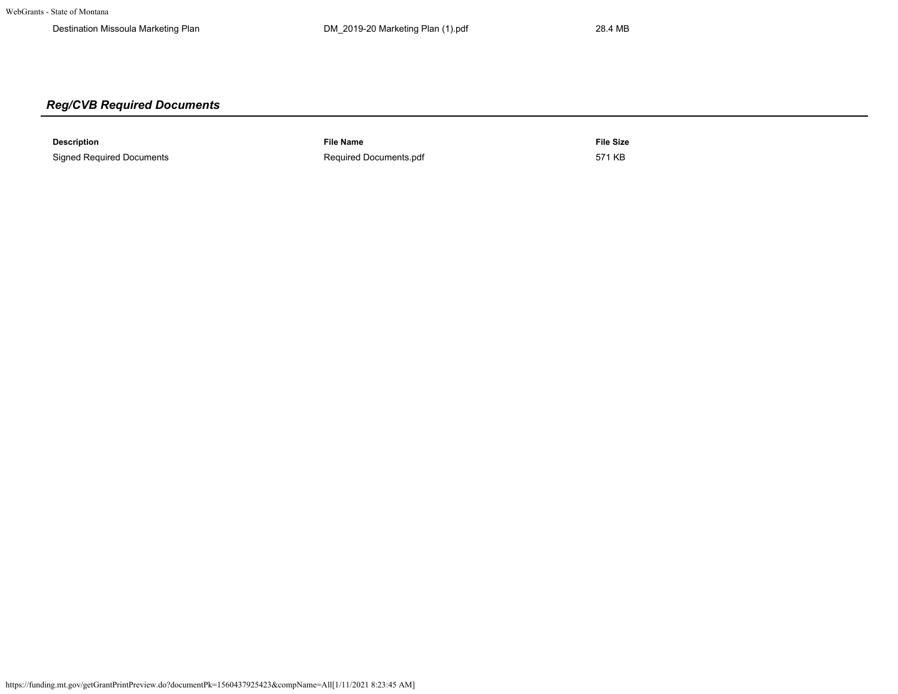| | | |
|---|---|---|
| Destination Missoula Marketing Plan | DM_2019-20 Marketing Plan (1).pdf | 28.4 MB |

### *Reg/CVB Required Documents*

| Description | File Name | File Size |
|---|---|---|
| Signed Required Documents | Required Documents.pdf | 571 KB |